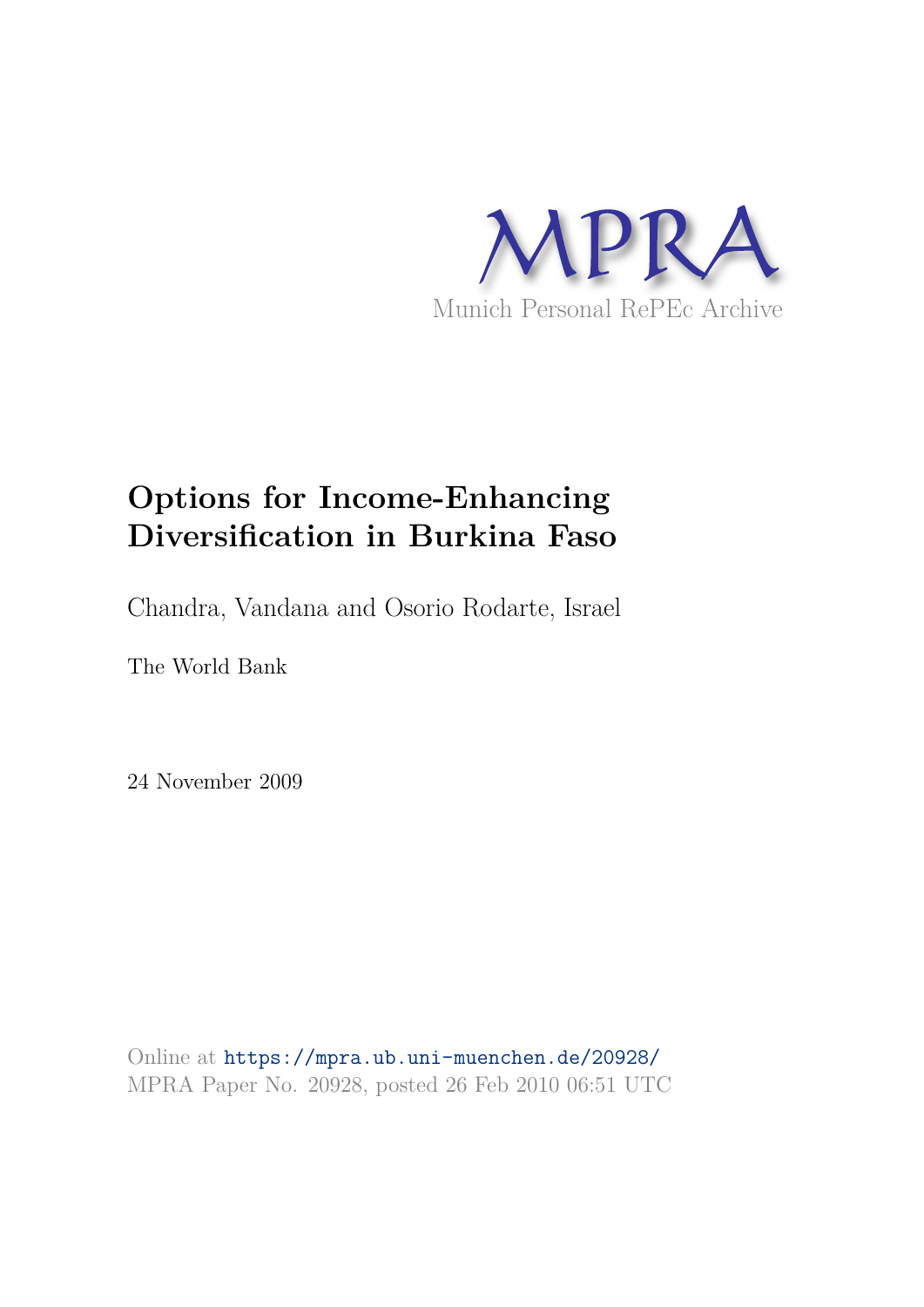MPRA

Munich Personal RePEc Archive

# Options for Income-Enhancing Diversification in Burkina Faso

Chandra, Vandana and Osorio Rodarte, Israel

The World Bank

24 November 2009

Online at https://mpra.ub.uni-muenchen.de/20928/
MPRA Paper No. 20928, posted 26 Feb 2010 06:51 UTC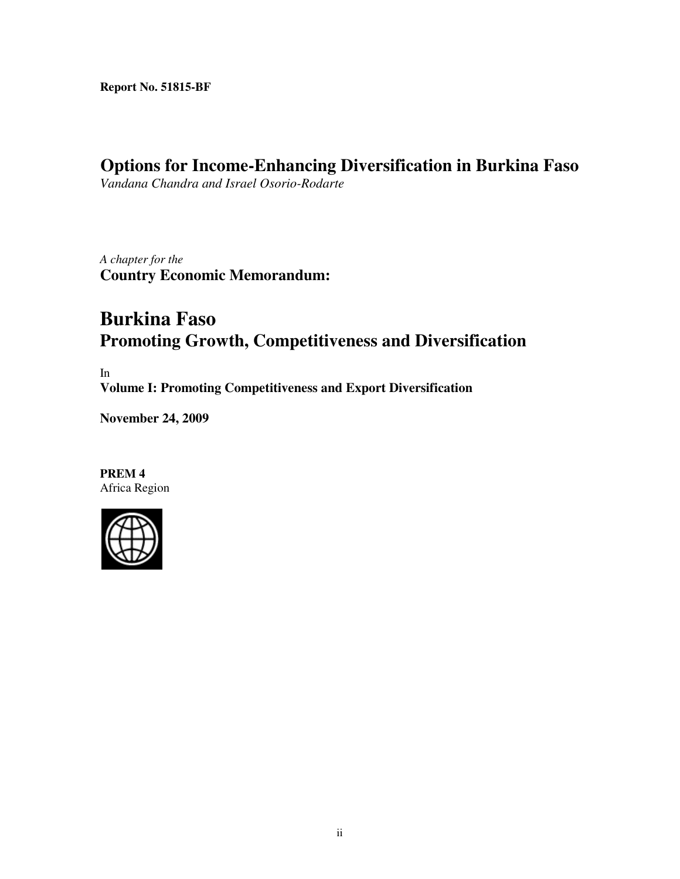**Report No. 51815-BF**

# Options for Income-Enhancing Diversification in Burkina Faso

*Vandana Chandra and Israel Osorio-Rodarte*

*A chapter for the*

**Country Economic Memorandum:**

# Burkina Faso

## Promoting Growth, Competitiveness and Diversification

In

**Volume I: Promoting Competitiveness and Export Diversification**

**November 24, 2009**

**PREM 4**

Africa Region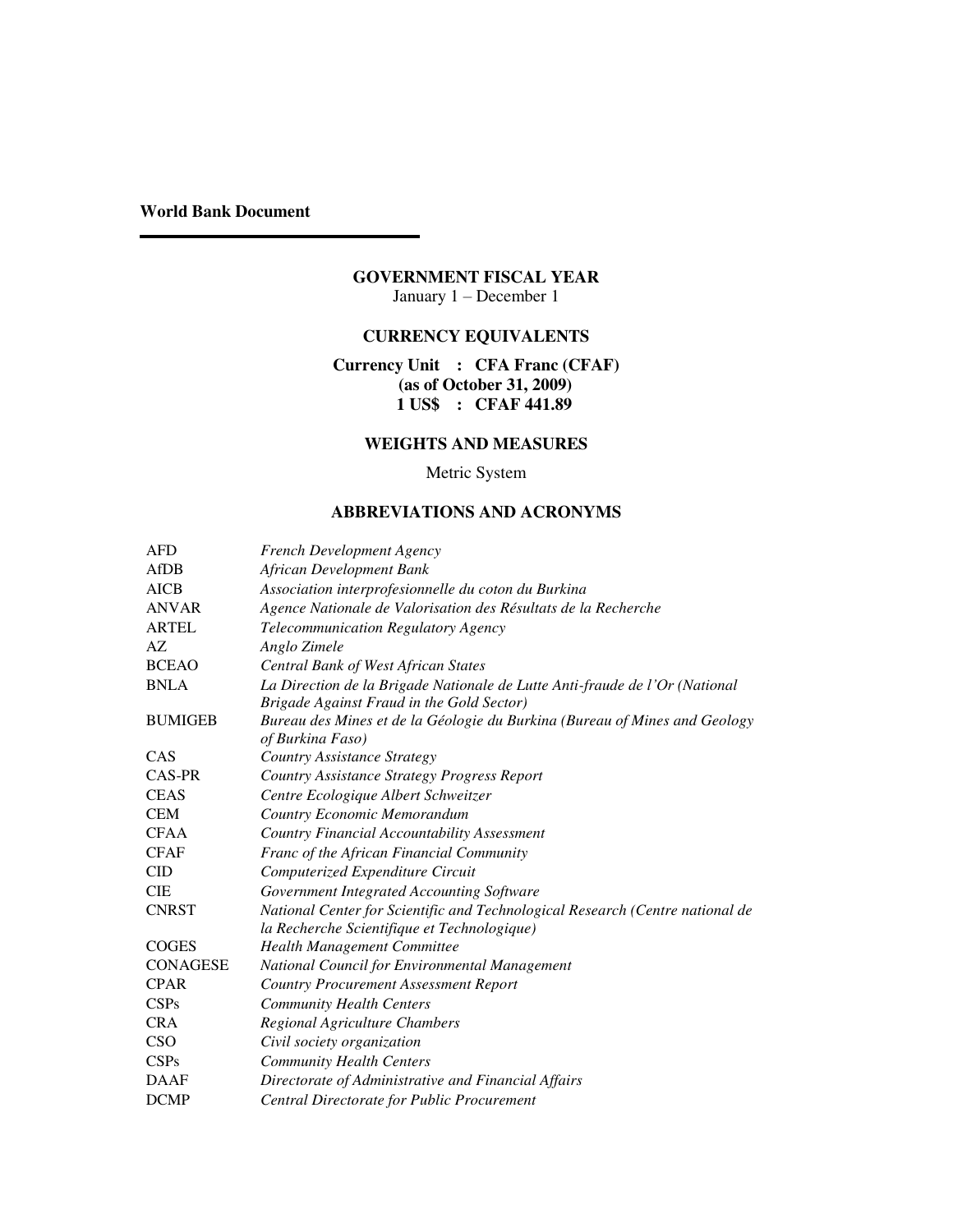**World Bank Document**

---

**GOVERNMENT FISCAL YEAR**
January 1 – December 1

**CURRENCY EQUIVALENTS**

**Currency Unit : CFA Franc (CFAF)**
**(as of October 31, 2009)**
**1 US$ : CFAF 441.89**

**WEIGHTS AND MEASURES**

Metric System

**ABBREVIATIONS AND ACRONYMS**

| | |
|---|---|
| AFD | *French Development Agency* |
| AfDB | *African Development Bank* |
| AICB | *Association interprofesionnelle du coton du Burkina* |
| ANVAR | *Agence Nationale de Valorisation des Résultats de la Recherche* |
| ARTEL | *Telecommunication Regulatory Agency* |
| AZ | *Anglo Zimele* |
| BCEAO | *Central Bank of West African States* |
| BNLA | *La Direction de la Brigade Nationale de Lutte Anti-fraude de l'Or (National Brigade Against Fraud in the Gold Sector)* |
| BUMIGEB | *Bureau des Mines et de la Géologie du Burkina (Bureau of Mines and Geology of Burkina Faso)* |
| CAS | *Country Assistance Strategy* |
| CAS-PR | *Country Assistance Strategy Progress Report* |
| CEAS | *Centre Ecologique Albert Schweitzer* |
| CEM | *Country Economic Memorandum* |
| CFAA | *Country Financial Accountability Assessment* |
| CFAF | *Franc of the African Financial Community* |
| CID | *Computerized Expenditure Circuit* |
| CIE | *Government Integrated Accounting Software* |
| CNRST | *National Center for Scientific and Technological Research (Centre national de la Recherche Scientifique et Technologique)* |
| COGES | *Health Management Committee* |
| CONAGESE | *National Council for Environmental Management* |
| CPAR | *Country Procurement Assessment Report* |
| CSPs | *Community Health Centers* |
| CRA | *Regional Agriculture Chambers* |
| CSO | *Civil society organization* |
| CSPs | *Community Health Centers* |
| DAAF | *Directorate of Administrative and Financial Affairs* |
| DCMP | *Central Directorate for Public Procurement* |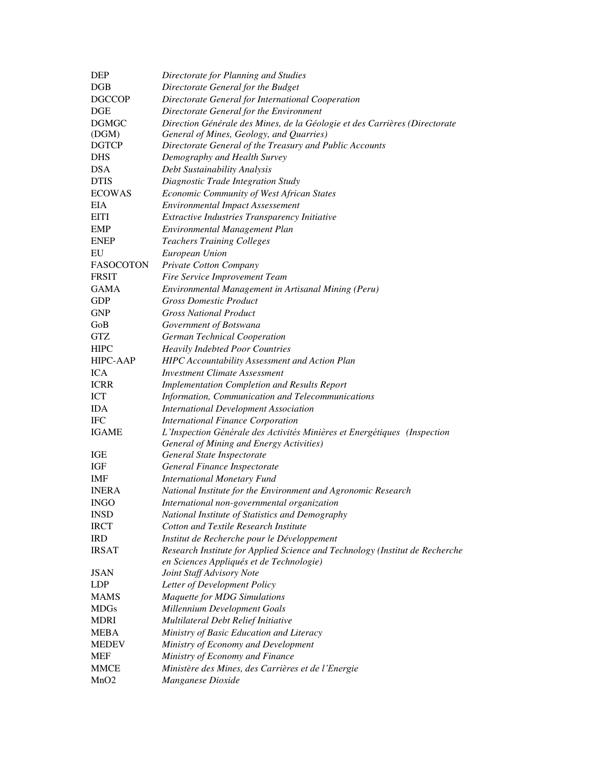| | |
|---|---|
| DEP | *Directorate for Planning and Studies* |
| DGB | *Directorate General for the Budget* |
| DGCCOP | *Directorate General for International Cooperation* |
| DGE | *Directorate General for the Environment* |
| DGMGC (DGM) | *Direction Générale des Mines, de la Géologie et des Carrières (Directorate General of Mines, Geology, and Quarries)* |
| DGTCP | *Directorate General of the Treasury and Public Accounts* |
| DHS | *Demography and Health Survey* |
| DSA | *Debt Sustainability Analysis* |
| DTIS | *Diagnostic Trade Integration Study* |
| ECOWAS | *Economic Community of West African States* |
| EIA | *Environmental Impact Assessement* |
| EITI | *Extractive Industries Transparency Initiative* |
| EMP | *Environmental Management Plan* |
| ENEP | *Teachers Training Colleges* |
| EU | *European Union* |
| FASOCOTON | *Private Cotton Company* |
| FRSIT | *Fire Service Improvement Team* |
| GAMA | *Environmental Management in Artisanal Mining (Peru)* |
| GDP | *Gross Domestic Product* |
| GNP | *Gross National Product* |
| GoB | *Government of Botswana* |
| GTZ | *German Technical Cooperation* |
| HIPC | *Heavily Indebted Poor Countries* |
| HIPC-AAP | *HIPC Accountability Assessment and Action Plan* |
| ICA | *Investment Climate Assessment* |
| ICRR | *Implementation Completion and Results Report* |
| ICT | *Information, Communication and Telecommunications* |
| IDA | *International Development Association* |
| IFC | *International Finance Corporation* |
| IGAME | *L'Inspection Générale des Activités Minières et Energétiques (Inspection General of Mining and Energy Activities)* |
| IGE | *General State Inspectorate* |
| IGF | *General Finance Inspectorate* |
| IMF | *International Monetary Fund* |
| INERA | *National Institute for the Environment and Agronomic Research* |
| INGO | *International non-governmental organization* |
| INSD | *National Institute of Statistics and Demography* |
| IRCT | *Cotton and Textile Research Institute* |
| IRD | *Institut de Recherche pour le Développement* |
| IRSAT | *Research Institute for Applied Science and Technology (Institut de Recherche en Sciences Appliqués et de Technologie)* |
| JSAN | *Joint Staff Advisory Note* |
| LDP | *Letter of Development Policy* |
| MAMS | *Maquette for MDG Simulations* |
| MDGs | *Millennium Development Goals* |
| MDRI | *Multilateral Debt Relief Initiative* |
| MEBA | *Ministry of Basic Education and Literacy* |
| MEDEV | *Ministry of Economy and Development* |
| MEF | *Ministry of Economy and Finance* |
| MMCE | *Ministère des Mines, des Carrières et de l'Energie* |
| $MnO_2$ | *Manganese Dioxide* |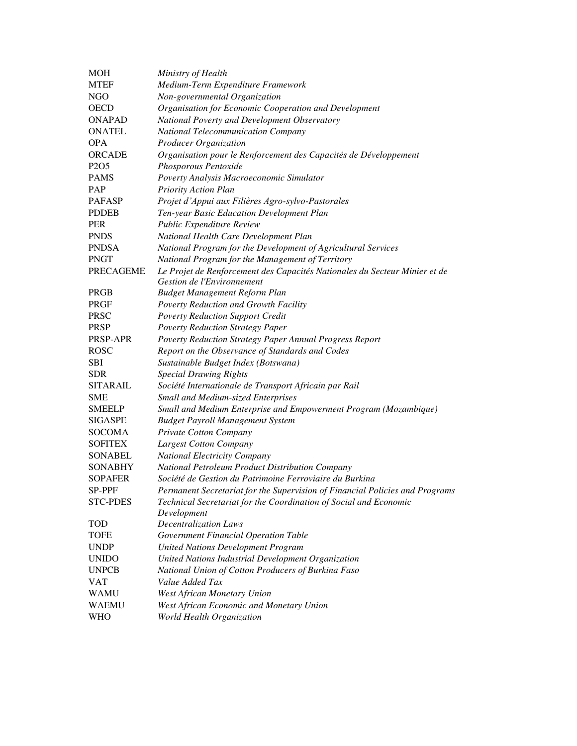| | |
|---|---|
| MOH | *Ministry of Health* |
| MTEF | *Medium-Term Expenditure Framework* |
| NGO | *Non-governmental Organization* |
| OECD | *Organisation for Economic Cooperation and Development* |
| ONAPAD | *National Poverty and Development Observatory* |
| ONATEL | *National Telecommunication Company* |
| OPA | *Producer Organization* |
| ORCADE | *Organisation pour le Renforcement des Capacités de Développement* |
| P2O5 | *Phosporous Pentoxide* |
| PAMS | *Poverty Analysis Macroeconomic Simulator* |
| PAP | *Priority Action Plan* |
| PAFASP | *Projet d'Appui aux Filières Agro-sylvo-Pastorales* |
| PDDEB | *Ten-year Basic Education Development Plan* |
| PER | *Public Expenditure Review* |
| PNDS | *National Health Care Development Plan* |
| PNDSA | *National Program for the Development of Agricultural Services* |
| PNGT | *National Program for the Management of Territory* |
| PRECAGEME | *Le Projet de Renforcement des Capacités Nationales du Secteur Minier et de Gestion de l'Environnement* |
| PRGB | *Budget Management Reform Plan* |
| PRGF | *Poverty Reduction and Growth Facility* |
| PRSC | *Poverty Reduction Support Credit* |
| PRSP | *Poverty Reduction Strategy Paper* |
| PRSP-APR | *Poverty Reduction Strategy Paper Annual Progress Report* |
| ROSC | *Report on the Observance of Standards and Codes* |
| SBI | *Sustainable Budget Index (Botswana)* |
| SDR | *Special Drawing Rights* |
| SITARAIL | *Société Internationale de Transport Africain par Rail* |
| SME | *Small and Medium-sized Enterprises* |
| SMEELP | *Small and Medium Enterprise and Empowerment Program (Mozambique)* |
| SIGASPE | *Budget Payroll Management System* |
| SOCOMA | *Private Cotton Company* |
| SOFITEX | *Largest Cotton Company* |
| SONABEL | *National Electricity Company* |
| SONABHY | *National Petroleum Product Distribution Company* |
| SOPAFER | *Société de Gestion du Patrimoine Ferroviaire du Burkina* |
| SP-PPF | *Permanent Secretariat for the Supervision of Financial Policies and Programs* |
| STC-PDES | *Technical Secretariat for the Coordination of Social and Economic Development* |
| TOD | *Decentralization Laws* |
| TOFE | *Government Financial Operation Table* |
| UNDP | *United Nations Development Program* |
| UNIDO | *United Nations Industrial Development Organization* |
| UNPCB | *National Union of Cotton Producers of Burkina Faso* |
| VAT | *Value Added Tax* |
| WAMU | *West African Monetary Union* |
| WAEMU | *West African Economic and Monetary Union* |
| WHO | *World Health Organization* |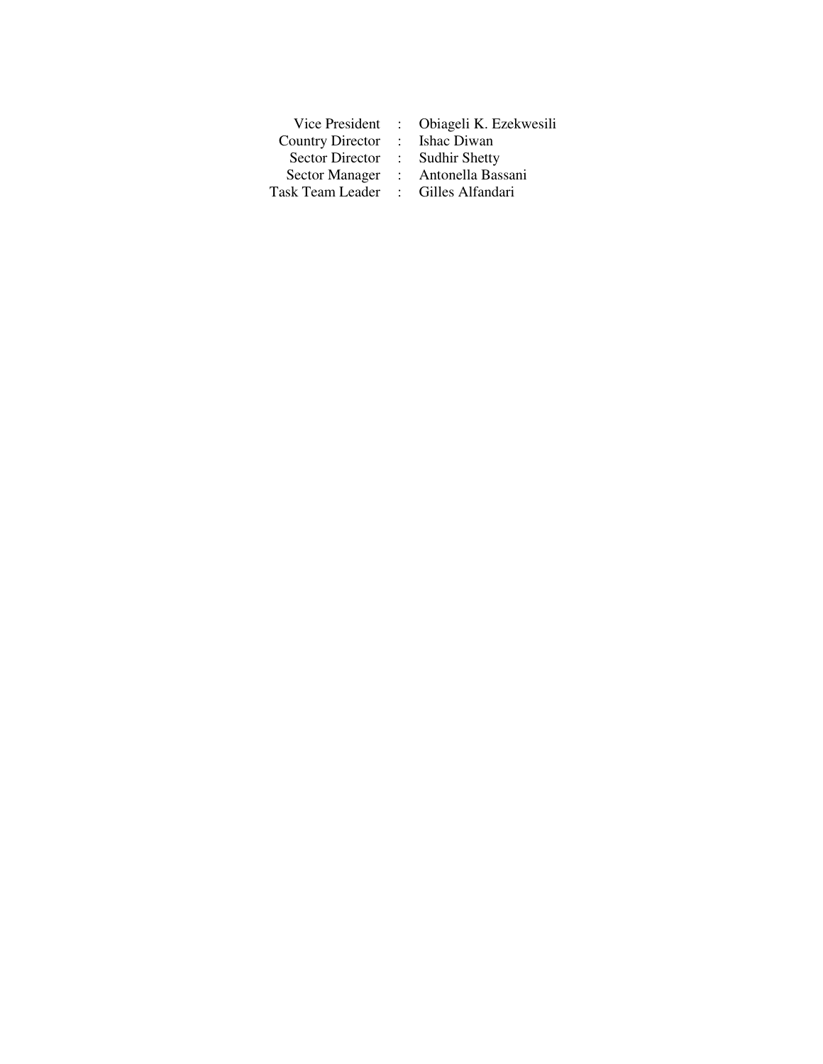| | | |
|---|---|---|
| Vice President | : | Obiageli K. Ezekwesili |
| Country Director | : | Ishac Diwan |
| Sector Director | : | Sudhir Shetty |
| Sector Manager | : | Antonella Bassani |
| Task Team Leader | : | Gilles Alfandari |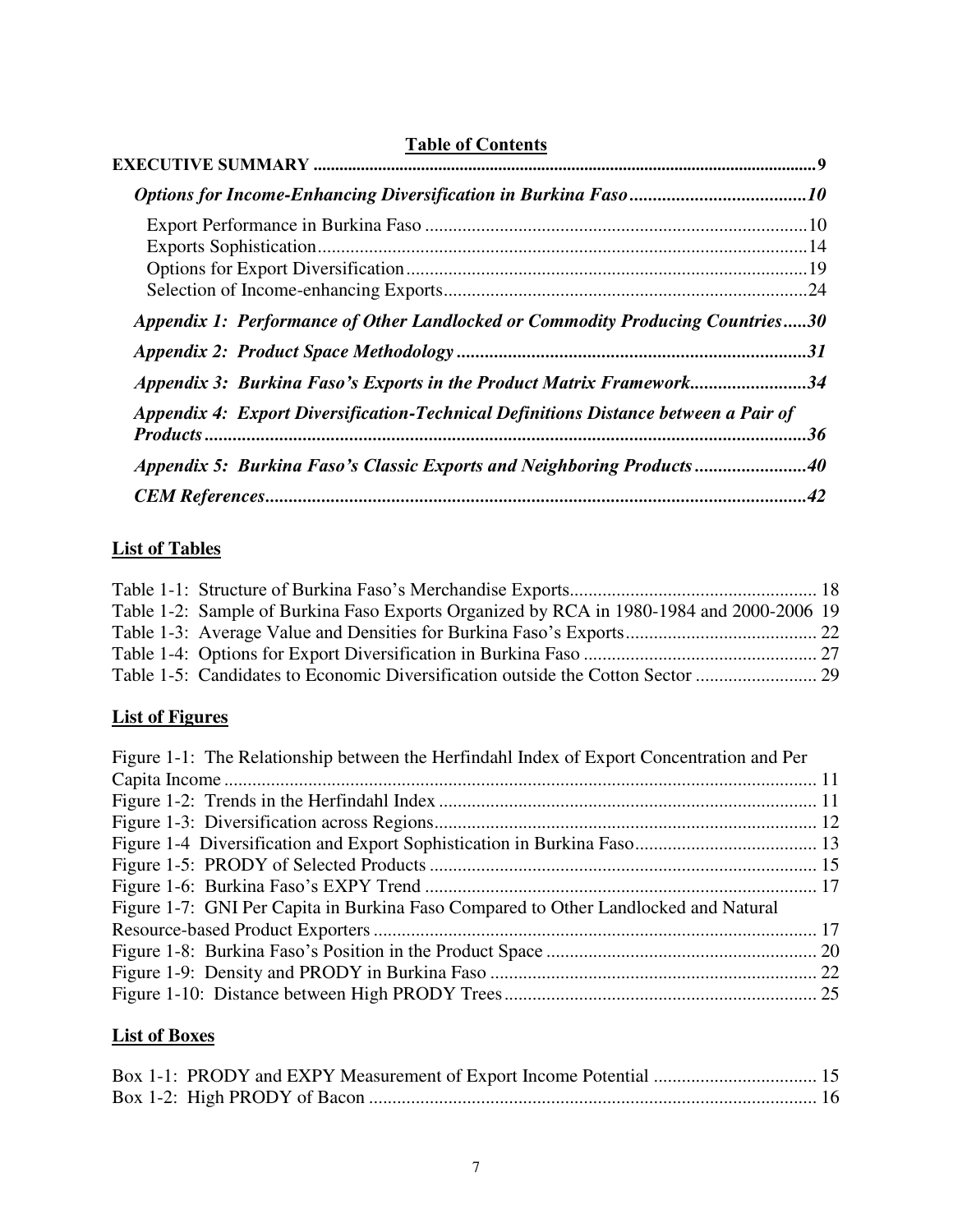## Table of Contents

**EXECUTIVE SUMMARY .................................................................................................................. 9**

***Options for Income-Enhancing Diversification in Burkina Faso ......................................10***

Export Performance in Burkina Faso ..................................................................................10
Exports Sophistication.........................................................................................................14
Options for Export Diversification......................................................................................19
Selection of Income-enhancing Exports..............................................................................24

***Appendix 1: Performance of Other Landlocked or Commodity Producing Countries.....30***

***Appendix 2: Product Space Methodology ...........................................................................31***

***Appendix 3: Burkina Faso's Exports in the Product Matrix Framework.........................34***

***Appendix 4: Export Diversification-Technical Definitions Distance between a Pair of Products.................................................................................................................................36***

***Appendix 5: Burkina Faso's Classic Exports and Neighboring Products........................40***

***CEM References...................................................................................................................42***

## List of Tables

Table 1-1: Structure of Burkina Faso's Merchandise Exports..................................................... 18
Table 1-2: Sample of Burkina Faso Exports Organized by RCA in 1980-1984 and 2000-2006 19
Table 1-3: Average Value and Densities for Burkina Faso's Exports......................................... 22
Table 1-4: Options for Export Diversification in Burkina Faso .................................................. 27
Table 1-5: Candidates to Economic Diversification outside the Cotton Sector .......................... 29

## List of Figures

Figure 1-1: The Relationship between the Herfindahl Index of Export Concentration and Per Capita Income .............................................................................................................................. 11
Figure 1-2: Trends in the Herfindahl Index ................................................................................. 11
Figure 1-3: Diversification across Regions.................................................................................. 12
Figure 1-4 Diversification and Export Sophistication in Burkina Faso....................................... 13
Figure 1-5: PRODY of Selected Products ................................................................................... 15
Figure 1-6: Burkina Faso's EXPY Trend .................................................................................... 17
Figure 1-7: GNI Per Capita in Burkina Faso Compared to Other Landlocked and Natural Resource-based Product Exporters ............................................................................................... 17
Figure 1-8: Burkina Faso's Position in the Product Space .......................................................... 20
Figure 1-9: Density and PRODY in Burkina Faso ...................................................................... 22
Figure 1-10: Distance between High PRODY Trees................................................................... 25

## List of Boxes

Box 1-1: PRODY and EXPY Measurement of Export Income Potential ................................... 15
Box 1-2: High PRODY of Bacon ................................................................................................ 16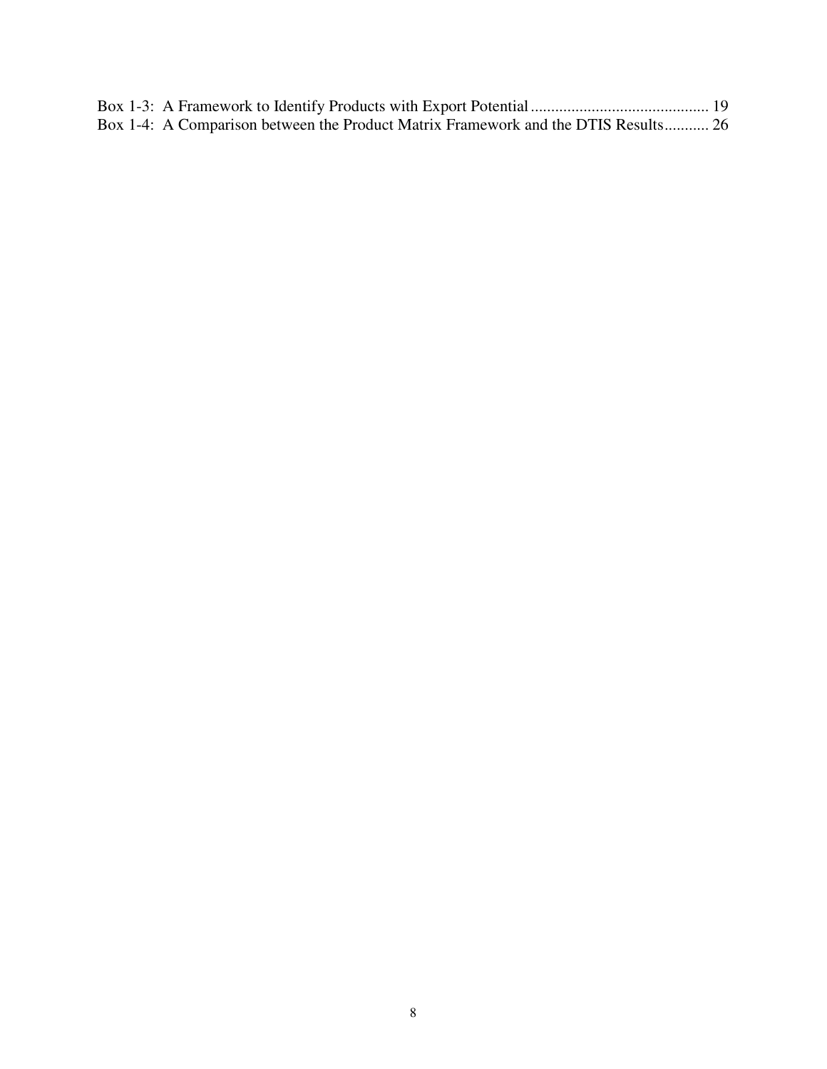Box 1-3: A Framework to Identify Products with Export Potential ............................................ 19
Box 1-4: A Comparison between the Product Matrix Framework and the DTIS Results........... 26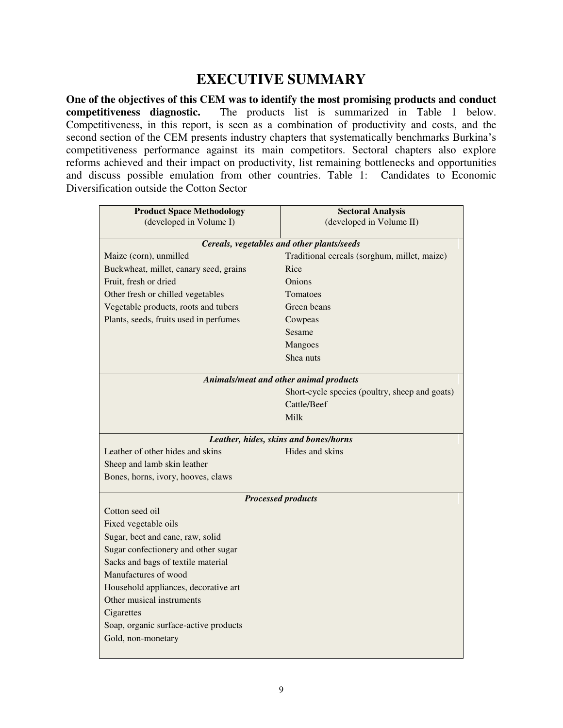# EXECUTIVE SUMMARY

**One of the objectives of this CEM was to identify the most promising products and conduct competitiveness diagnostic.** The products list is summarized in Table 1 below. Competitiveness, in this report, is seen as a combination of productivity and costs, and the second section of the CEM presents industry chapters that systematically benchmarks Burkina's competitiveness performance against its main competitors. Sectoral chapters also explore reforms achieved and their impact on productivity, list remaining bottlenecks and opportunities and discuss possible emulation from other countries. Table 1: Candidates to Economic Diversification outside the Cotton Sector

| **Product Space Methodology** (developed in Volume I) | **Sectoral Analysis** (developed in Volume II) |
|---|---|
| ***Cereals, vegetables and other plants/seeds*** | |
| Maize (corn), unmilled | Traditional cereals (sorghum, millet, maize) |
| Buckwheat, millet, canary seed, grains | Rice |
| Fruit, fresh or dried | Onions |
| Other fresh or chilled vegetables | Tomatoes |
| Vegetable products, roots and tubers | Green beans |
| Plants, seeds, fruits used in perfumes | Cowpeas |
| | Sesame |
| | Mangoes |
| | Shea nuts |
| ***Animals/meat and other animal products*** | |
| | Short-cycle species (poultry, sheep and goats) |
| | Cattle/Beef |
| | Milk |
| ***Leather, hides, skins and bones/horns*** | |
| Leather of other hides and skins | Hides and skins |
| Sheep and lamb skin leather | |
| Bones, horns, ivory, hooves, claws | |
| ***Processed products*** | |
| Cotton seed oil | |
| Fixed vegetable oils | |
| Sugar, beet and cane, raw, solid | |
| Sugar confectionery and other sugar | |
| Sacks and bags of textile material | |
| Manufactures of wood | |
| Household appliances, decorative art | |
| Other musical instruments | |
| Cigarettes | |
| Soap, organic surface-active products | |
| Gold, non-monetary | |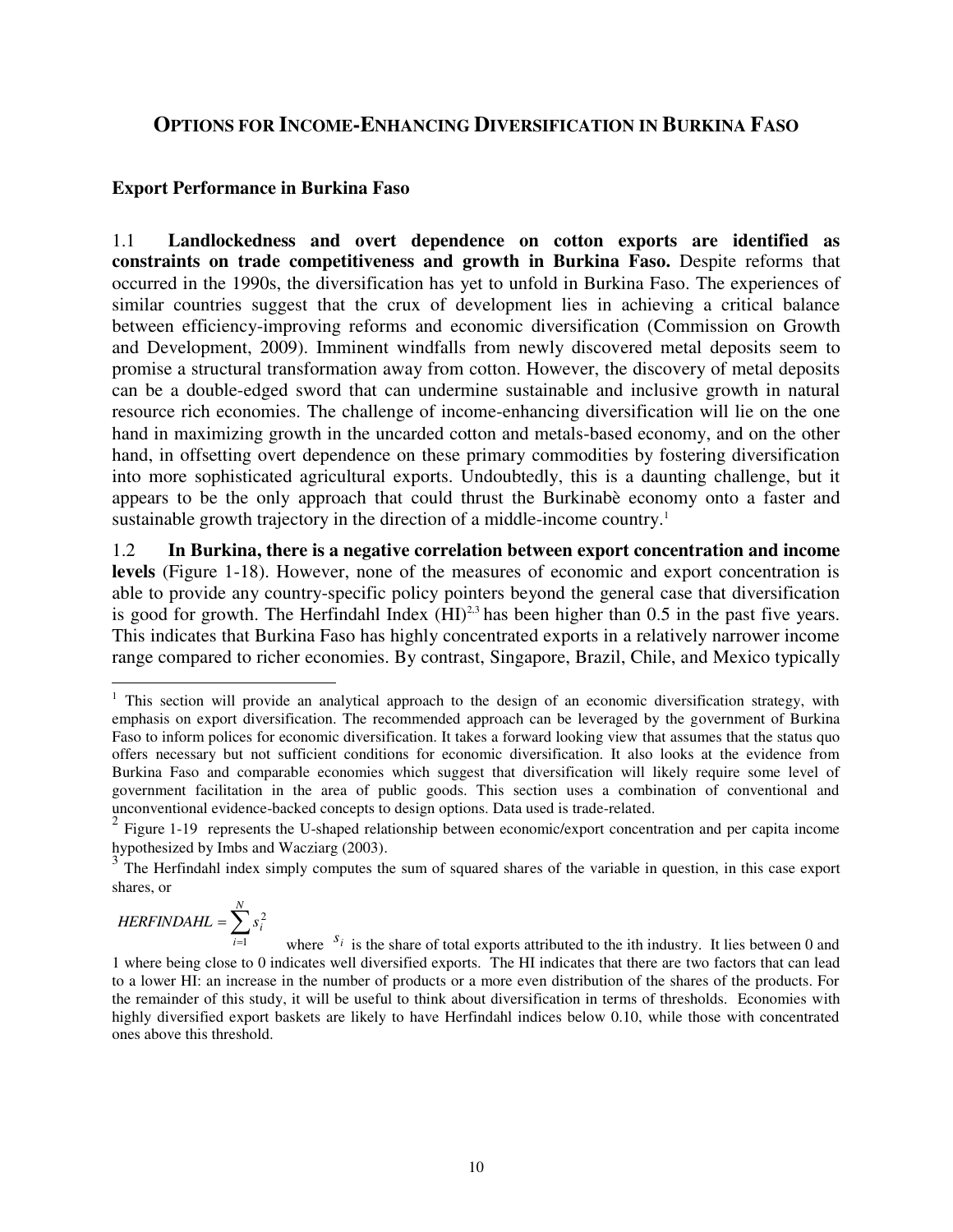## OPTIONS FOR INCOME-ENHANCING DIVERSIFICATION IN BURKINA FASO

### Export Performance in Burkina Faso

1.1 **Landlockedness and overt dependence on cotton exports are identified as constraints on trade competitiveness and growth in Burkina Faso.** Despite reforms that occurred in the 1990s, the diversification has yet to unfold in Burkina Faso. The experiences of similar countries suggest that the crux of development lies in achieving a critical balance between efficiency-improving reforms and economic diversification (Commission on Growth and Development, 2009). Imminent windfalls from newly discovered metal deposits seem to promise a structural transformation away from cotton. However, the discovery of metal deposits can be a double-edged sword that can undermine sustainable and inclusive growth in natural resource rich economies. The challenge of income-enhancing diversification will lie on the one hand in maximizing growth in the uncarded cotton and metals-based economy, and on the other hand, in offsetting overt dependence on these primary commodities by fostering diversification into more sophisticated agricultural exports. Undoubtedly, this is a daunting challenge, but it appears to be the only approach that could thrust the Burkinabè economy onto a faster and sustainable growth trajectory in the direction of a middle-income country.[1]

1.2 **In Burkina, there is a negative correlation between export concentration and income levels** (Figure 1-18). However, none of the measures of economic and export concentration is able to provide any country-specific policy pointers beyond the general case that diversification is good for growth. The Herfindahl Index (HI)[2,3] has been higher than 0.5 in the past five years. This indicates that Burkina Faso has highly concentrated exports in a relatively narrower income range compared to richer economies. By contrast, Singapore, Brazil, Chile, and Mexico typically

---

[1] This section will provide an analytical approach to the design of an economic diversification strategy, with emphasis on export diversification. The recommended approach can be leveraged by the government of Burkina Faso to inform polices for economic diversification. It takes a forward looking view that assumes that the status quo offers necessary but not sufficient conditions for economic diversification. It also looks at the evidence from Burkina Faso and comparable economies which suggest that diversification will likely require some level of government facilitation in the area of public goods. This section uses a combination of conventional and unconventional evidence-backed concepts to design options. Data used is trade-related.

[2] Figure 1-19 represents the U-shaped relationship between economic/export concentration and per capita income hypothesized by Imbs and Wacziarg (2003).

[3] The Herfindahl index simply computes the sum of squared shares of the variable in question, in this case export shares, or

$$HERFINDAHL = \sum_{i=1}^{N} s_i^2$$

where $s_i$ is the share of total exports attributed to the ith industry. It lies between 0 and 1 where being close to 0 indicates well diversified exports. The HI indicates that there are two factors that can lead to a lower HI: an increase in the number of products or a more even distribution of the shares of the products. For the remainder of this study, it will be useful to think about diversification in terms of thresholds. Economies with highly diversified export baskets are likely to have Herfindahl indices below 0.10, while those with concentrated ones above this threshold.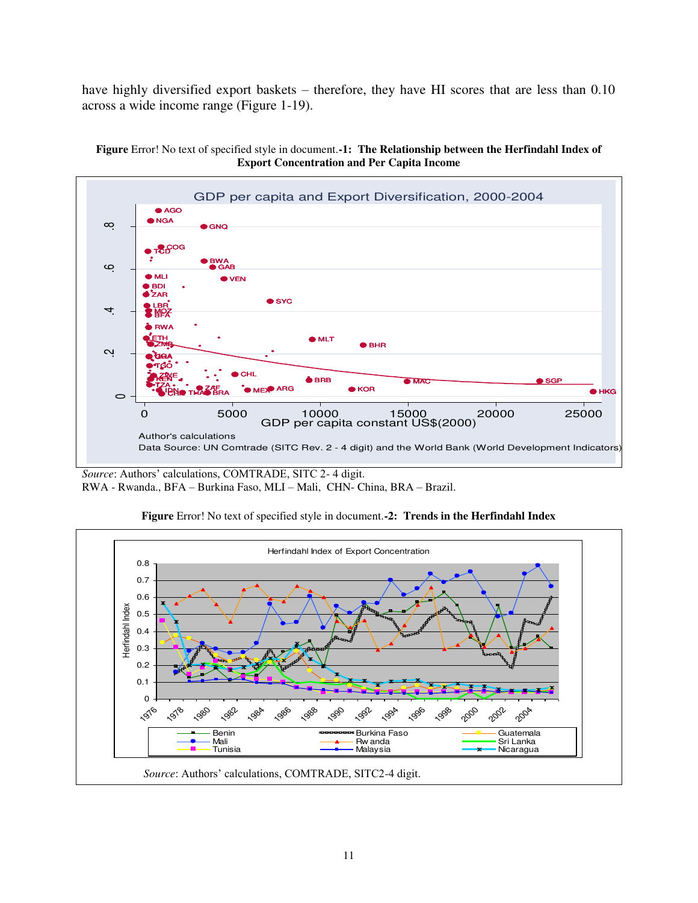have highly diversified export baskets – therefore, they have HI scores that are less than 0.10 across a wide income range (Figure 1-19).

**Figure** Error! No text of specified style in document.**-1: The Relationship between the Herfindahl Index of Export Concentration and Per Capita Income**

*Source*: Authors' calculations, COMTRADE, SITC 2- 4 digit.
RWA - Rwanda., BFA – Burkina Faso, MLI – Mali, CHN- China, BRA – Brazil.

**Figure** Error! No text of specified style in document.**-2: Trends in the Herfindahl Index**

*Source*: Authors' calculations, COMTRADE, SITC2-4 digit.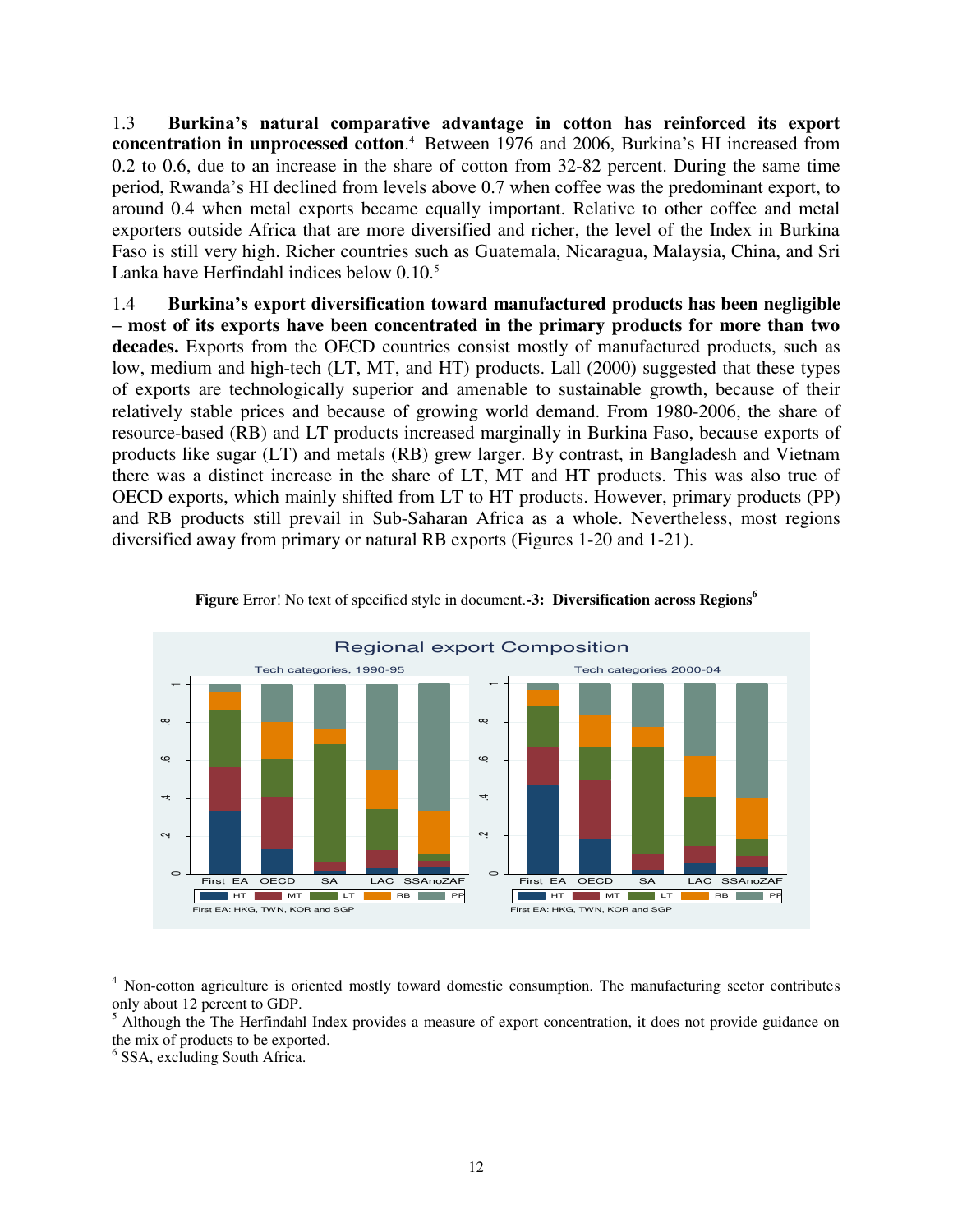1.3 **Burkina's natural comparative advantage in cotton has reinforced its export concentration in unprocessed cotton**.[4] Between 1976 and 2006, Burkina's HI increased from 0.2 to 0.6, due to an increase in the share of cotton from 32-82 percent. During the same time period, Rwanda's HI declined from levels above 0.7 when coffee was the predominant export, to around 0.4 when metal exports became equally important. Relative to other coffee and metal exporters outside Africa that are more diversified and richer, the level of the Index in Burkina Faso is still very high. Richer countries such as Guatemala, Nicaragua, Malaysia, China, and Sri Lanka have Herfindahl indices below 0.10.[5]

1.4 **Burkina's export diversification toward manufactured products has been negligible – most of its exports have been concentrated in the primary products for more than two decades.** Exports from the OECD countries consist mostly of manufactured products, such as low, medium and high-tech (LT, MT, and HT) products. Lall (2000) suggested that these types of exports are technologically superior and amenable to sustainable growth, because of their relatively stable prices and because of growing world demand. From 1980-2006, the share of resource-based (RB) and LT products increased marginally in Burkina Faso, because exports of products like sugar (LT) and metals (RB) grew larger. By contrast, in Bangladesh and Vietnam there was a distinct increase in the share of LT, MT and HT products. This was also true of OECD exports, which mainly shifted from LT to HT products. However, primary products (PP) and RB products still prevail in Sub-Saharan Africa as a whole. Nevertheless, most regions diversified away from primary or natural RB exports (Figures 1-20 and 1-21).

**Figure** Error! No text of specified style in document.**-3: Diversification across Regions**[6]

Regional export Composition

Tech categories, 1990-95 | Tech categories 2000-04

First_EA, OECD, SA, LAC, SSAnoZAF

HT, MT, LT, RB, PP

First EA: HKG, TWN, KOR and SGP

---

[4] Non-cotton agriculture is oriented mostly toward domestic consumption. The manufacturing sector contributes only about 12 percent to GDP.

[5] Although the The Herfindahl Index provides a measure of export concentration, it does not provide guidance on the mix of products to be exported.

[6] SSA, excluding South Africa.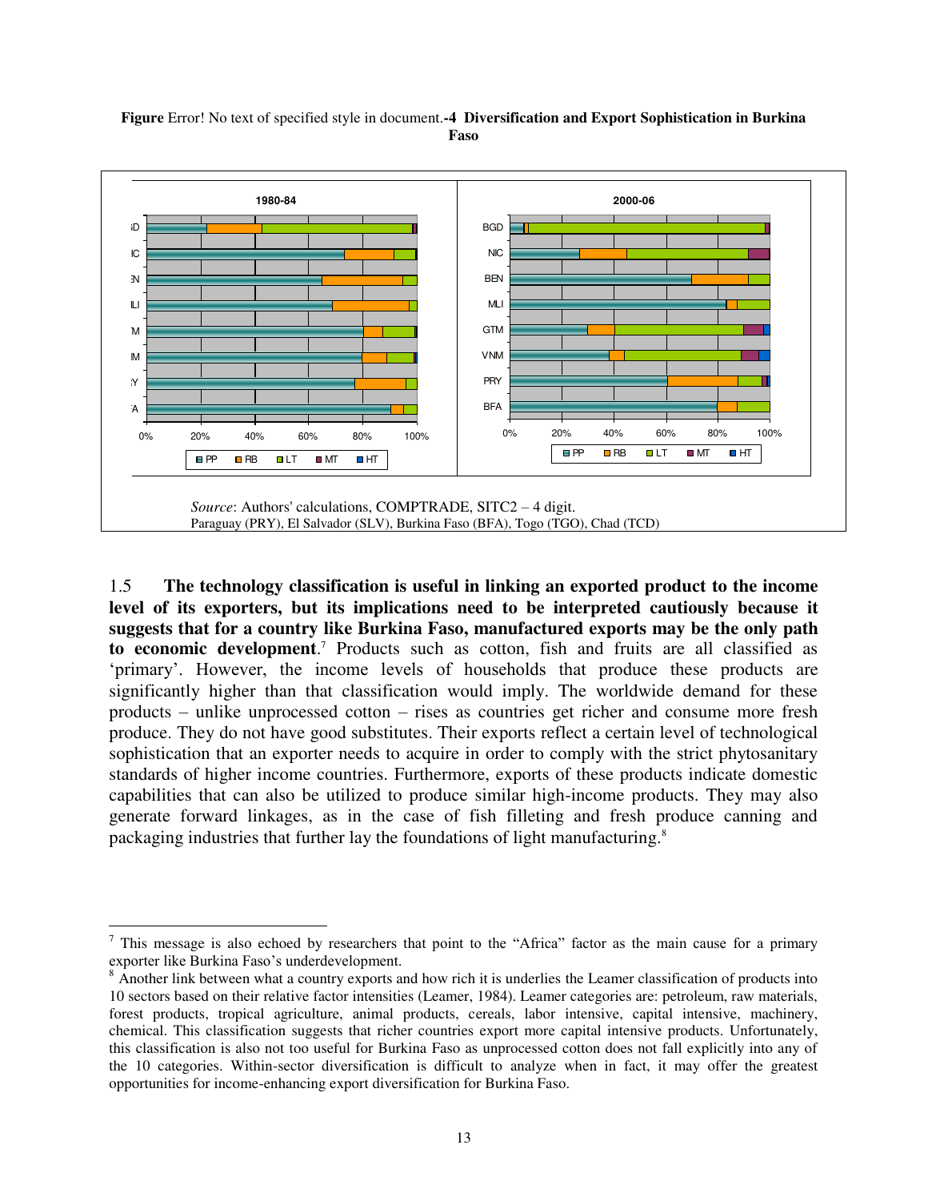**Figure** Error! No text of specified style in document.**-4 Diversification and Export Sophistication in Burkina Faso**

*Source*: Authors' calculations, COMPTRADE, SITC2 – 4 digit.
Paraguay (PRY), El Salvador (SLV), Burkina Faso (BFA), Togo (TGO), Chad (TCD)

1.5 **The technology classification is useful in linking an exported product to the income level of its exporters, but its implications need to be interpreted cautiously because it suggests that for a country like Burkina Faso, manufactured exports may be the only path to economic development**.[7] Products such as cotton, fish and fruits are all classified as 'primary'. However, the income levels of households that produce these products are significantly higher than that classification would imply. The worldwide demand for these products – unlike unprocessed cotton – rises as countries get richer and consume more fresh produce. They do not have good substitutes. Their exports reflect a certain level of technological sophistication that an exporter needs to acquire in order to comply with the strict phytosanitary standards of higher income countries. Furthermore, exports of these products indicate domestic capabilities that can also be utilized to produce similar high-income products. They may also generate forward linkages, as in the case of fish filleting and fresh produce canning and packaging industries that further lay the foundations of light manufacturing.[8]

---

[7] This message is also echoed by researchers that point to the "Africa" factor as the main cause for a primary exporter like Burkina Faso's underdevelopment.

[8] Another link between what a country exports and how rich it is underlies the Leamer classification of products into 10 sectors based on their relative factor intensities (Leamer, 1984). Leamer categories are: petroleum, raw materials, forest products, tropical agriculture, animal products, cereals, labor intensive, capital intensive, machinery, chemical. This classification suggests that richer countries export more capital intensive products. Unfortunately, this classification is also not too useful for Burkina Faso as unprocessed cotton does not fall explicitly into any of the 10 categories. Within-sector diversification is difficult to analyze when in fact, it may offer the greatest opportunities for income-enhancing export diversification for Burkina Faso.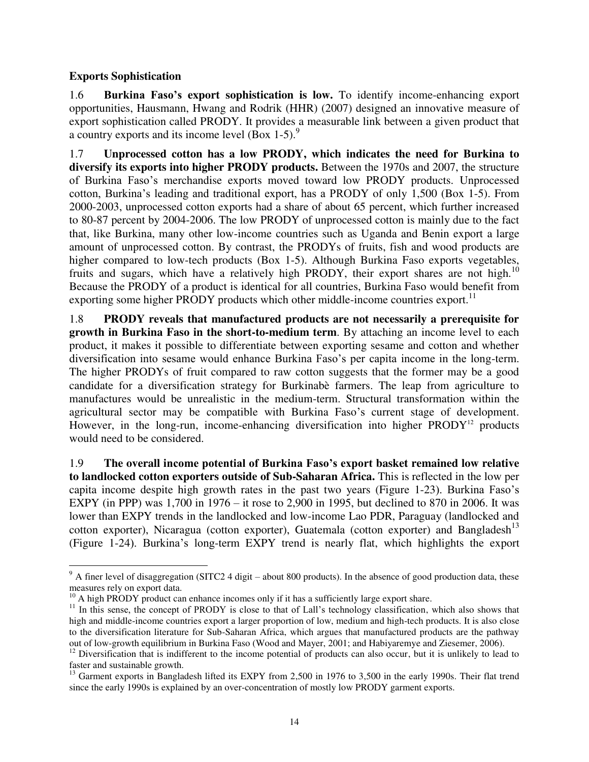**Exports Sophistication**

1.6 **Burkina Faso's export sophistication is low.** To identify income-enhancing export opportunities, Hausmann, Hwang and Rodrik (HHR) (2007) designed an innovative measure of export sophistication called PRODY. It provides a measurable link between a given product that a country exports and its income level (Box 1-5).[9]

1.7 **Unprocessed cotton has a low PRODY, which indicates the need for Burkina to diversify its exports into higher PRODY products.** Between the 1970s and 2007, the structure of Burkina Faso's merchandise exports moved toward low PRODY products. Unprocessed cotton, Burkina's leading and traditional export, has a PRODY of only 1,500 (Box 1-5). From 2000-2003, unprocessed cotton exports had a share of about 65 percent, which further increased to 80-87 percent by 2004-2006. The low PRODY of unprocessed cotton is mainly due to the fact that, like Burkina, many other low-income countries such as Uganda and Benin export a large amount of unprocessed cotton. By contrast, the PRODYs of fruits, fish and wood products are higher compared to low-tech products (Box 1-5). Although Burkina Faso exports vegetables, fruits and sugars, which have a relatively high PRODY, their export shares are not high.[10] Because the PRODY of a product is identical for all countries, Burkina Faso would benefit from exporting some higher PRODY products which other middle-income countries export.[11]

1.8 **PRODY reveals that manufactured products are not necessarily a prerequisite for growth in Burkina Faso in the short-to-medium term**. By attaching an income level to each product, it makes it possible to differentiate between exporting sesame and cotton and whether diversification into sesame would enhance Burkina Faso's per capita income in the long-term. The higher PRODYs of fruit compared to raw cotton suggests that the former may be a good candidate for a diversification strategy for Burkinabè farmers. The leap from agriculture to manufactures would be unrealistic in the medium-term. Structural transformation within the agricultural sector may be compatible with Burkina Faso's current stage of development. However, in the long-run, income-enhancing diversification into higher PRODY[12] products would need to be considered.

1.9 **The overall income potential of Burkina Faso's export basket remained low relative to landlocked cotton exporters outside of Sub-Saharan Africa.** This is reflected in the low per capita income despite high growth rates in the past two years (Figure 1-23). Burkina Faso's EXPY (in PPP) was 1,700 in 1976 – it rose to 2,900 in 1995, but declined to 870 in 2006. It was lower than EXPY trends in the landlocked and low-income Lao PDR, Paraguay (landlocked and cotton exporter), Nicaragua (cotton exporter), Guatemala (cotton exporter) and Bangladesh[13] (Figure 1-24). Burkina's long-term EXPY trend is nearly flat, which highlights the export

---

[9] A finer level of disaggregation (SITC2 4 digit – about 800 products). In the absence of good production data, these measures rely on export data.

[10] A high PRODY product can enhance incomes only if it has a sufficiently large export share.

[11] In this sense, the concept of PRODY is close to that of Lall's technology classification, which also shows that high and middle-income countries export a larger proportion of low, medium and high-tech products. It is also close to the diversification literature for Sub-Saharan Africa, which argues that manufactured products are the pathway out of low-growth equilibrium in Burkina Faso (Wood and Mayer, 2001; and Habiyaremye and Ziesemer, 2006).

[12] Diversification that is indifferent to the income potential of products can also occur, but it is unlikely to lead to faster and sustainable growth.

[13] Garment exports in Bangladesh lifted its EXPY from 2,500 in 1976 to 3,500 in the early 1990s. Their flat trend since the early 1990s is explained by an over-concentration of mostly low PRODY garment exports.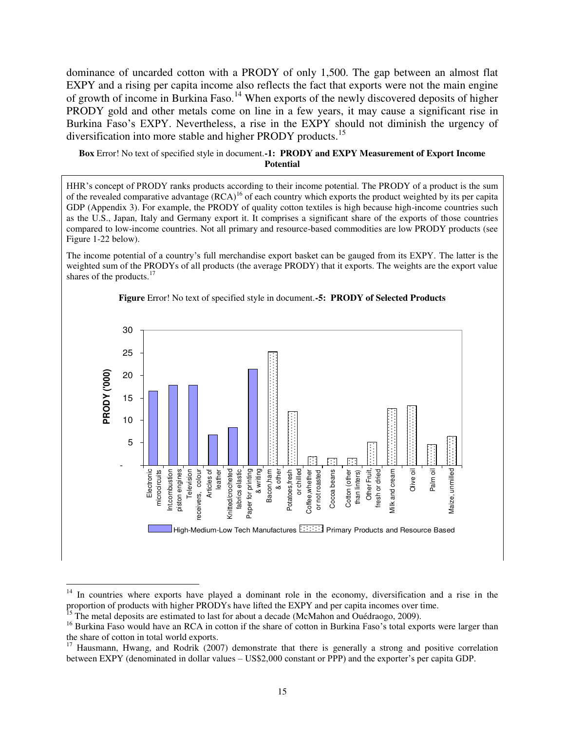dominance of uncarded cotton with a PRODY of only 1,500. The gap between an almost flat EXPY and a rising per capita income also reflects the fact that exports were not the main engine of growth of income in Burkina Faso.[14] When exports of the newly discovered deposits of higher PRODY gold and other metals come on line in a few years, it may cause a significant rise in Burkina Faso's EXPY. Nevertheless, a rise in the EXPY should not diminish the urgency of diversification into more stable and higher PRODY products.[15]

**Box** Error! No text of specified style in document.**-1: PRODY and EXPY Measurement of Export Income Potential**

HHR's concept of PRODY ranks products according to their income potential. The PRODY of a product is the sum of the revealed comparative advantage (RCA)[16] of each country which exports the product weighted by its per capita GDP (Appendix 3). For example, the PRODY of quality cotton textiles is high because high-income countries such as the U.S., Japan, Italy and Germany export it. It comprises a significant share of the exports of those countries compared to low-income countries. Not all primary and resource-based commodities are low PRODY products (see Figure 1-22 below).

The income potential of a country's full merchandise export basket can be gauged from its EXPY. The latter is the weighted sum of the PRODYs of all products (the average PRODY) that it exports. The weights are the export value shares of the products.[17]

**Figure** Error! No text of specified style in document.**-5: PRODY of Selected Products**

| Product | Category | PRODY ('000) |
|---|---|---|
| Electronic microcircuits | High-Medium-Low Tech Manufactures | ~16.5 |
| Int.combustion piston engines | High-Medium-Low Tech Manufactures | ~17.8 |
| Television receivers, colour | High-Medium-Low Tech Manufactures | ~17.8 |
| Articles of leather | High-Medium-Low Tech Manufactures | ~6.7 |
| Knitted/crocheted fabrics elastic | High-Medium-Low Tech Manufactures | ~8.3 |
| Paper for printing & writing | High-Medium-Low Tech Manufactures | ~21.4 |
| Bacon,ham & other | Primary Products and Resource Based | ~25.2 |
| Potatoes,fresh or chilled | Primary Products and Resource Based | ~12.0 |
| Coffee,whether or not roasted | Primary Products and Resource Based | ~1.8 |
| Cocoa beans | Primary Products and Resource Based | ~1.5 |
| Cotton (other than linters) | Primary Products and Resource Based | ~1.5 |
| Other Fruit, fresh or dried | Primary Products and Resource Based | ~5.1 |
| Milk and cream | Primary Products and Resource Based | ~12.6 |
| Olive oil | Primary Products and Resource Based | ~13.2 |
| Palm oil | Primary Products and Resource Based | ~4.6 |
| Maize, unmilled | Primary Products and Resource Based | ~6.4 |

---

[14] In countries where exports have played a dominant role in the economy, diversification and a rise in the proportion of products with higher PRODYs have lifted the EXPY and per capita incomes over time.

[15] The metal deposits are estimated to last for about a decade (McMahon and Ouédraogo, 2009).

[16] Burkina Faso would have an RCA in cotton if the share of cotton in Burkina Faso's total exports were larger than the share of cotton in total world exports.

[17] Hausmann, Hwang, and Rodrik (2007) demonstrate that there is generally a strong and positive correlation between EXPY (denominated in dollar values – US$2,000 constant or PPP) and the exporter's per capita GDP.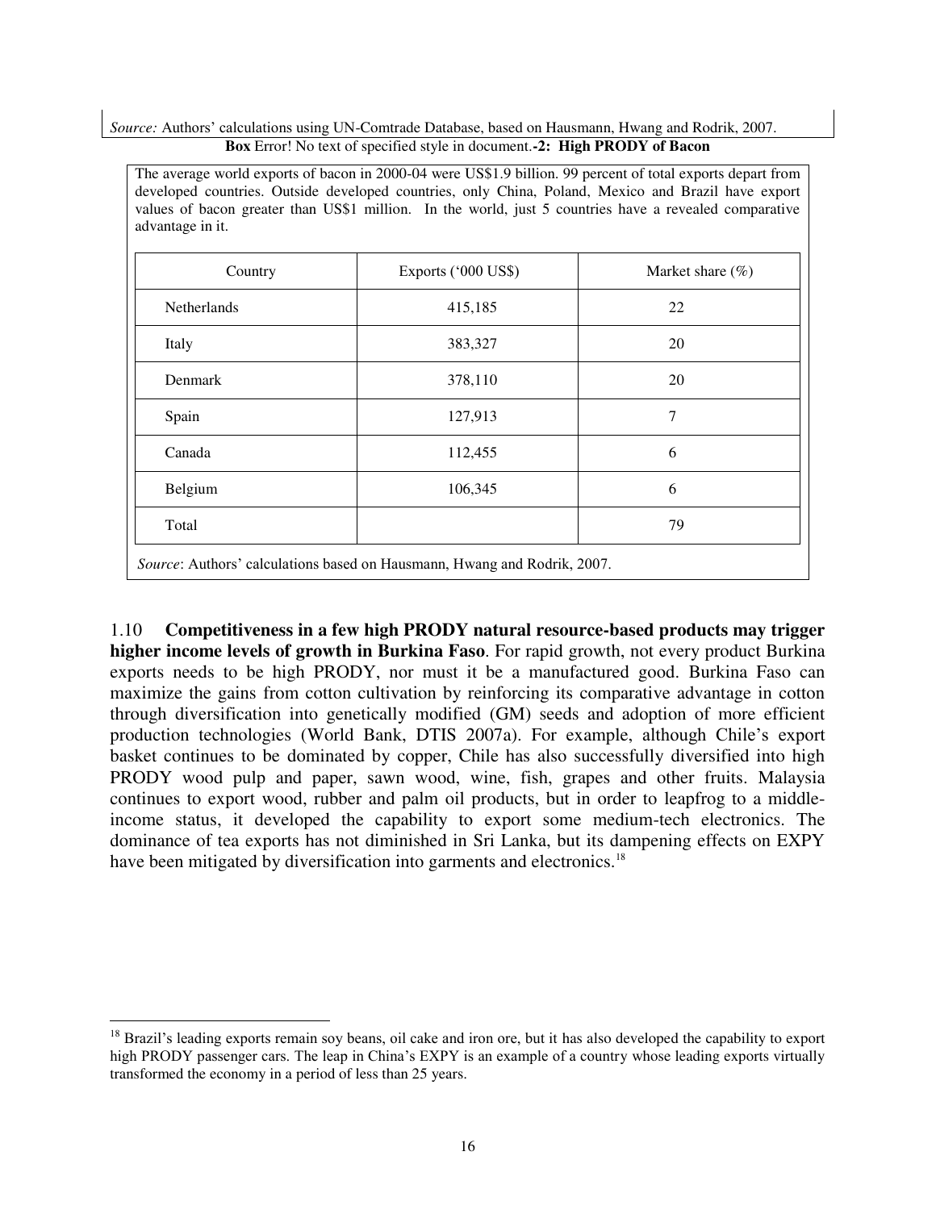*Source:* Authors' calculations using UN-Comtrade Database, based on Hausmann, Hwang and Rodrik, 2007.

**Box** Error! No text of specified style in document.**-2: High PRODY of Bacon**

The average world exports of bacon in 2000-04 were US$1.9 billion. 99 percent of total exports depart from developed countries. Outside developed countries, only China, Poland, Mexico and Brazil have export values of bacon greater than US$1 million. In the world, just 5 countries have a revealed comparative advantage in it.

| Country | Exports ('000 US$) | Market share (%) |
|---|---|---|
| Netherlands | 415,185 | 22 |
| Italy | 383,327 | 20 |
| Denmark | 378,110 | 20 |
| Spain | 127,913 | 7 |
| Canada | 112,455 | 6 |
| Belgium | 106,345 | 6 |
| Total | | 79 |

*Source*: Authors' calculations based on Hausmann, Hwang and Rodrik, 2007.

1.10 **Competitiveness in a few high PRODY natural resource-based products may trigger higher income levels of growth in Burkina Faso**. For rapid growth, not every product Burkina exports needs to be high PRODY, nor must it be a manufactured good. Burkina Faso can maximize the gains from cotton cultivation by reinforcing its comparative advantage in cotton through diversification into genetically modified (GM) seeds and adoption of more efficient production technologies (World Bank, DTIS 2007a). For example, although Chile's export basket continues to be dominated by copper, Chile has also successfully diversified into high PRODY wood pulp and paper, sawn wood, wine, fish, grapes and other fruits. Malaysia continues to export wood, rubber and palm oil products, but in order to leapfrog to a middle-income status, it developed the capability to export some medium-tech electronics. The dominance of tea exports has not diminished in Sri Lanka, but its dampening effects on EXPY have been mitigated by diversification into garments and electronics.[18]

---

[18] Brazil's leading exports remain soy beans, oil cake and iron ore, but it has also developed the capability to export high PRODY passenger cars. The leap in China's EXPY is an example of a country whose leading exports virtually transformed the economy in a period of less than 25 years.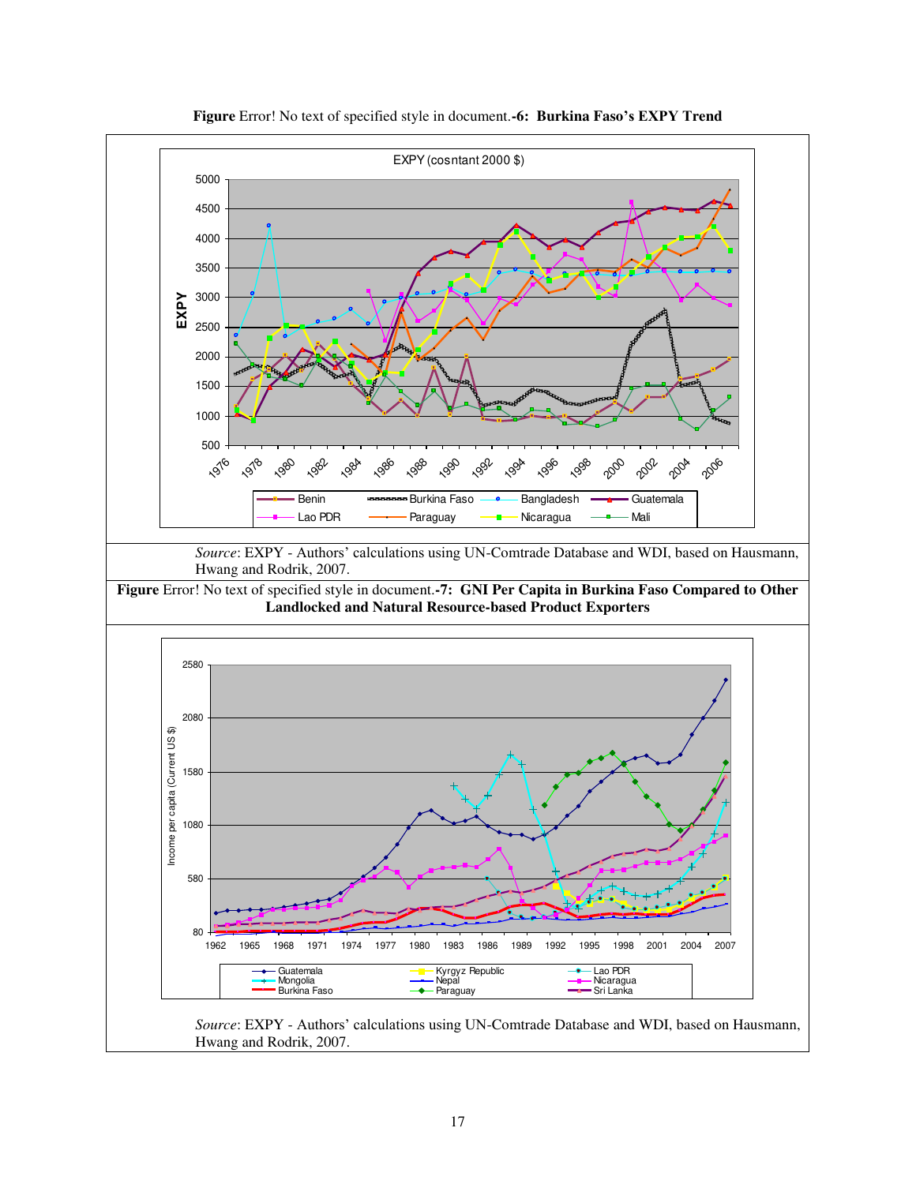**Figure** Error! No text of specified style in document.**-6: Burkina Faso's EXPY Trend**

*Source*: EXPY - Authors' calculations using UN-Comtrade Database and WDI, based on Hausmann, Hwang and Rodrik, 2007.

**Figure** Error! No text of specified style in document.**-7: GNI Per Capita in Burkina Faso Compared to Other Landlocked and Natural Resource-based Product Exporters**

*Source*: EXPY - Authors' calculations using UN-Comtrade Database and WDI, based on Hausmann, Hwang and Rodrik, 2007.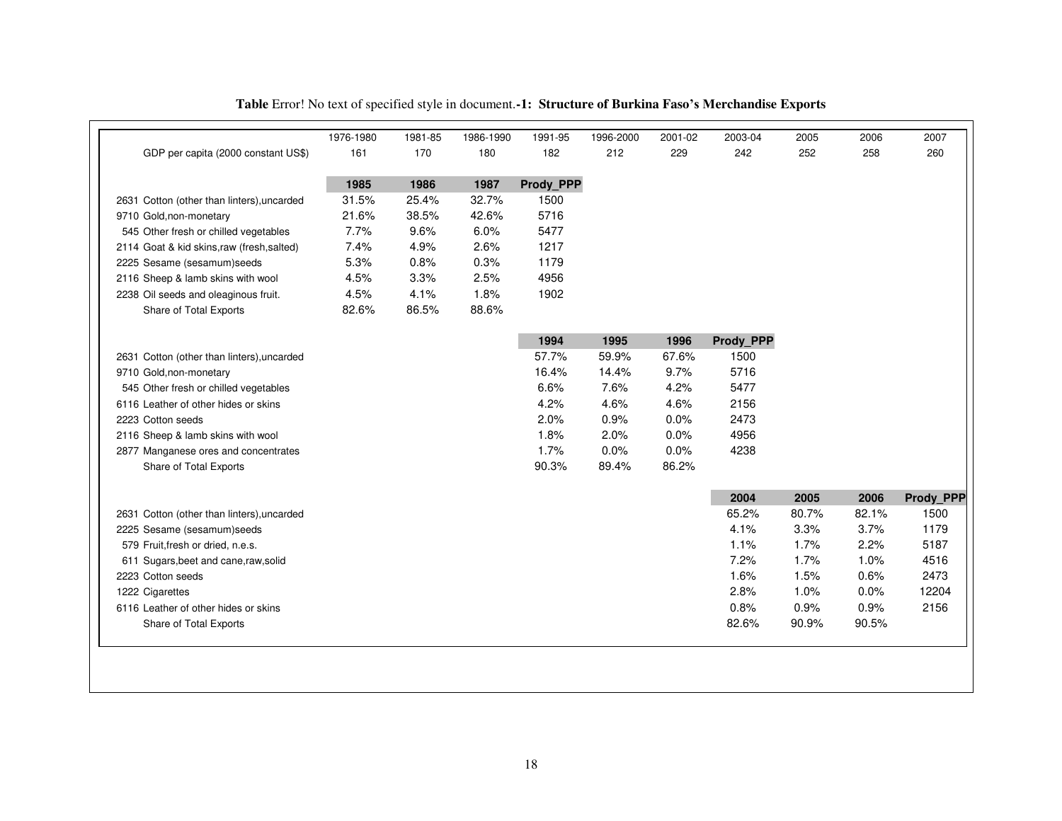**Table** Error! No text of specified style in document.**-1: Structure of Burkina Faso's Merchandise Exports**

| | 1976-1980 | 1981-85 | 1986-1990 | 1991-95 | 1996-2000 | 2001-02 | 2003-04 | 2005 | 2006 | 2007 |
|---|---|---|---|---|---|---|---|---|---|---|
| GDP per capita (2000 constant US$) | 161 | 170 | 180 | 182 | 212 | 229 | 242 | 252 | 258 | 260 |
| | **1985** | **1986** | **1987** | **Prody_PPP** | | | | | | |
| 2631 Cotton (other than linters),uncarded | 31.5% | 25.4% | 32.7% | 1500 | | | | | | |
| 9710 Gold,non-monetary | 21.6% | 38.5% | 42.6% | 5716 | | | | | | |
| 545 Other fresh or chilled vegetables | 7.7% | 9.6% | 6.0% | 5477 | | | | | | |
| 2114 Goat & kid skins,raw (fresh,salted) | 7.4% | 4.9% | 2.6% | 1217 | | | | | | |
| 2225 Sesame (sesamum)seeds | 5.3% | 0.8% | 0.3% | 1179 | | | | | | |
| 2116 Sheep & lamb skins with wool | 4.5% | 3.3% | 2.5% | 4956 | | | | | | |
| 2238 Oil seeds and oleaginous fruit. | 4.5% | 4.1% | 1.8% | 1902 | | | | | | |
| Share of Total Exports | 82.6% | 86.5% | 88.6% | | | | | | | |
| | | | | **1994** | **1995** | **1996** | **Prody_PPP** | | | |
| 2631 Cotton (other than linters),uncarded | | | | 57.7% | 59.9% | 67.6% | 1500 | | | |
| 9710 Gold,non-monetary | | | | 16.4% | 14.4% | 9.7% | 5716 | | | |
| 545 Other fresh or chilled vegetables | | | | 6.6% | 7.6% | 4.2% | 5477 | | | |
| 6116 Leather of other hides or skins | | | | 4.2% | 4.6% | 4.6% | 2156 | | | |
| 2223 Cotton seeds | | | | 2.0% | 0.9% | 0.0% | 2473 | | | |
| 2116 Sheep & lamb skins with wool | | | | 1.8% | 2.0% | 0.0% | 4956 | | | |
| 2877 Manganese ores and concentrates | | | | 1.7% | 0.0% | 0.0% | 4238 | | | |
| Share of Total Exports | | | | 90.3% | 89.4% | 86.2% | | | | |
| | | | | | | | **2004** | **2005** | **2006** | **Prody_PPP** |
| 2631 Cotton (other than linters),uncarded | | | | | | | 65.2% | 80.7% | 82.1% | 1500 |
| 2225 Sesame (sesamum)seeds | | | | | | | 4.1% | 3.3% | 3.7% | 1179 |
| 579 Fruit,fresh or dried, n.e.s. | | | | | | | 1.1% | 1.7% | 2.2% | 5187 |
| 611 Sugars,beet and cane,raw,solid | | | | | | | 7.2% | 1.7% | 1.0% | 4516 |
| 2223 Cotton seeds | | | | | | | 1.6% | 1.5% | 0.6% | 2473 |
| 1222 Cigarettes | | | | | | | 2.8% | 1.0% | 0.0% | 12204 |
| 6116 Leather of other hides or skins | | | | | | | 0.8% | 0.9% | 0.9% | 2156 |
| Share of Total Exports | | | | | | | 82.6% | 90.9% | 90.5% | |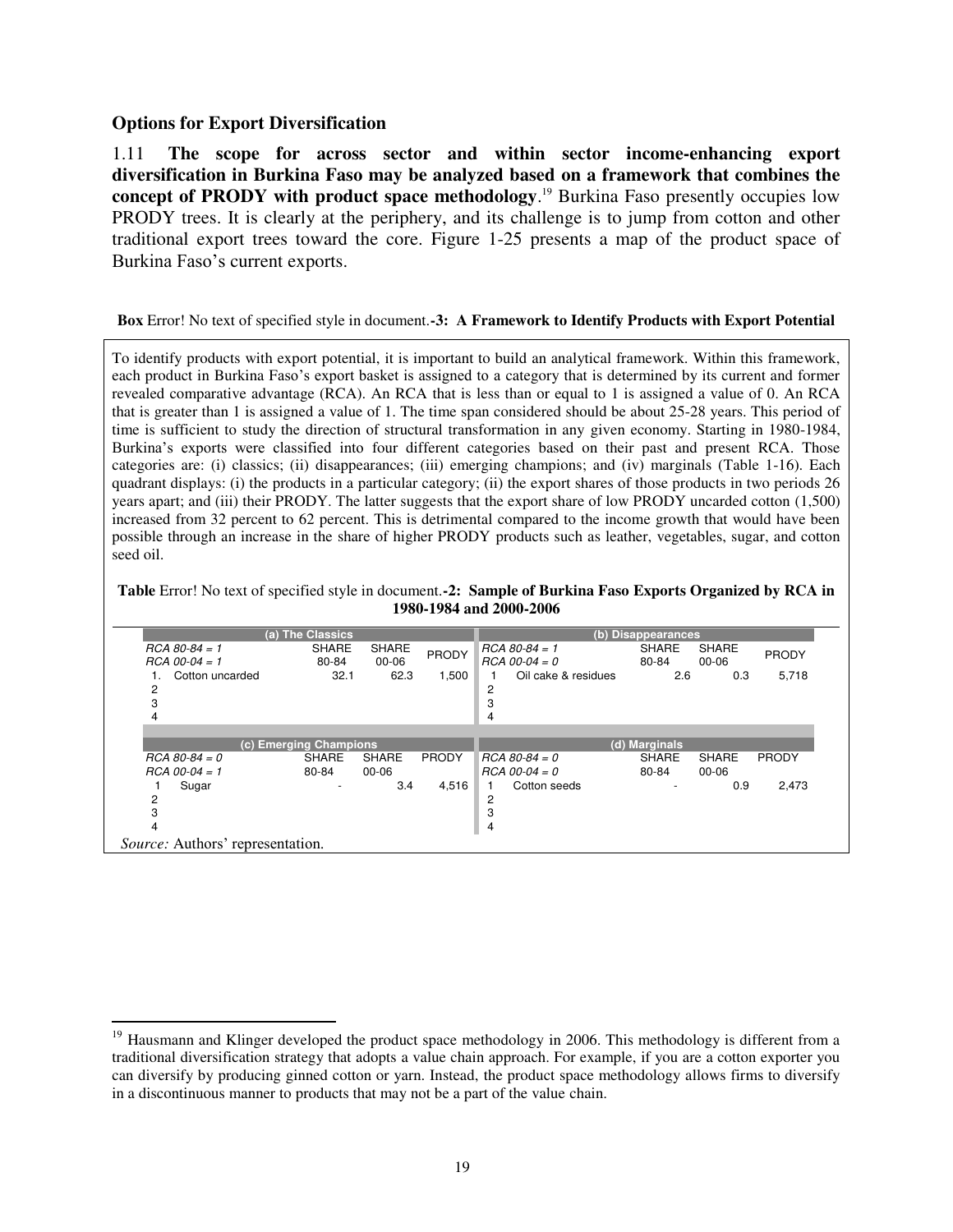### Options for Export Diversification

1.11 **The scope for across sector and within sector income-enhancing export diversification in Burkina Faso may be analyzed based on a framework that combines the concept of PRODY with product space methodology**.[19] Burkina Faso presently occupies low PRODY trees. It is clearly at the periphery, and its challenge is to jump from cotton and other traditional export trees toward the core. Figure 1-25 presents a map of the product space of Burkina Faso's current exports.

**Box** Error! No text of specified style in document.**-3: A Framework to Identify Products with Export Potential**

To identify products with export potential, it is important to build an analytical framework. Within this framework, each product in Burkina Faso's export basket is assigned to a category that is determined by its current and former revealed comparative advantage (RCA). An RCA that is less than or equal to 1 is assigned a value of 0. An RCA that is greater than 1 is assigned a value of 1. The time span considered should be about 25-28 years. This period of time is sufficient to study the direction of structural transformation in any given economy. Starting in 1980-1984, Burkina's exports were classified into four different categories based on their past and present RCA. Those categories are: (i) classics; (ii) disappearances; (iii) emerging champions; and (iv) marginals (Table 1-16). Each quadrant displays: (i) the products in a particular category; (ii) the export shares of those products in two periods 26 years apart; and (iii) their PRODY. The latter suggests that the export share of low PRODY uncarded cotton (1,500) increased from 32 percent to 62 percent. This is detrimental compared to the income growth that would have been possible through an increase in the share of higher PRODY products such as leather, vegetables, sugar, and cotton seed oil.

**Table** Error! No text of specified style in document.**-2: Sample of Burkina Faso Exports Organized by RCA in 1980-1984 and 2000-2006**

| (a) The Classics | | | | (b) Disappearances | | | |
|---|---|---|---|---|---|---|---|
| *RCA 80-84 = 1* *RCA 00-04 = 1* | SHARE 80-84 | SHARE 00-06 | PRODY | *RCA 80-84 = 1* *RCA 00-04 = 0* | SHARE 80-84 | SHARE 00-06 | PRODY |
| 1. Cotton uncarded | 32.1 | 62.3 | 1,500 | 1 Oil cake & residues | 2.6 | 0.3 | 5,718 |
| 2 | | | | 2 | | | |
| 3 | | | | 3 | | | |
| 4 | | | | 4 | | | |
| **(c) Emerging Champions** | | | | **(d) Marginals** | | | |
| *RCA 80-84 = 0* *RCA 00-04 = 1* | SHARE 80-84 | SHARE 00-06 | PRODY | *RCA 80-84 = 0* *RCA 00-04 = 0* | SHARE 80-84 | SHARE 00-06 | PRODY |
| 1 Sugar | - | 3.4 | 4,516 | 1 Cotton seeds | - | 0.9 | 2,473 |
| 2 | | | | 2 | | | |
| 3 | | | | 3 | | | |
| 4 | | | | 4 | | | |

*Source:* Authors' representation.

---

[19] Hausmann and Klinger developed the product space methodology in 2006. This methodology is different from a traditional diversification strategy that adopts a value chain approach. For example, if you are a cotton exporter you can diversify by producing ginned cotton or yarn. Instead, the product space methodology allows firms to diversify in a discontinuous manner to products that may not be a part of the value chain.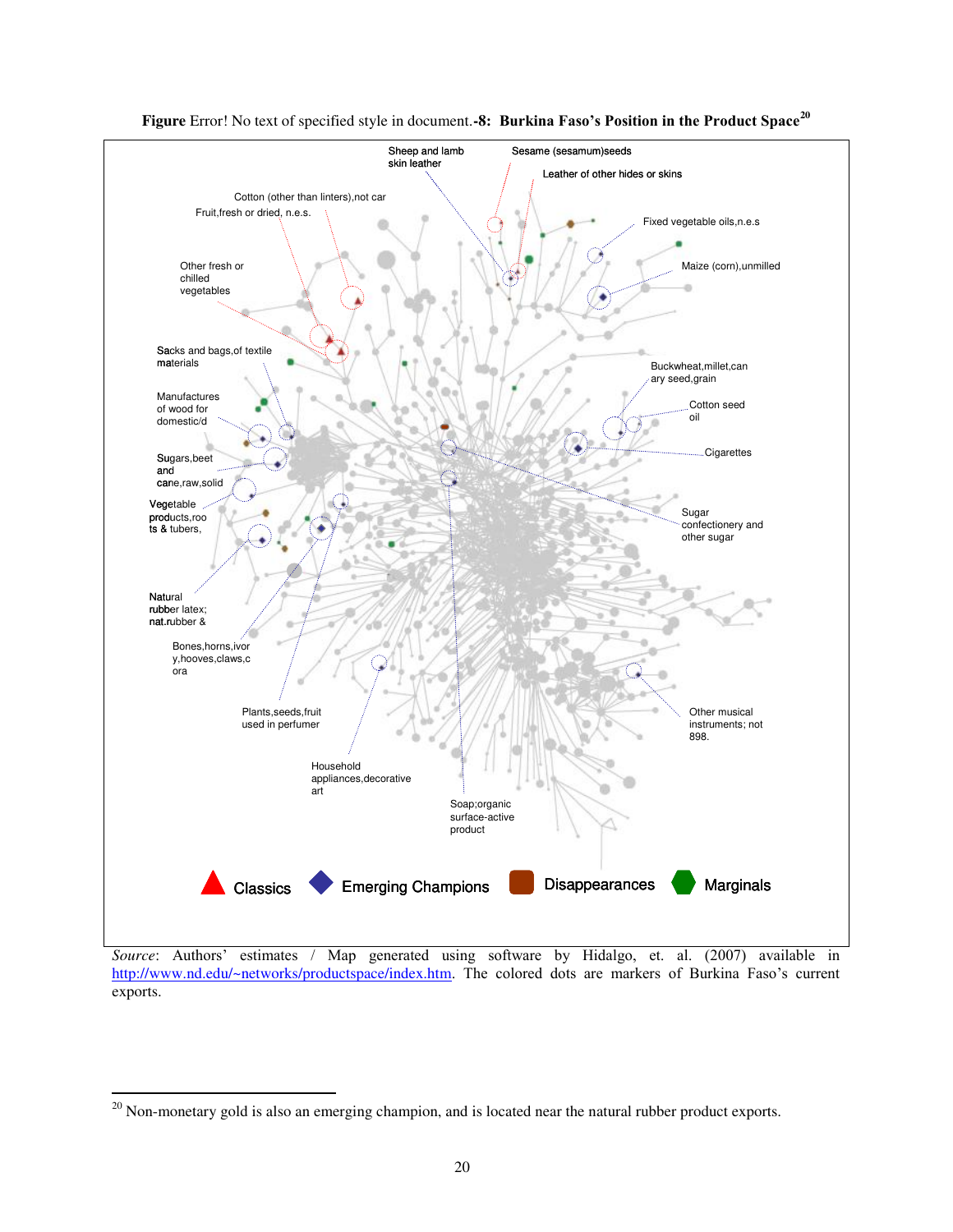**Figure** Error! No text of specified style in document.**-8: Burkina Faso's Position in the Product Space**[20]

Sheep and lamb skin leather

Sesame (sesamum)seeds

Leather of other hides or skins

Cotton (other than linters),not car

Fruit,fresh or dried, n.e.s.

Fixed vegetable oils,n.e.s

Other fresh or chilled vegetables

Maize (corn),unmilled

Sacks and bags,of textile materials

Buckwheat,millet,can ary seed,grain

Manufactures of wood for domestic/d

Cotton seed oil

Cigarettes

Sugars,beet and cane,raw,solid

Vegetable products,roo ts & tubers,

Sugar confectionery and other sugar

Natural rubber latex; nat.rubber &

Bones,horns,ivor y,hooves,claws,c ora

Other musical instruments; not 898.

Plants,seeds,fruit used in perfumer

Household appliances,decorative art

Soap;organic surface-active product

Classics | Emerging Champions | Disappearances | Marginals

*Source*: Authors' estimates / Map generated using software by Hidalgo, et. al. (2007) available in http://www.nd.edu/~networks/productspace/index.htm. The colored dots are markers of Burkina Faso's current exports.

[20] Non-monetary gold is also an emerging champion, and is located near the natural rubber product exports.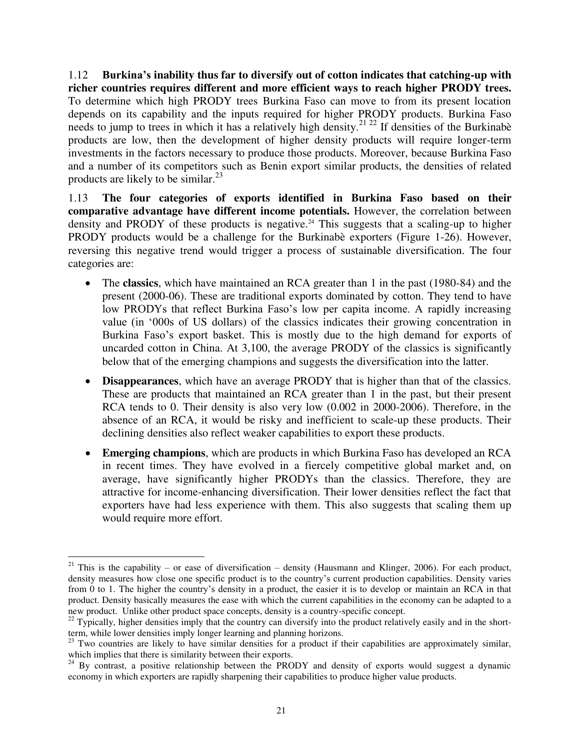1.12 **Burkina's inability thus far to diversify out of cotton indicates that catching-up with richer countries requires different and more efficient ways to reach higher PRODY trees.** To determine which high PRODY trees Burkina Faso can move to from its present location depends on its capability and the inputs required for higher PRODY products. Burkina Faso needs to jump to trees in which it has a relatively high density.[21] [22] If densities of the Burkinabè products are low, then the development of higher density products will require longer-term investments in the factors necessary to produce those products. Moreover, because Burkina Faso and a number of its competitors such as Benin export similar products, the densities of related products are likely to be similar.[23]

1.13 **The four categories of exports identified in Burkina Faso based on their comparative advantage have different income potentials.** However, the correlation between density and PRODY of these products is negative.[24] This suggests that a scaling-up to higher PRODY products would be a challenge for the Burkinabè exporters (Figure 1-26). However, reversing this negative trend would trigger a process of sustainable diversification. The four categories are:

- The **classics**, which have maintained an RCA greater than 1 in the past (1980-84) and the present (2000-06). These are traditional exports dominated by cotton. They tend to have low PRODYs that reflect Burkina Faso's low per capita income. A rapidly increasing value (in '000s of US dollars) of the classics indicates their growing concentration in Burkina Faso's export basket. This is mostly due to the high demand for exports of uncarded cotton in China. At 3,100, the average PRODY of the classics is significantly below that of the emerging champions and suggests the diversification into the latter.
- **Disappearances**, which have an average PRODY that is higher than that of the classics. These are products that maintained an RCA greater than 1 in the past, but their present RCA tends to 0. Their density is also very low (0.002 in 2000-2006). Therefore, in the absence of an RCA, it would be risky and inefficient to scale-up these products. Their declining densities also reflect weaker capabilities to export these products.
- **Emerging champions**, which are products in which Burkina Faso has developed an RCA in recent times. They have evolved in a fiercely competitive global market and, on average, have significantly higher PRODYs than the classics. Therefore, they are attractive for income-enhancing diversification. Their lower densities reflect the fact that exporters have had less experience with them. This also suggests that scaling them up would require more effort.

---

[21] This is the capability – or ease of diversification – density (Hausmann and Klinger, 2006). For each product, density measures how close one specific product is to the country's current production capabilities. Density varies from 0 to 1. The higher the country's density in a product, the easier it is to develop or maintain an RCA in that product. Density basically measures the ease with which the current capabilities in the economy can be adapted to a new product. Unlike other product space concepts, density is a country-specific concept.

[22] Typically, higher densities imply that the country can diversify into the product relatively easily and in the short-term, while lower densities imply longer learning and planning horizons.

[23] Two countries are likely to have similar densities for a product if their capabilities are approximately similar, which implies that there is similarity between their exports.

[24] By contrast, a positive relationship between the PRODY and density of exports would suggest a dynamic economy in which exporters are rapidly sharpening their capabilities to produce higher value products.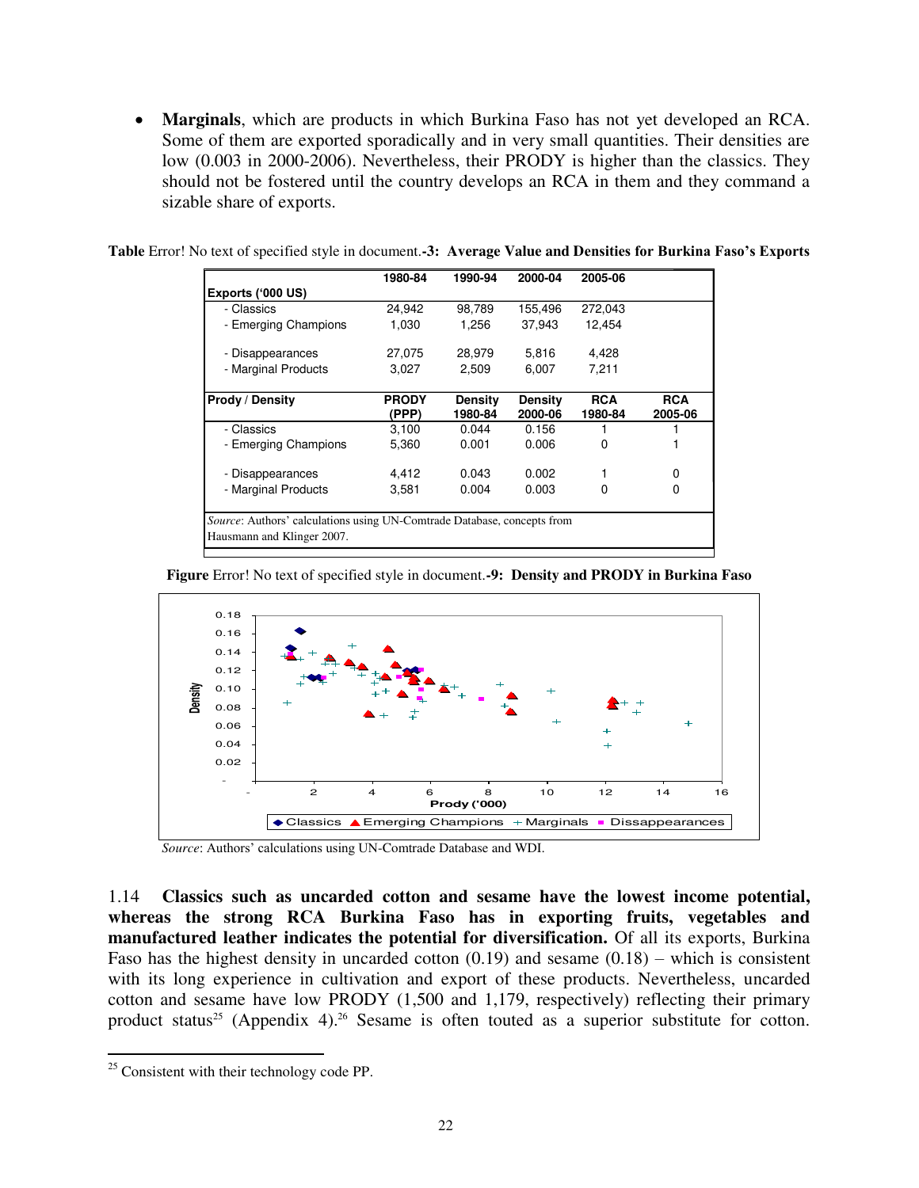- **Marginals**, which are products in which Burkina Faso has not yet developed an RCA. Some of them are exported sporadically and in very small quantities. Their densities are low (0.003 in 2000-2006). Nevertheless, their PRODY is higher than the classics. They should not be fostered until the country develops an RCA in them and they command a sizable share of exports.

**Table** Error! No text of specified style in document.**-3: Average Value and Densities for Burkina Faso's Exports**

| | 1980-84 | 1990-94 | 2000-04 | 2005-06 | |
|---|---|---|---|---|---|
| **Exports ('000 US)** | | | | | |
| - Classics | 24,942 | 98,789 | 155,496 | 272,043 | |
| - Emerging Champions | 1,030 | 1,256 | 37,943 | 12,454 | |
| - Disappearances | 27,075 | 28,979 | 5,816 | 4,428 | |
| - Marginal Products | 3,027 | 2,509 | 6,007 | 7,211 | |
| **Prody / Density** | **PRODY (PPP)** | **Density 1980-84** | **Density 2000-06** | **RCA 1980-84** | **RCA 2005-06** |
| - Classics | 3,100 | 0.044 | 0.156 | 1 | 1 |
| - Emerging Champions | 5,360 | 0.001 | 0.006 | 0 | 1 |
| - Disappearances | 4,412 | 0.043 | 0.002 | 1 | 0 |
| - Marginal Products | 3,581 | 0.004 | 0.003 | 0 | 0 |

*Source*: Authors' calculations using UN-Comtrade Database, concepts from Hausmann and Klinger 2007.

**Figure** Error! No text of specified style in document.**-9: Density and PRODY in Burkina Faso**

*Source*: Authors' calculations using UN-Comtrade Database and WDI.

1.14 **Classics such as uncarded cotton and sesame have the lowest income potential, whereas the strong RCA Burkina Faso has in exporting fruits, vegetables and manufactured leather indicates the potential for diversification.** Of all its exports, Burkina Faso has the highest density in uncarded cotton (0.19) and sesame (0.18) – which is consistent with its long experience in cultivation and export of these products. Nevertheless, uncarded cotton and sesame have low PRODY (1,500 and 1,179, respectively) reflecting their primary product status[25] (Appendix 4).[26] Sesame is often touted as a superior substitute for cotton.

[25] Consistent with their technology code PP.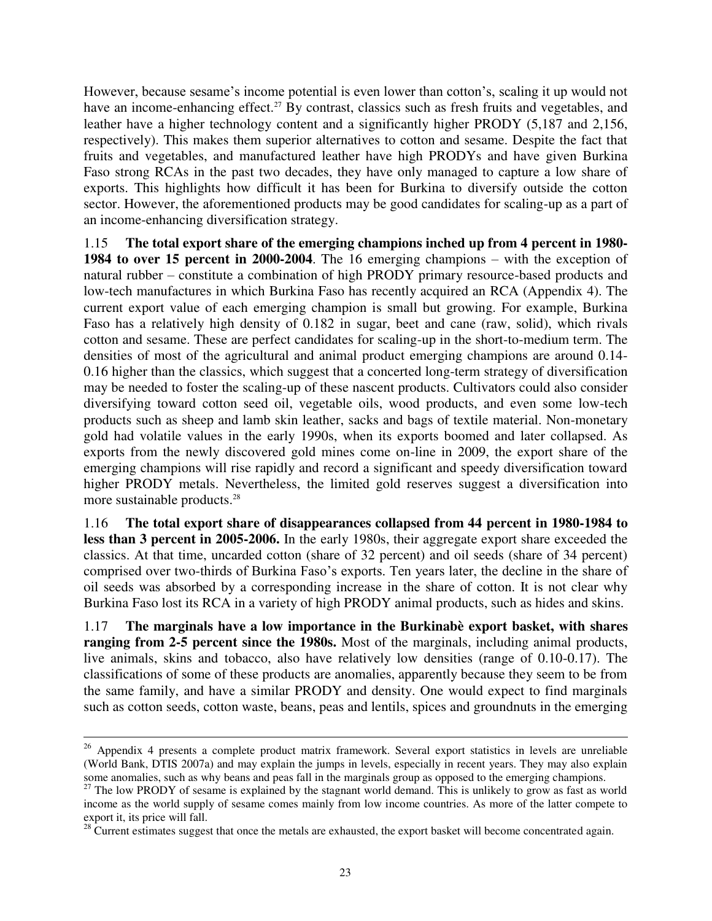However, because sesame's income potential is even lower than cotton's, scaling it up would not have an income-enhancing effect.[27] By contrast, classics such as fresh fruits and vegetables, and leather have a higher technology content and a significantly higher PRODY (5,187 and 2,156, respectively). This makes them superior alternatives to cotton and sesame. Despite the fact that fruits and vegetables, and manufactured leather have high PRODYs and have given Burkina Faso strong RCAs in the past two decades, they have only managed to capture a low share of exports. This highlights how difficult it has been for Burkina to diversify outside the cotton sector. However, the aforementioned products may be good candidates for scaling-up as a part of an income-enhancing diversification strategy.

1.15 **The total export share of the emerging champions inched up from 4 percent in 1980-1984 to over 15 percent in 2000-2004**. The 16 emerging champions – with the exception of natural rubber – constitute a combination of high PRODY primary resource-based products and low-tech manufactures in which Burkina Faso has recently acquired an RCA (Appendix 4). The current export value of each emerging champion is small but growing. For example, Burkina Faso has a relatively high density of 0.182 in sugar, beet and cane (raw, solid), which rivals cotton and sesame. These are perfect candidates for scaling-up in the short-to-medium term. The densities of most of the agricultural and animal product emerging champions are around 0.14-0.16 higher than the classics, which suggest that a concerted long-term strategy of diversification may be needed to foster the scaling-up of these nascent products. Cultivators could also consider diversifying toward cotton seed oil, vegetable oils, wood products, and even some low-tech products such as sheep and lamb skin leather, sacks and bags of textile material. Non-monetary gold had volatile values in the early 1990s, when its exports boomed and later collapsed. As exports from the newly discovered gold mines come on-line in 2009, the export share of the emerging champions will rise rapidly and record a significant and speedy diversification toward higher PRODY metals. Nevertheless, the limited gold reserves suggest a diversification into more sustainable products.[28]

1.16 **The total export share of disappearances collapsed from 44 percent in 1980-1984 to less than 3 percent in 2005-2006.** In the early 1980s, their aggregate export share exceeded the classics. At that time, uncarded cotton (share of 32 percent) and oil seeds (share of 34 percent) comprised over two-thirds of Burkina Faso's exports. Ten years later, the decline in the share of oil seeds was absorbed by a corresponding increase in the share of cotton. It is not clear why Burkina Faso lost its RCA in a variety of high PRODY animal products, such as hides and skins.

1.17 **The marginals have a low importance in the Burkinabè export basket, with shares ranging from 2-5 percent since the 1980s.** Most of the marginals, including animal products, live animals, skins and tobacco, also have relatively low densities (range of 0.10-0.17). The classifications of some of these products are anomalies, apparently because they seem to be from the same family, and have a similar PRODY and density. One would expect to find marginals such as cotton seeds, cotton waste, beans, peas and lentils, spices and groundnuts in the emerging

---

[26] Appendix 4 presents a complete product matrix framework. Several export statistics in levels are unreliable (World Bank, DTIS 2007a) and may explain the jumps in levels, especially in recent years. They may also explain some anomalies, such as why beans and peas fall in the marginals group as opposed to the emerging champions.

[27] The low PRODY of sesame is explained by the stagnant world demand. This is unlikely to grow as fast as world income as the world supply of sesame comes mainly from low income countries. As more of the latter compete to export it, its price will fall.

[28] Current estimates suggest that once the metals are exhausted, the export basket will become concentrated again.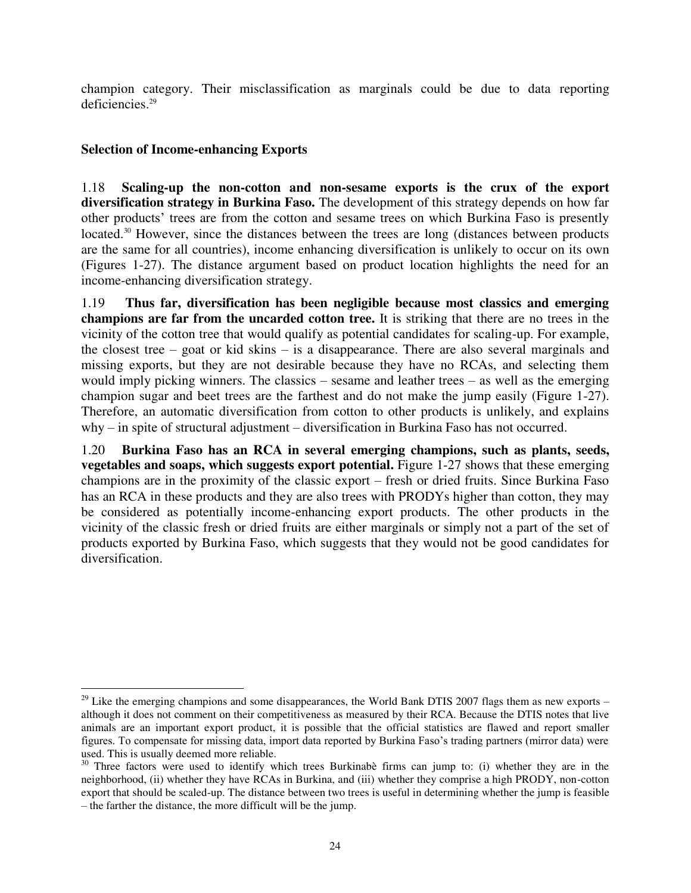champion category. Their misclassification as marginals could be due to data reporting deficiencies.[29]

### Selection of Income-enhancing Exports

1.18 **Scaling-up the non-cotton and non-sesame exports is the crux of the export diversification strategy in Burkina Faso.** The development of this strategy depends on how far other products' trees are from the cotton and sesame trees on which Burkina Faso is presently located.[30] However, since the distances between the trees are long (distances between products are the same for all countries), income enhancing diversification is unlikely to occur on its own (Figures 1-27). The distance argument based on product location highlights the need for an income-enhancing diversification strategy.

1.19 **Thus far, diversification has been negligible because most classics and emerging champions are far from the uncarded cotton tree.** It is striking that there are no trees in the vicinity of the cotton tree that would qualify as potential candidates for scaling-up. For example, the closest tree – goat or kid skins – is a disappearance. There are also several marginals and missing exports, but they are not desirable because they have no RCAs, and selecting them would imply picking winners. The classics – sesame and leather trees – as well as the emerging champion sugar and beet trees are the farthest and do not make the jump easily (Figure 1-27). Therefore, an automatic diversification from cotton to other products is unlikely, and explains why – in spite of structural adjustment – diversification in Burkina Faso has not occurred.

1.20 **Burkina Faso has an RCA in several emerging champions, such as plants, seeds, vegetables and soaps, which suggests export potential.** Figure 1-27 shows that these emerging champions are in the proximity of the classic export – fresh or dried fruits. Since Burkina Faso has an RCA in these products and they are also trees with PRODYs higher than cotton, they may be considered as potentially income-enhancing export products. The other products in the vicinity of the classic fresh or dried fruits are either marginals or simply not a part of the set of products exported by Burkina Faso, which suggests that they would not be good candidates for diversification.

---

[29] Like the emerging champions and some disappearances, the World Bank DTIS 2007 flags them as new exports – although it does not comment on their competitiveness as measured by their RCA. Because the DTIS notes that live animals are an important export product, it is possible that the official statistics are flawed and report smaller figures. To compensate for missing data, import data reported by Burkina Faso's trading partners (mirror data) were used. This is usually deemed more reliable.

[30] Three factors were used to identify which trees Burkinabè firms can jump to: (i) whether they are in the neighborhood, (ii) whether they have RCAs in Burkina, and (iii) whether they comprise a high PRODY, non-cotton export that should be scaled-up. The distance between two trees is useful in determining whether the jump is feasible – the farther the distance, the more difficult will be the jump.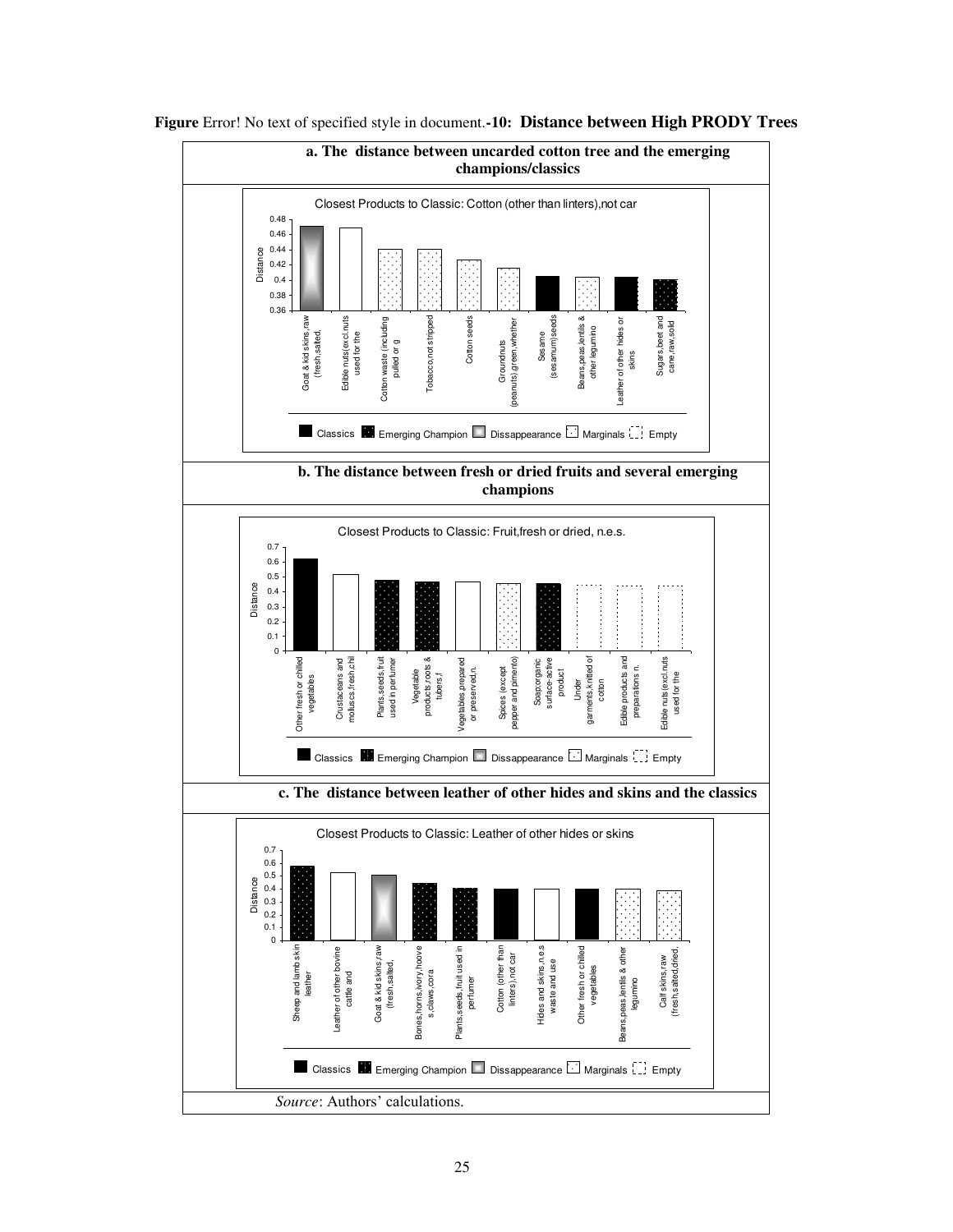**Figure** Error! No text of specified style in document.**-10: Distance between High PRODY Trees**

**a. The distance between uncarded cotton tree and the emerging champions/classics**

Closest Products to Classic: Cotton (other than linters),not car

| Product | Distance | Category |
|---|---|---|
| Goat & kid skins,raw (fresh,salted, | ~0.47 | Dissappearance |
| Edible nuts(excl.nuts used for the | ~0.47 | Empty |
| Cotton waste (including pulled or g | ~0.44 | Marginals |
| Tobacco,not stripped | ~0.44 | Marginals |
| Cotton seeds | ~0.43 | Marginals |
| Groundnuts (peanuts),green,whether | ~0.42 | Marginals |
| Sesame (sesamum)seeds | ~0.40 | Classics |
| Beans,peas,lentils & other legumino | ~0.40 | Marginals |
| Leather of other hides or skins | ~0.40 | Classics |
| Sugars,beet and cane,raw,solid | ~0.40 | Emerging Champion |

Legend: Classics, Emerging Champion, Dissappearance, Marginals, Empty

**b. The distance between fresh or dried fruits and several emerging champions**

Closest Products to Classic: Fruit,fresh or dried, n.e.s.

| Product | Distance | Category |
|---|---|---|
| Other fresh or chilled vegetables | ~0.62 | Classics |
| Crustaceans and molluscs,fresh,chil | ~0.51 | Empty |
| Plants,seeds,fruit used in perfumer | ~0.47 | Emerging Champion |
| Vegetable products,roots & tubers,f | ~0.46 | Emerging Champion |
| Vegetables,prepared or preserved,n. | ~0.46 | Empty |
| Spices (except pepper and pimento) | ~0.45 | Marginals |
| Soap;organic surface-active product | ~0.45 | Emerging Champion |
| Under garments,knitted of cotton | ~0.44 | Empty |
| Edible products and preparations n. | ~0.44 | Empty |
| Edible nuts(excl.nuts used for the | ~0.44 | Empty |

Legend: Classics, Emerging Champion, Dissappearance, Marginals, Empty

**c. The distance between leather of other hides and skins and the classics**

Closest Products to Classic: Leather of other hides or skins

| Product | Distance | Category |
|---|---|---|
| Sheep and lamb skin leather | ~0.57 | Emerging Champion |
| Leather of other bovine cattle and | ~0.52 | Empty |
| Goat & kid skins,raw (fresh,salted, | ~0.50 | Dissappearance |
| Bones,horns,ivory,hoove s,claws,cora | ~0.44 | Emerging Champion |
| Plants,seeds,fruit used in perfumer | ~0.40 | Emerging Champion |
| Cotton (other than linters),not car | ~0.40 | Classics |
| Hides and skins,n.e.s waste and use | ~0.40 | Empty |
| Other fresh or chilled vegetables | ~0.40 | Classics |
| Beans,peas,lentils & other legumino | ~0.39 | Marginals |
| Calf skins,raw (fresh,salted,dried, | ~0.38 | Marginals |

Legend: Classics, Emerging Champion, Dissappearance, Marginals, Empty

*Source*: Authors' calculations.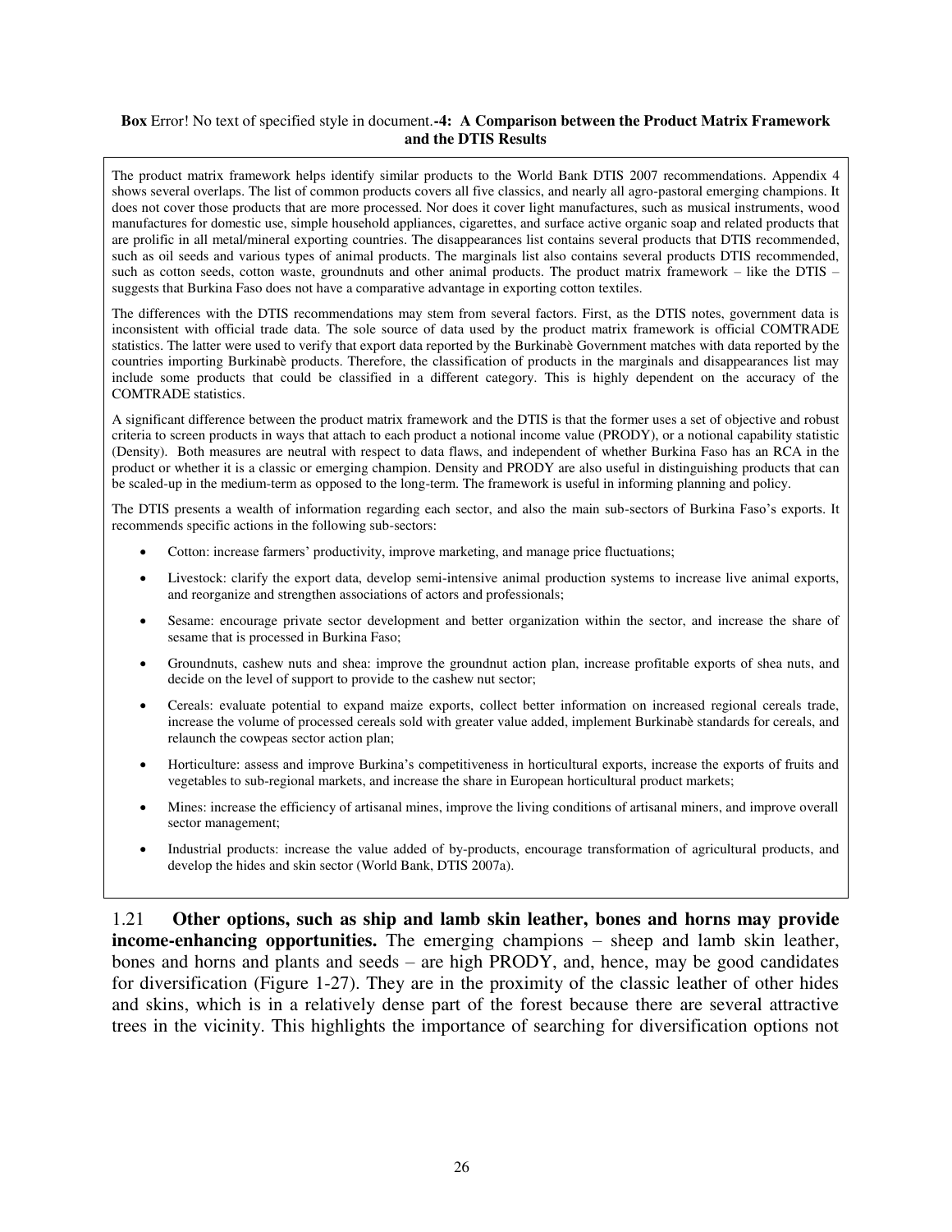**Box** Error! No text of specified style in document.**-4: A Comparison between the Product Matrix Framework and the DTIS Results**

The product matrix framework helps identify similar products to the World Bank DTIS 2007 recommendations. Appendix 4 shows several overlaps. The list of common products covers all five classics, and nearly all agro-pastoral emerging champions. It does not cover those products that are more processed. Nor does it cover light manufactures, such as musical instruments, wood manufactures for domestic use, simple household appliances, cigarettes, and surface active organic soap and related products that are prolific in all metal/mineral exporting countries. The disappearances list contains several products that DTIS recommended, such as oil seeds and various types of animal products. The marginals list also contains several products DTIS recommended, such as cotton seeds, cotton waste, groundnuts and other animal products. The product matrix framework – like the DTIS – suggests that Burkina Faso does not have a comparative advantage in exporting cotton textiles.

The differences with the DTIS recommendations may stem from several factors. First, as the DTIS notes, government data is inconsistent with official trade data. The sole source of data used by the product matrix framework is official COMTRADE statistics. The latter were used to verify that export data reported by the Burkinabè Government matches with data reported by the countries importing Burkinabè products. Therefore, the classification of products in the marginals and disappearances list may include some products that could be classified in a different category. This is highly dependent on the accuracy of the COMTRADE statistics.

A significant difference between the product matrix framework and the DTIS is that the former uses a set of objective and robust criteria to screen products in ways that attach to each product a notional income value (PRODY), or a notional capability statistic (Density). Both measures are neutral with respect to data flaws, and independent of whether Burkina Faso has an RCA in the product or whether it is a classic or emerging champion. Density and PRODY are also useful in distinguishing products that can be scaled-up in the medium-term as opposed to the long-term. The framework is useful in informing planning and policy.

The DTIS presents a wealth of information regarding each sector, and also the main sub-sectors of Burkina Faso's exports. It recommends specific actions in the following sub-sectors:

- Cotton: increase farmers' productivity, improve marketing, and manage price fluctuations;
- Livestock: clarify the export data, develop semi-intensive animal production systems to increase live animal exports, and reorganize and strengthen associations of actors and professionals;
- Sesame: encourage private sector development and better organization within the sector, and increase the share of sesame that is processed in Burkina Faso;
- Groundnuts, cashew nuts and shea: improve the groundnut action plan, increase profitable exports of shea nuts, and decide on the level of support to provide to the cashew nut sector;
- Cereals: evaluate potential to expand maize exports, collect better information on increased regional cereals trade, increase the volume of processed cereals sold with greater value added, implement Burkinabè standards for cereals, and relaunch the cowpeas sector action plan;
- Horticulture: assess and improve Burkina's competitiveness in horticultural exports, increase the exports of fruits and vegetables to sub-regional markets, and increase the share in European horticultural product markets;
- Mines: increase the efficiency of artisanal mines, improve the living conditions of artisanal miners, and improve overall sector management;
- Industrial products: increase the value added of by-products, encourage transformation of agricultural products, and develop the hides and skin sector (World Bank, DTIS 2007a).

1.21 **Other options, such as ship and lamb skin leather, bones and horns may provide income-enhancing opportunities.** The emerging champions – sheep and lamb skin leather, bones and horns and plants and seeds – are high PRODY, and, hence, may be good candidates for diversification (Figure 1-27). They are in the proximity of the classic leather of other hides and skins, which is in a relatively dense part of the forest because there are several attractive trees in the vicinity. This highlights the importance of searching for diversification options not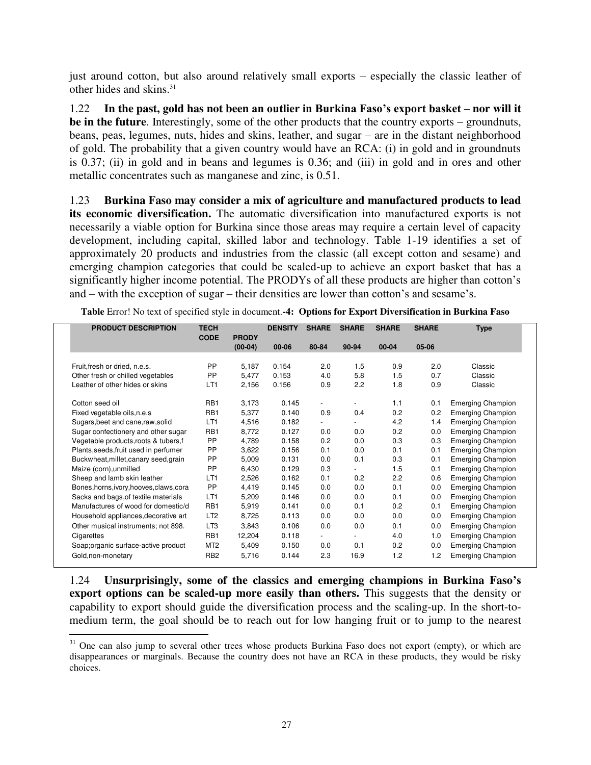just around cotton, but also around relatively small exports – especially the classic leather of other hides and skins.[31]

1.22 **In the past, gold has not been an outlier in Burkina Faso's export basket – nor will it be in the future**. Interestingly, some of the other products that the country exports – groundnuts, beans, peas, legumes, nuts, hides and skins, leather, and sugar – are in the distant neighborhood of gold. The probability that a given country would have an RCA: (i) in gold and in groundnuts is 0.37; (ii) in gold and in beans and legumes is 0.36; and (iii) in gold and in ores and other metallic concentrates such as manganese and zinc, is 0.51.

1.23 **Burkina Faso may consider a mix of agriculture and manufactured products to lead its economic diversification.** The automatic diversification into manufactured exports is not necessarily a viable option for Burkina since those areas may require a certain level of capacity development, including capital, skilled labor and technology. Table 1-19 identifies a set of approximately 20 products and industries from the classic (all except cotton and sesame) and emerging champion categories that could be scaled-up to achieve an export basket that has a significantly higher income potential. The PRODYs of all these products are higher than cotton's and – with the exception of sugar – their densities are lower than cotton's and sesame's.

**Table** Error! No text of specified style in document.**-4: Options for Export Diversification in Burkina Faso**

| PRODUCT DESCRIPTION | TECH CODE | PRODY (00-04) | DENSITY 00-06 | SHARE 80-84 | SHARE 90-94 | SHARE 00-04 | SHARE 05-06 | Type |
|---|---|---|---|---|---|---|---|---|
| Fruit,fresh or dried, n.e.s. | PP | 5,187 | 0.154 | 2.0 | 1.5 | 0.9 | 2.0 | Classic |
| Other fresh or chilled vegetables | PP | 5,477 | 0.153 | 4.0 | 5.8 | 1.5 | 0.7 | Classic |
| Leather of other hides or skins | LT1 | 2,156 | 0.156 | 0.9 | 2.2 | 1.8 | 0.9 | Classic |
| Cotton seed oil | RB1 | 3,173 | 0.145 | - | - | 1.1 | 0.1 | Emerging Champion |
| Fixed vegetable oils,n.e.s | RB1 | 5,377 | 0.140 | 0.9 | 0.4 | 0.2 | 0.2 | Emerging Champion |
| Sugars,beet and cane,raw,solid | LT1 | 4,516 | 0.182 | - | - | 4.2 | 1.4 | Emerging Champion |
| Sugar confectionery and other sugar | RB1 | 8,772 | 0.127 | 0.0 | 0.0 | 0.2 | 0.0 | Emerging Champion |
| Vegetable products,roots & tubers,f | PP | 4,789 | 0.158 | 0.2 | 0.0 | 0.3 | 0.3 | Emerging Champion |
| Plants,seeds,fruit used in perfumer | PP | 3,622 | 0.156 | 0.1 | 0.0 | 0.1 | 0.1 | Emerging Champion |
| Buckwheat,millet,canary seed,grain | PP | 5,009 | 0.131 | 0.0 | 0.1 | 0.3 | 0.1 | Emerging Champion |
| Maize (corn),unmilled | PP | 6,430 | 0.129 | 0.3 | - | 1.5 | 0.1 | Emerging Champion |
| Sheep and lamb skin leather | LT1 | 2,526 | 0.162 | 0.1 | 0.2 | 2.2 | 0.6 | Emerging Champion |
| Bones,horns,ivory,hooves,claws,cora | PP | 4,419 | 0.145 | 0.0 | 0.0 | 0.1 | 0.0 | Emerging Champion |
| Sacks and bags,of textile materials | LT1 | 5,209 | 0.146 | 0.0 | 0.0 | 0.1 | 0.0 | Emerging Champion |
| Manufactures of wood for domestic/d | RB1 | 5,919 | 0.141 | 0.0 | 0.1 | 0.2 | 0.1 | Emerging Champion |
| Household appliances,decorative art | LT2 | 8,725 | 0.113 | 0.0 | 0.0 | 0.0 | 0.0 | Emerging Champion |
| Other musical instruments; not 898. | LT3 | 3,843 | 0.106 | 0.0 | 0.0 | 0.1 | 0.0 | Emerging Champion |
| Cigarettes | RB1 | 12,204 | 0.118 | - | - | 4.0 | 1.0 | Emerging Champion |
| Soap;organic surface-active product | MT2 | 5,409 | 0.150 | 0.0 | 0.1 | 0.2 | 0.0 | Emerging Champion |
| Gold,non-monetary | RB2 | 5,716 | 0.144 | 2.3 | 16.9 | 1.2 | 1.2 | Emerging Champion |

1.24 **Unsurprisingly, some of the classics and emerging champions in Burkina Faso's export options can be scaled-up more easily than others.** This suggests that the density or capability to export should guide the diversification process and the scaling-up. In the short-to-medium term, the goal should be to reach out for low hanging fruit or to jump to the nearest

[31] One can also jump to several other trees whose products Burkina Faso does not export (empty), or which are disappearances or marginals. Because the country does not have an RCA in these products, they would be risky choices.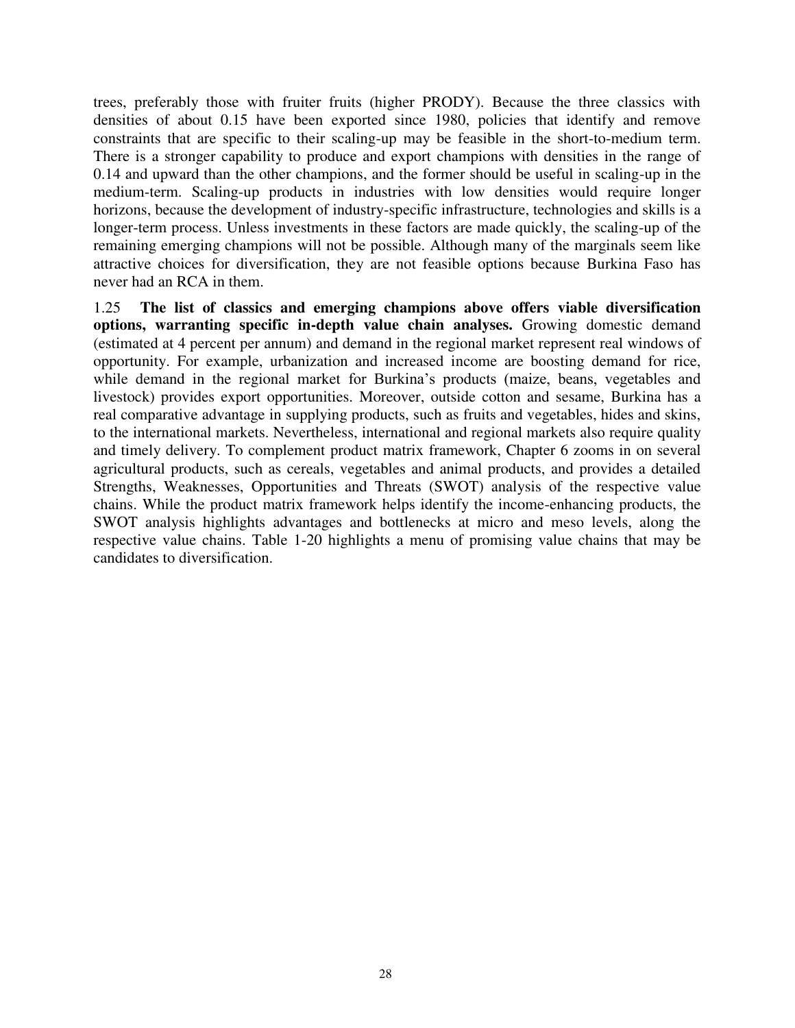trees, preferably those with fruiter fruits (higher PRODY). Because the three classics with densities of about 0.15 have been exported since 1980, policies that identify and remove constraints that are specific to their scaling-up may be feasible in the short-to-medium term. There is a stronger capability to produce and export champions with densities in the range of 0.14 and upward than the other champions, and the former should be useful in scaling-up in the medium-term. Scaling-up products in industries with low densities would require longer horizons, because the development of industry-specific infrastructure, technologies and skills is a longer-term process. Unless investments in these factors are made quickly, the scaling-up of the remaining emerging champions will not be possible. Although many of the marginals seem like attractive choices for diversification, they are not feasible options because Burkina Faso has never had an RCA in them.

1.25 **The list of classics and emerging champions above offers viable diversification options, warranting specific in-depth value chain analyses.** Growing domestic demand (estimated at 4 percent per annum) and demand in the regional market represent real windows of opportunity. For example, urbanization and increased income are boosting demand for rice, while demand in the regional market for Burkina's products (maize, beans, vegetables and livestock) provides export opportunities. Moreover, outside cotton and sesame, Burkina has a real comparative advantage in supplying products, such as fruits and vegetables, hides and skins, to the international markets. Nevertheless, international and regional markets also require quality and timely delivery. To complement product matrix framework, Chapter 6 zooms in on several agricultural products, such as cereals, vegetables and animal products, and provides a detailed Strengths, Weaknesses, Opportunities and Threats (SWOT) analysis of the respective value chains. While the product matrix framework helps identify the income-enhancing products, the SWOT analysis highlights advantages and bottlenecks at micro and meso levels, along the respective value chains. Table 1-20 highlights a menu of promising value chains that may be candidates to diversification.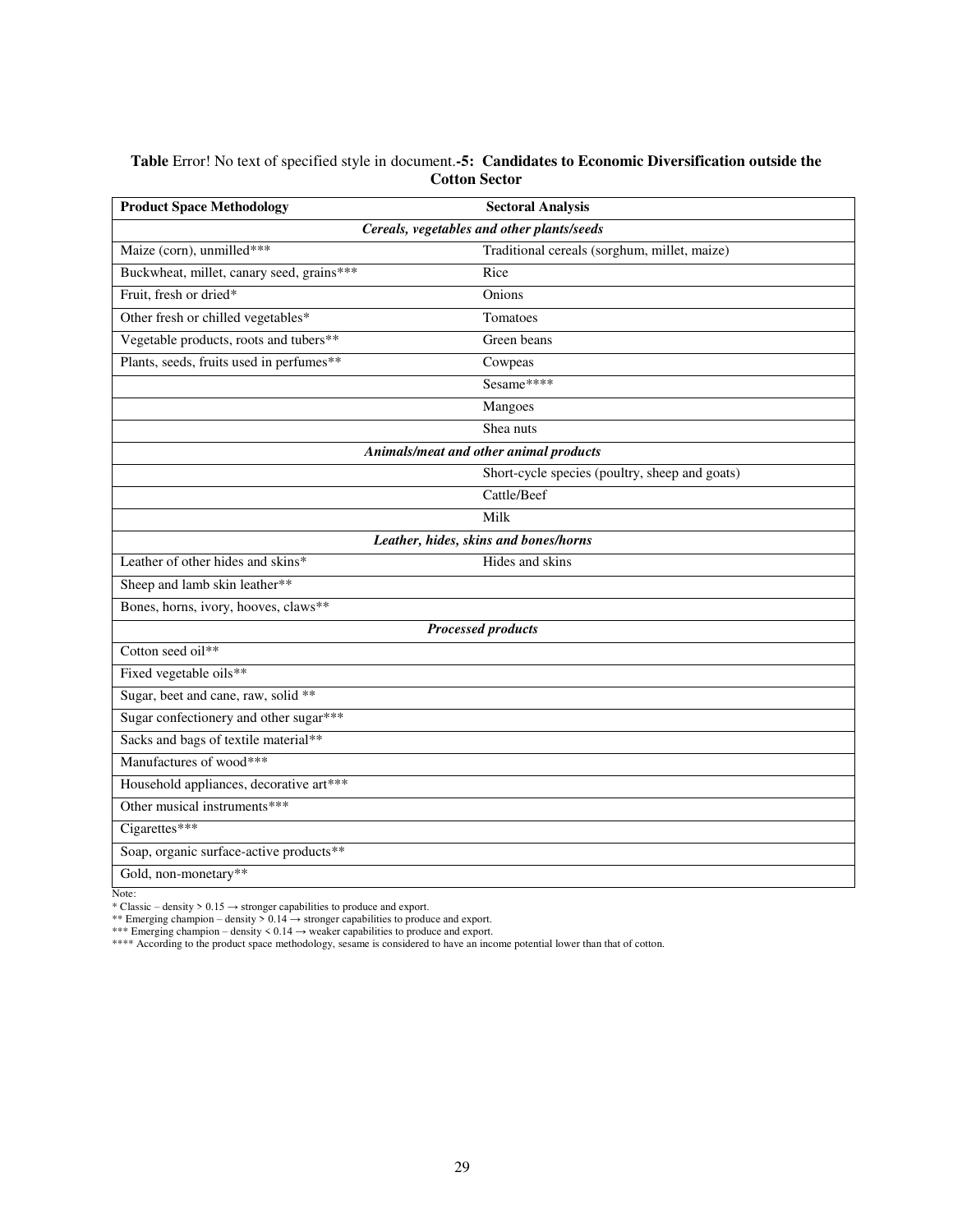**Table** Error! No text of specified style in document.**-5: Candidates to Economic Diversification outside the Cotton Sector**

| **Product Space Methodology** | **Sectoral Analysis** |
|---|---|
| ***Cereals, vegetables and other plants/seeds*** | |
| Maize (corn), unmilled*** | Traditional cereals (sorghum, millet, maize) |
| Buckwheat, millet, canary seed, grains*** | Rice |
| Fruit, fresh or dried* | Onions |
| Other fresh or chilled vegetables* | Tomatoes |
| Vegetable products, roots and tubers** | Green beans |
| Plants, seeds, fruits used in perfumes** | Cowpeas |
| | Sesame**** |
| | Mangoes |
| | Shea nuts |
| ***Animals/meat and other animal products*** | |
| | Short-cycle species (poultry, sheep and goats) |
| | Cattle/Beef |
| | Milk |
| ***Leather, hides, skins and bones/horns*** | |
| Leather of other hides and skins* | Hides and skins |
| Sheep and lamb skin leather** | |
| Bones, horns, ivory, hooves, claws** | |
| ***Processed products*** | |
| Cotton seed oil** | |
| Fixed vegetable oils** | |
| Sugar, beet and cane, raw, solid ** | |
| Sugar confectionery and other sugar*** | |
| Sacks and bags of textile material** | |
| Manufactures of wood*** | |
| Household appliances, decorative art*** | |
| Other musical instruments*** | |
| Cigarettes*** | |
| Soap, organic surface-active products** | |
| Gold, non-monetary** | |

Note:
* Classic – density > 0.15 → stronger capabilities to produce and export.
** Emerging champion – density > 0.14 → stronger capabilities to produce and export.
*** Emerging champion – density < 0.14 → weaker capabilities to produce and export.
**** According to the product space methodology, sesame is considered to have an income potential lower than that of cotton.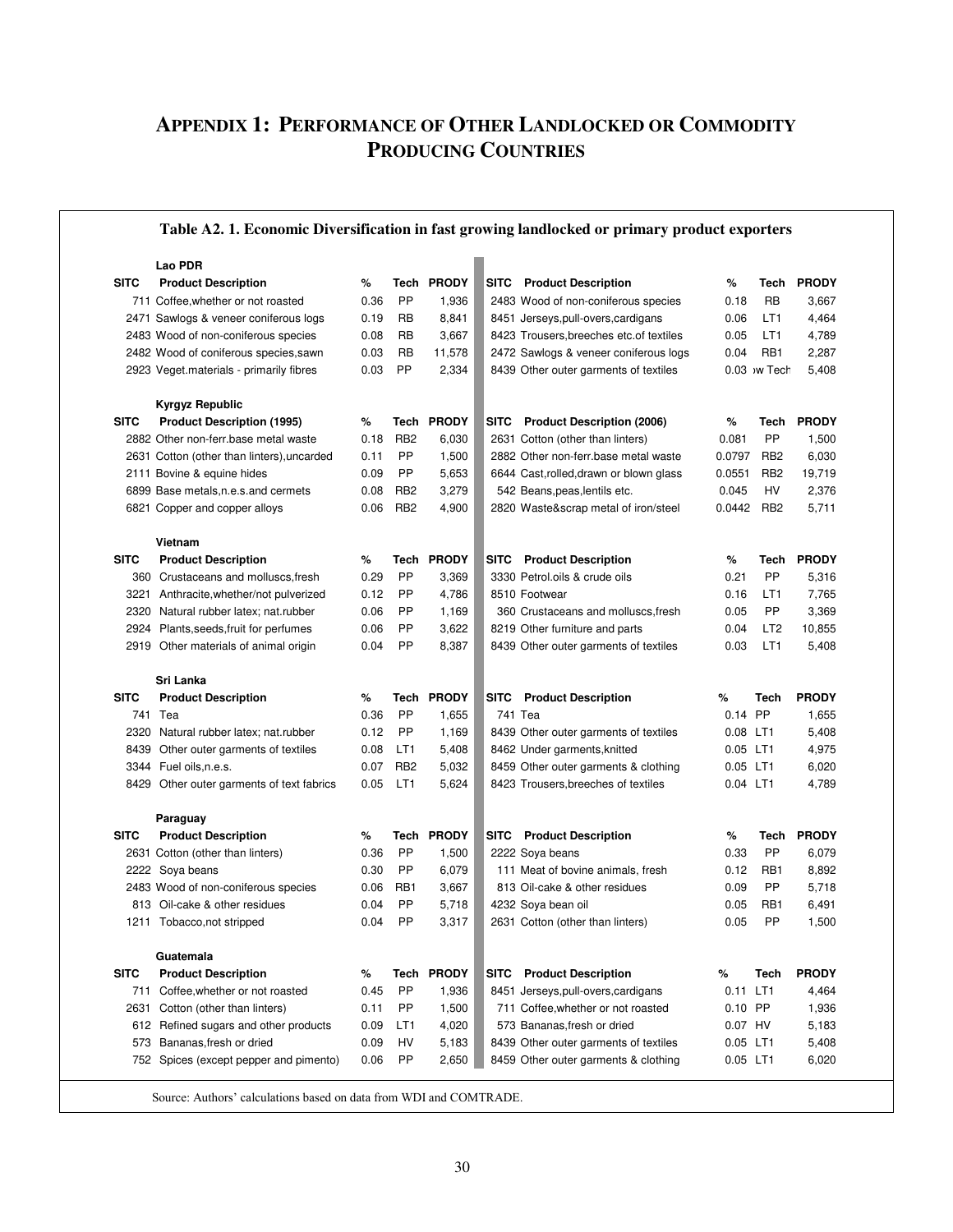# APPENDIX 1: PERFORMANCE OF OTHER LANDLOCKED OR COMMODITY PRODUCING COUNTRIES

**Table A2. 1. Economic Diversification in fast growing landlocked or primary product exporters**

| SITC | Product Description | % | Tech | PRODY | SITC | Product Description | % | Tech | PRODY |
|---|---|---|---|---|---|---|---|---|---|
| | **Lao PDR** | | | | | | | | |
| **SITC** | **Product Description** | **%** | **Tech** | **PRODY** | **SITC** | **Product Description** | **%** | **Tech** | **PRODY** |
| 711 | Coffee,whether or not roasted | 0.36 | PP | 1,936 | 2483 | Wood of non-coniferous species | 0.18 | RB | 3,667 |
| 2471 | Sawlogs & veneer coniferous logs | 0.19 | RB | 8,841 | 8451 | Jerseys,pull-overs,cardigans | 0.06 | LT1 | 4,464 |
| 2483 | Wood of non-coniferous species | 0.08 | RB | 3,667 | 8423 | Trousers,breeches etc.of textiles | 0.05 | LT1 | 4,789 |
| 2482 | Wood of coniferous species,sawn | 0.03 | RB | 11,578 | 2472 | Sawlogs & veneer coniferous logs | 0.04 | RB1 | 2,287 |
| 2923 | Veget.materials - primarily fibres | 0.03 | PP | 2,334 | 8439 | Other outer garments of textiles | 0.03 | ›w Tech | 5,408 |
| | **Kyrgyz Republic** | | | | | | | | |
| **SITC** | **Product Description (1995)** | **%** | **Tech** | **PRODY** | **SITC** | **Product Description (2006)** | **%** | **Tech** | **PRODY** |
| 2882 | Other non-ferr.base metal waste | 0.18 | RB2 | 6,030 | 2631 | Cotton (other than linters) | 0.081 | PP | 1,500 |
| 2631 | Cotton (other than linters),uncarded | 0.11 | PP | 1,500 | 2882 | Other non-ferr.base metal waste | 0.0797 | RB2 | 6,030 |
| 2111 | Bovine & equine hides | 0.09 | PP | 5,653 | 6644 | Cast,rolled,drawn or blown glass | 0.0551 | RB2 | 19,719 |
| 6899 | Base metals,n.e.s.and cermets | 0.08 | RB2 | 3,279 | 542 | Beans,peas,lentils etc. | 0.045 | HV | 2,376 |
| 6821 | Copper and copper alloys | 0.06 | RB2 | 4,900 | 2820 | Waste&scrap metal of iron/steel | 0.0442 | RB2 | 5,711 |
| | **Vietnam** | | | | | | | | |
| **SITC** | **Product Description** | **%** | **Tech** | **PRODY** | **SITC** | **Product Description** | **%** | **Tech** | **PRODY** |
| 360 | Crustaceans and molluscs,fresh | 0.29 | PP | 3,369 | 3330 | Petrol.oils & crude oils | 0.21 | PP | 5,316 |
| 3221 | Anthracite,whether/not pulverized | 0.12 | PP | 4,786 | 8510 | Footwear | 0.16 | LT1 | 7,765 |
| 2320 | Natural rubber latex; nat.rubber | 0.06 | PP | 1,169 | 360 | Crustaceans and molluscs,fresh | 0.05 | PP | 3,369 |
| 2924 | Plants,seeds,fruit for perfumes | 0.06 | PP | 3,622 | 8219 | Other furniture and parts | 0.04 | LT2 | 10,855 |
| 2919 | Other materials of animal origin | 0.04 | PP | 8,387 | 8439 | Other outer garments of textiles | 0.03 | LT1 | 5,408 |
| | **Sri Lanka** | | | | | | | | |
| **SITC** | **Product Description** | **%** | **Tech** | **PRODY** | **SITC** | **Product Description** | **%** | **Tech** | **PRODY** |
| 741 | Tea | 0.36 | PP | 1,655 | 741 | Tea | 0.14 | PP | 1,655 |
| 2320 | Natural rubber latex; nat.rubber | 0.12 | PP | 1,169 | 8439 | Other outer garments of textiles | 0.08 | LT1 | 5,408 |
| 8439 | Other outer garments of textiles | 0.08 | LT1 | 5,408 | 8462 | Under garments,knitted | 0.05 | LT1 | 4,975 |
| 3344 | Fuel oils,n.e.s. | 0.07 | RB2 | 5,032 | 8459 | Other outer garments & clothing | 0.05 | LT1 | 6,020 |
| 8429 | Other outer garments of text fabrics | 0.05 | LT1 | 5,624 | 8423 | Trousers,breeches of textiles | 0.04 | LT1 | 4,789 |
| | **Paraguay** | | | | | | | | |
| **SITC** | **Product Description** | **%** | **Tech** | **PRODY** | **SITC** | **Product Description** | **%** | **Tech** | **PRODY** |
| 2631 | Cotton (other than linters) | 0.36 | PP | 1,500 | 2222 | Soya beans | 0.33 | PP | 6,079 |
| 2222 | Soya beans | 0.30 | PP | 6,079 | 111 | Meat of bovine animals, fresh | 0.12 | RB1 | 8,892 |
| 2483 | Wood of non-coniferous species | 0.06 | RB1 | 3,667 | 813 | Oil-cake & other residues | 0.09 | PP | 5,718 |
| 813 | Oil-cake & other residues | 0.04 | PP | 5,718 | 4232 | Soya bean oil | 0.05 | RB1 | 6,491 |
| 1211 | Tobacco,not stripped | 0.04 | PP | 3,317 | 2631 | Cotton (other than linters) | 0.05 | PP | 1,500 |
| | **Guatemala** | | | | | | | | |
| **SITC** | **Product Description** | **%** | **Tech** | **PRODY** | **SITC** | **Product Description** | **%** | **Tech** | **PRODY** |
| 711 | Coffee,whether or not roasted | 0.45 | PP | 1,936 | 8451 | Jerseys,pull-overs,cardigans | 0.11 | LT1 | 4,464 |
| 2631 | Cotton (other than linters) | 0.11 | PP | 1,500 | 711 | Coffee,whether or not roasted | 0.10 | PP | 1,936 |
| 612 | Refined sugars and other products | 0.09 | LT1 | 4,020 | 573 | Bananas,fresh or dried | 0.07 | HV | 5,183 |
| 573 | Bananas,fresh or dried | 0.09 | HV | 5,183 | 8439 | Other outer garments of textiles | 0.05 | LT1 | 5,408 |
| 752 | Spices (except pepper and pimento) | 0.06 | PP | 2,650 | 8459 | Other outer garments & clothing | 0.05 | LT1 | 6,020 |

Source: Authors' calculations based on data from WDI and COMTRADE.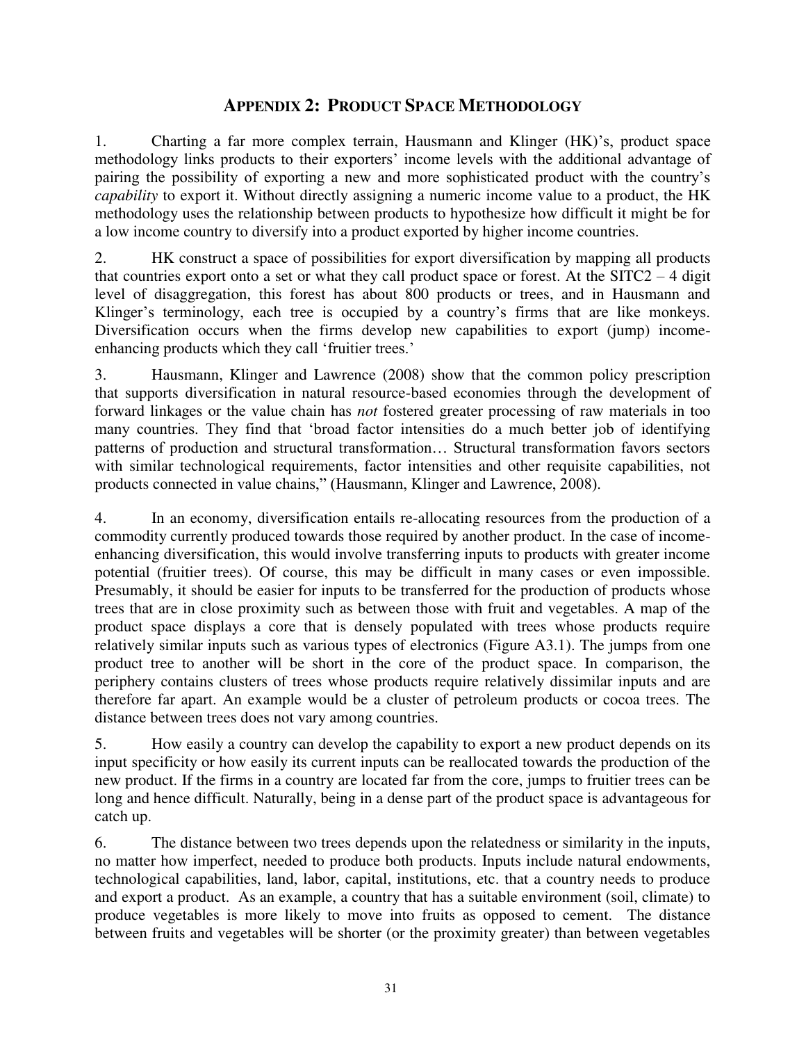## APPENDIX 2: PRODUCT SPACE METHODOLOGY

1. Charting a far more complex terrain, Hausmann and Klinger (HK)'s, product space methodology links products to their exporters' income levels with the additional advantage of pairing the possibility of exporting a new and more sophisticated product with the country's *capability* to export it. Without directly assigning a numeric income value to a product, the HK methodology uses the relationship between products to hypothesize how difficult it might be for a low income country to diversify into a product exported by higher income countries.

2. HK construct a space of possibilities for export diversification by mapping all products that countries export onto a set or what they call product space or forest. At the SITC2 – 4 digit level of disaggregation, this forest has about 800 products or trees, and in Hausmann and Klinger's terminology, each tree is occupied by a country's firms that are like monkeys. Diversification occurs when the firms develop new capabilities to export (jump) income-enhancing products which they call 'fruitier trees.'

3. Hausmann, Klinger and Lawrence (2008) show that the common policy prescription that supports diversification in natural resource-based economies through the development of forward linkages or the value chain has *not* fostered greater processing of raw materials in too many countries. They find that 'broad factor intensities do a much better job of identifying patterns of production and structural transformation… Structural transformation favors sectors with similar technological requirements, factor intensities and other requisite capabilities, not products connected in value chains," (Hausmann, Klinger and Lawrence, 2008).

4. In an economy, diversification entails re-allocating resources from the production of a commodity currently produced towards those required by another product. In the case of income-enhancing diversification, this would involve transferring inputs to products with greater income potential (fruitier trees). Of course, this may be difficult in many cases or even impossible. Presumably, it should be easier for inputs to be transferred for the production of products whose trees that are in close proximity such as between those with fruit and vegetables. A map of the product space displays a core that is densely populated with trees whose products require relatively similar inputs such as various types of electronics (Figure A3.1). The jumps from one product tree to another will be short in the core of the product space. In comparison, the periphery contains clusters of trees whose products require relatively dissimilar inputs and are therefore far apart. An example would be a cluster of petroleum products or cocoa trees. The distance between trees does not vary among countries.

5. How easily a country can develop the capability to export a new product depends on its input specificity or how easily its current inputs can be reallocated towards the production of the new product. If the firms in a country are located far from the core, jumps to fruitier trees can be long and hence difficult. Naturally, being in a dense part of the product space is advantageous for catch up.

6. The distance between two trees depends upon the relatedness or similarity in the inputs, no matter how imperfect, needed to produce both products. Inputs include natural endowments, technological capabilities, land, labor, capital, institutions, etc. that a country needs to produce and export a product. As an example, a country that has a suitable environment (soil, climate) to produce vegetables is more likely to move into fruits as opposed to cement. The distance between fruits and vegetables will be shorter (or the proximity greater) than between vegetables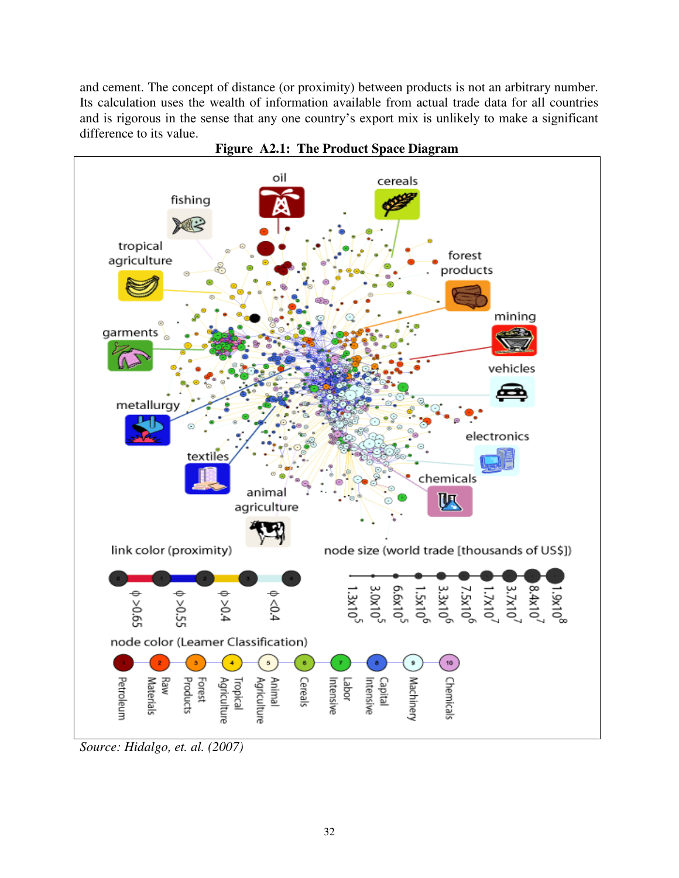and cement. The concept of distance (or proximity) between products is not an arbitrary number. Its calculation uses the wealth of information available from actual trade data for all countries and is rigorous in the sense that any one country's export mix is unlikely to make a significant difference to its value.

**Figure A2.1: The Product Space Diagram**

*Source: Hidalgo, et. al. (2007)*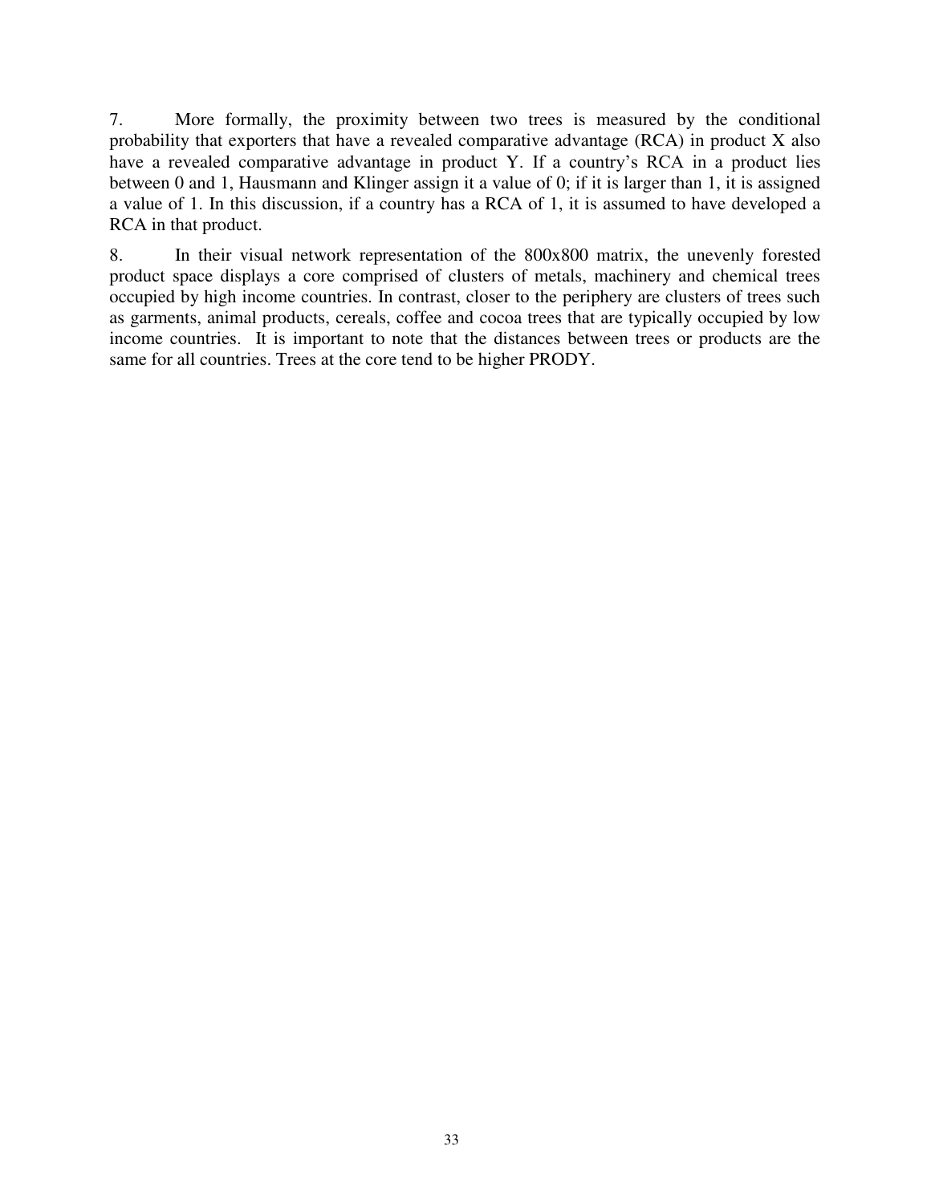7. More formally, the proximity between two trees is measured by the conditional probability that exporters that have a revealed comparative advantage (RCA) in product X also have a revealed comparative advantage in product Y. If a country's RCA in a product lies between 0 and 1, Hausmann and Klinger assign it a value of 0; if it is larger than 1, it is assigned a value of 1. In this discussion, if a country has a RCA of 1, it is assumed to have developed a RCA in that product.

8. In their visual network representation of the 800x800 matrix, the unevenly forested product space displays a core comprised of clusters of metals, machinery and chemical trees occupied by high income countries. In contrast, closer to the periphery are clusters of trees such as garments, animal products, cereals, coffee and cocoa trees that are typically occupied by low income countries. It is important to note that the distances between trees or products are the same for all countries. Trees at the core tend to be higher PRODY.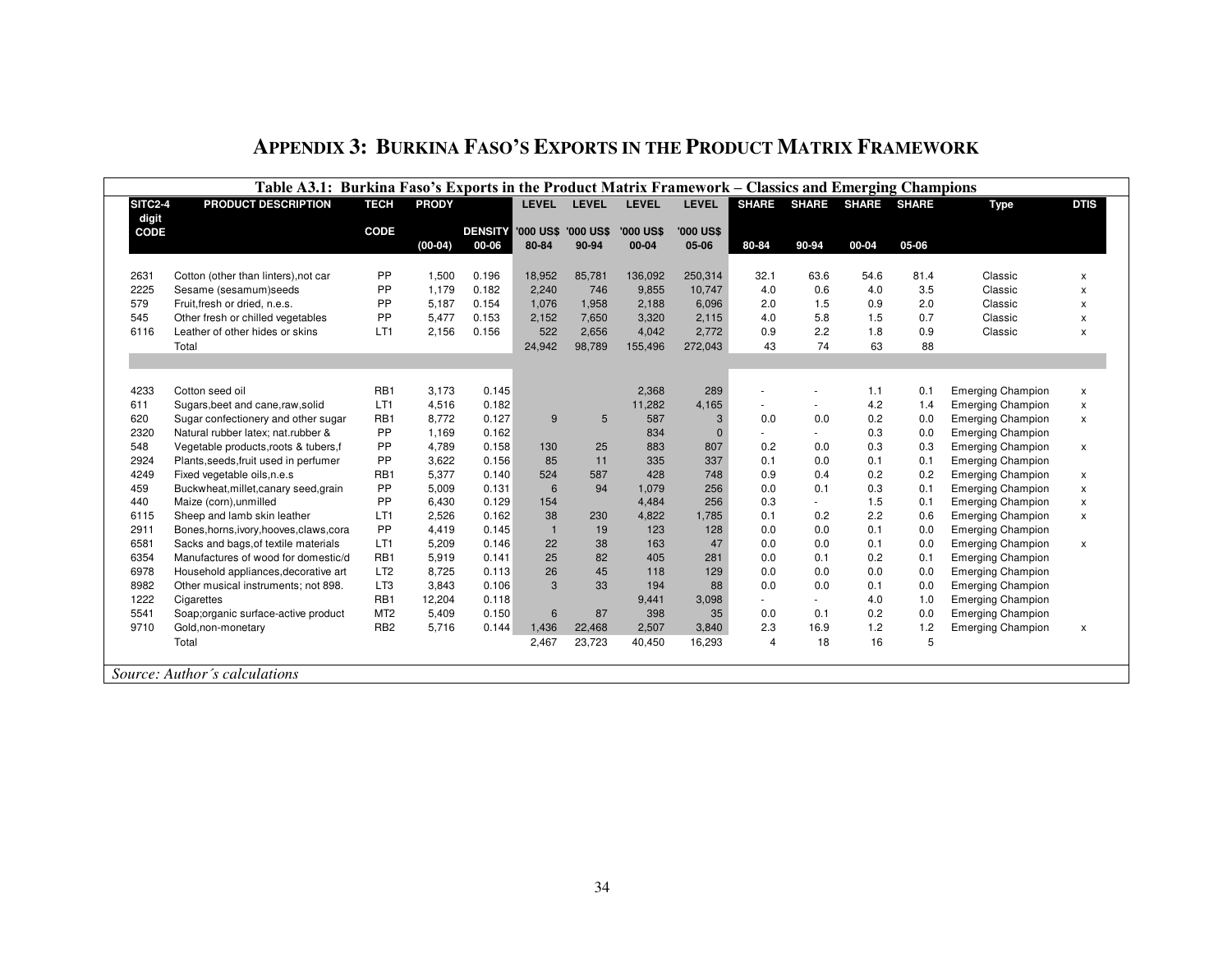## APPENDIX 3: BURKINA FASO'S EXPORTS IN THE PRODUCT MATRIX FRAMEWORK

**Table A3.1: Burkina Faso's Exports in the Product Matrix Framework – Classics and Emerging Champions**

| SITC2-4 digit CODE | PRODUCT DESCRIPTION | TECH CODE | PRODY (00-04) | DENSITY 00-06 | LEVEL '000 US$ 80-84 | LEVEL '000 US$ 90-94 | LEVEL '000 US$ 00-04 | LEVEL '000 US$ 05-06 | SHARE 80-84 | SHARE 90-94 | SHARE 00-04 | SHARE 05-06 | Type | DTIS |
|---|---|---|---|---|---|---|---|---|---|---|---|---|---|---|
| 2631 | Cotton (other than linters),not car | PP | 1,500 | 0.196 | 18,952 | 85,781 | 136,092 | 250,314 | 32.1 | 63.6 | 54.6 | 81.4 | Classic | x |
| 2225 | Sesame (sesamum)seeds | PP | 1,179 | 0.182 | 2,240 | 746 | 9,855 | 10,747 | 4.0 | 0.6 | 4.0 | 3.5 | Classic | x |
| 579 | Fruit,fresh or dried, n.e.s. | PP | 5,187 | 0.154 | 1,076 | 1,958 | 2,188 | 6,096 | 2.0 | 1.5 | 0.9 | 2.0 | Classic | x |
| 545 | Other fresh or chilled vegetables | PP | 5,477 | 0.153 | 2,152 | 7,650 | 3,320 | 2,115 | 4.0 | 5.8 | 1.5 | 0.7 | Classic | x |
| 6116 | Leather of other hides or skins | LT1 | 2,156 | 0.156 | 522 | 2,656 | 4,042 | 2,772 | 0.9 | 2.2 | 1.8 | 0.9 | Classic | x |
| | Total | | | | 24,942 | 98,789 | 155,496 | 272,043 | 43 | 74 | 63 | 88 | | |
| | | | | | | | | | | | | | | |
| 4233 | Cotton seed oil | RB1 | 3,173 | 0.145 | | | 2,368 | 289 | - | - | 1.1 | 0.1 | Emerging Champion | x |
| 611 | Sugars,beet and cane,raw,solid | LT1 | 4,516 | 0.182 | | | 11,282 | 4,165 | - | - | 4.2 | 1.4 | Emerging Champion | x |
| 620 | Sugar confectionery and other sugar | RB1 | 8,772 | 0.127 | 9 | 5 | 587 | 3 | 0.0 | 0.0 | 0.2 | 0.0 | Emerging Champion | x |
| 2320 | Natural rubber latex; nat.rubber & | PP | 1,169 | 0.162 | | | 834 | 0 | - | - | 0.3 | 0.0 | Emerging Champion | |
| 548 | Vegetable products,roots & tubers,f | PP | 4,789 | 0.158 | 130 | 25 | 883 | 807 | 0.2 | 0.0 | 0.3 | 0.3 | Emerging Champion | x |
| 2924 | Plants,seeds,fruit used in perfumer | PP | 3,622 | 0.156 | 85 | 11 | 335 | 337 | 0.1 | 0.0 | 0.1 | 0.1 | Emerging Champion | |
| 4249 | Fixed vegetable oils,n.e.s | RB1 | 5,377 | 0.140 | 524 | 587 | 428 | 748 | 0.9 | 0.4 | 0.2 | 0.2 | Emerging Champion | x |
| 459 | Buckwheat,millet,canary seed,grain | PP | 5,009 | 0.131 | 6 | 94 | 1,079 | 256 | 0.0 | 0.1 | 0.3 | 0.1 | Emerging Champion | x |
| 440 | Maize (corn),unmilled | PP | 6,430 | 0.129 | 154 | | 4,484 | 256 | 0.3 | - | 1.5 | 0.1 | Emerging Champion | x |
| 6115 | Sheep and lamb skin leather | LT1 | 2,526 | 0.162 | 38 | 230 | 4,822 | 1,785 | 0.1 | 0.2 | 2.2 | 0.6 | Emerging Champion | x |
| 2911 | Bones,horns,ivory,hooves,claws,cora | PP | 4,419 | 0.145 | 1 | 19 | 123 | 128 | 0.0 | 0.0 | 0.1 | 0.0 | Emerging Champion | |
| 6581 | Sacks and bags,of textile materials | LT1 | 5,209 | 0.146 | 22 | 38 | 163 | 47 | 0.0 | 0.0 | 0.1 | 0.0 | Emerging Champion | x |
| 6354 | Manufactures of wood for domestic/d | RB1 | 5,919 | 0.141 | 25 | 82 | 405 | 281 | 0.0 | 0.1 | 0.2 | 0.1 | Emerging Champion | |
| 6978 | Household appliances,decorative art | LT2 | 8,725 | 0.113 | 26 | 45 | 118 | 129 | 0.0 | 0.0 | 0.0 | 0.0 | Emerging Champion | |
| 8982 | Other musical instruments; not 898. | LT3 | 3,843 | 0.106 | 3 | 33 | 194 | 88 | 0.0 | 0.0 | 0.1 | 0.0 | Emerging Champion | |
| 1222 | Cigarettes | RB1 | 12,204 | 0.118 | | | 9,441 | 3,098 | - | - | 4.0 | 1.0 | Emerging Champion | |
| 5541 | Soap;organic surface-active product | MT2 | 5,409 | 0.150 | 6 | 87 | 398 | 35 | 0.0 | 0.1 | 0.2 | 0.0 | Emerging Champion | |
| 9710 | Gold,non-monetary | RB2 | 5,716 | 0.144 | 1,436 | 22,468 | 2,507 | 3,840 | 2.3 | 16.9 | 1.2 | 1.2 | Emerging Champion | x |
| | Total | | | | 2,467 | 23,723 | 40,450 | 16,293 | 4 | 18 | 16 | 5 | | |

*Source: Author´s calculations*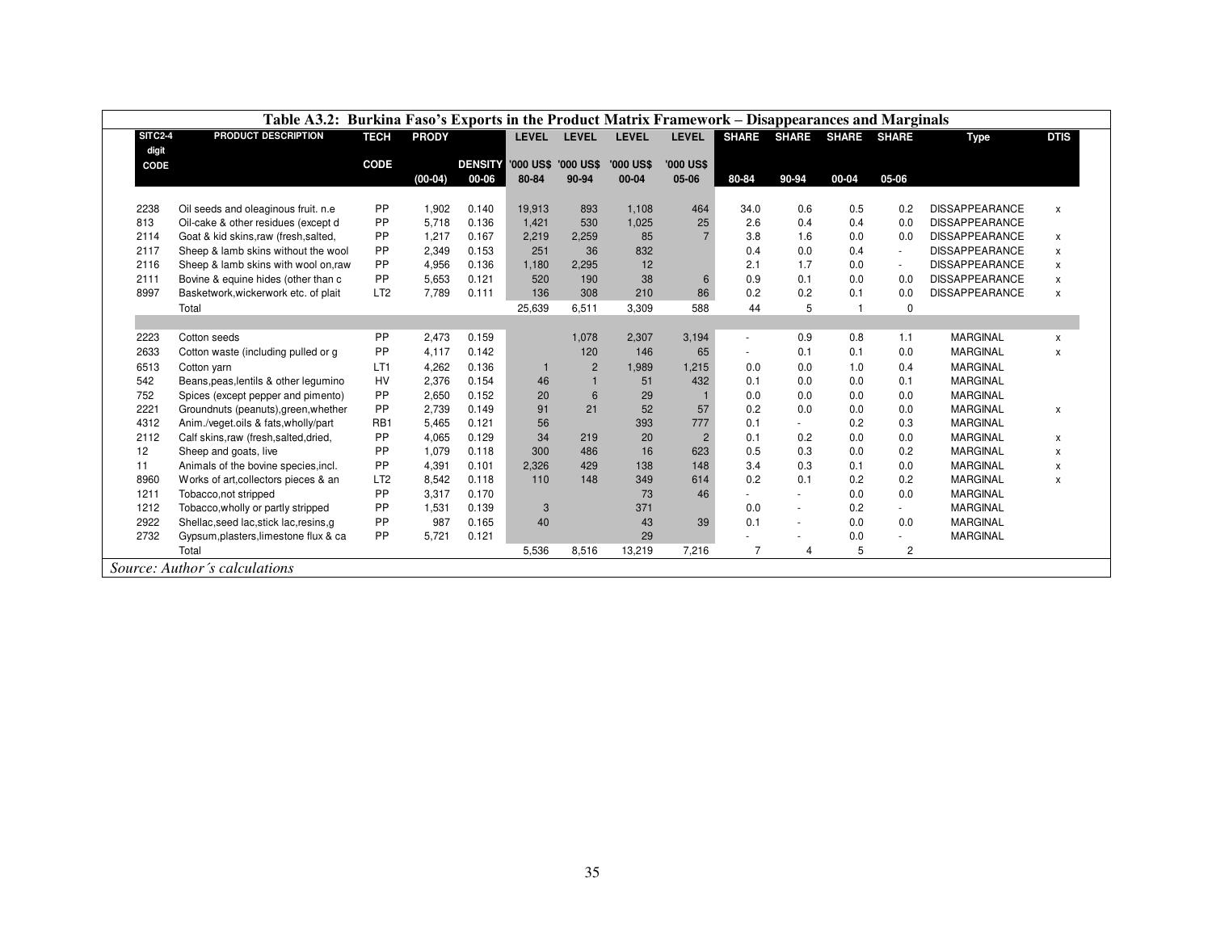**Table A3.2: Burkina Faso's Exports in the Product Matrix Framework – Disappearances and Marginals**

| SITC2-4 digit CODE | PRODUCT DESCRIPTION | TECH CODE | PRODY (00-04) | DENSITY 00-06 | LEVEL '000 US$ 80-84 | LEVEL '000 US$ 90-94 | LEVEL '000 US$ 00-04 | LEVEL '000 US$ 05-06 | SHARE 80-84 | SHARE 90-94 | SHARE 00-04 | SHARE 05-06 | Type | DTIS |
|---|---|---|---|---|---|---|---|---|---|---|---|---|---|---|
| 2238 | Oil seeds and oleaginous fruit. n.e | PP | 1,902 | 0.140 | 19,913 | 893 | 1,108 | 464 | 34.0 | 0.6 | 0.5 | 0.2 | DISSAPPEARANCE | x |
| 813 | Oil-cake & other residues (except d | PP | 5,718 | 0.136 | 1,421 | 530 | 1,025 | 25 | 2.6 | 0.4 | 0.4 | 0.0 | DISSAPPEARANCE | |
| 2114 | Goat & kid skins,raw (fresh,salted, | PP | 1,217 | 0.167 | 2,219 | 2,259 | 85 | 7 | 3.8 | 1.6 | 0.0 | 0.0 | DISSAPPEARANCE | x |
| 2117 | Sheep & lamb skins without the wool | PP | 2,349 | 0.153 | 251 | 36 | 832 | | 0.4 | 0.0 | 0.4 | - | DISSAPPEARANCE | x |
| 2116 | Sheep & lamb skins with wool on,raw | PP | 4,956 | 0.136 | 1,180 | 2,295 | 12 | | 2.1 | 1.7 | 0.0 | - | DISSAPPEARANCE | x |
| 2111 | Bovine & equine hides (other than c | PP | 5,653 | 0.121 | 520 | 190 | 38 | 6 | 0.9 | 0.1 | 0.0 | 0.0 | DISSAPPEARANCE | x |
| 8997 | Basketwork,wickerwork etc. of plait | LT2 | 7,789 | 0.111 | 136 | 308 | 210 | 86 | 0.2 | 0.2 | 0.1 | 0.0 | DISSAPPEARANCE | x |
| | Total | | | | 25,639 | 6,511 | 3,309 | 588 | 44 | 5 | 1 | 0 | | |
| | | | | | | | | | | | | | | |
| 2223 | Cotton seeds | PP | 2,473 | 0.159 | | 1,078 | 2,307 | 3,194 | - | 0.9 | 0.8 | 1.1 | MARGINAL | x |
| 2633 | Cotton waste (including pulled or g | PP | 4,117 | 0.142 | | 120 | 146 | 65 | - | 0.1 | 0.1 | 0.0 | MARGINAL | x |
| 6513 | Cotton yarn | LT1 | 4,262 | 0.136 | 1 | 2 | 1,989 | 1,215 | 0.0 | 0.0 | 1.0 | 0.4 | MARGINAL | |
| 542 | Beans,peas,lentils & other legumino | HV | 2,376 | 0.154 | 46 | 1 | 51 | 432 | 0.1 | 0.0 | 0.0 | 0.1 | MARGINAL | |
| 752 | Spices (except pepper and pimento) | PP | 2,650 | 0.152 | 20 | 6 | 29 | 1 | 0.0 | 0.0 | 0.0 | 0.0 | MARGINAL | |
| 2221 | Groundnuts (peanuts),green,whether | PP | 2,739 | 0.149 | 91 | 21 | 52 | 57 | 0.2 | 0.0 | 0.0 | 0.0 | MARGINAL | x |
| 4312 | Anim./veget.oils & fats,wholly/part | RB1 | 5,465 | 0.121 | 56 | | 393 | 777 | 0.1 | - | 0.2 | 0.3 | MARGINAL | |
| 2112 | Calf skins,raw (fresh,salted,dried, | PP | 4,065 | 0.129 | 34 | 219 | 20 | 2 | 0.1 | 0.2 | 0.0 | 0.0 | MARGINAL | x |
| 12 | Sheep and goats, live | PP | 1,079 | 0.118 | 300 | 486 | 16 | 623 | 0.5 | 0.3 | 0.0 | 0.2 | MARGINAL | x |
| 11 | Animals of the bovine species,incl. | PP | 4,391 | 0.101 | 2,326 | 429 | 138 | 148 | 3.4 | 0.3 | 0.1 | 0.0 | MARGINAL | x |
| 8960 | Works of art,collectors pieces & an | LT2 | 8,542 | 0.118 | 110 | 148 | 349 | 614 | 0.2 | 0.1 | 0.2 | 0.2 | MARGINAL | x |
| 1211 | Tobacco,not stripped | PP | 3,317 | 0.170 | | | 73 | 46 | - | - | 0.0 | 0.0 | MARGINAL | |
| 1212 | Tobacco,wholly or partly stripped | PP | 1,531 | 0.139 | 3 | | 371 | | 0.0 | - | 0.2 | - | MARGINAL | |
| 2922 | Shellac,seed lac,stick lac,resins,g | PP | 987 | 0.165 | 40 | | 43 | 39 | 0.1 | - | 0.0 | 0.0 | MARGINAL | |
| 2732 | Gypsum,plasters,limestone flux & ca | PP | 5,721 | 0.121 | | | 29 | | - | - | 0.0 | - | MARGINAL | |
| | Total | | | | 5,536 | 8,516 | 13,219 | 7,216 | 7 | 4 | 5 | 2 | | |

*Source: Author´s calculations*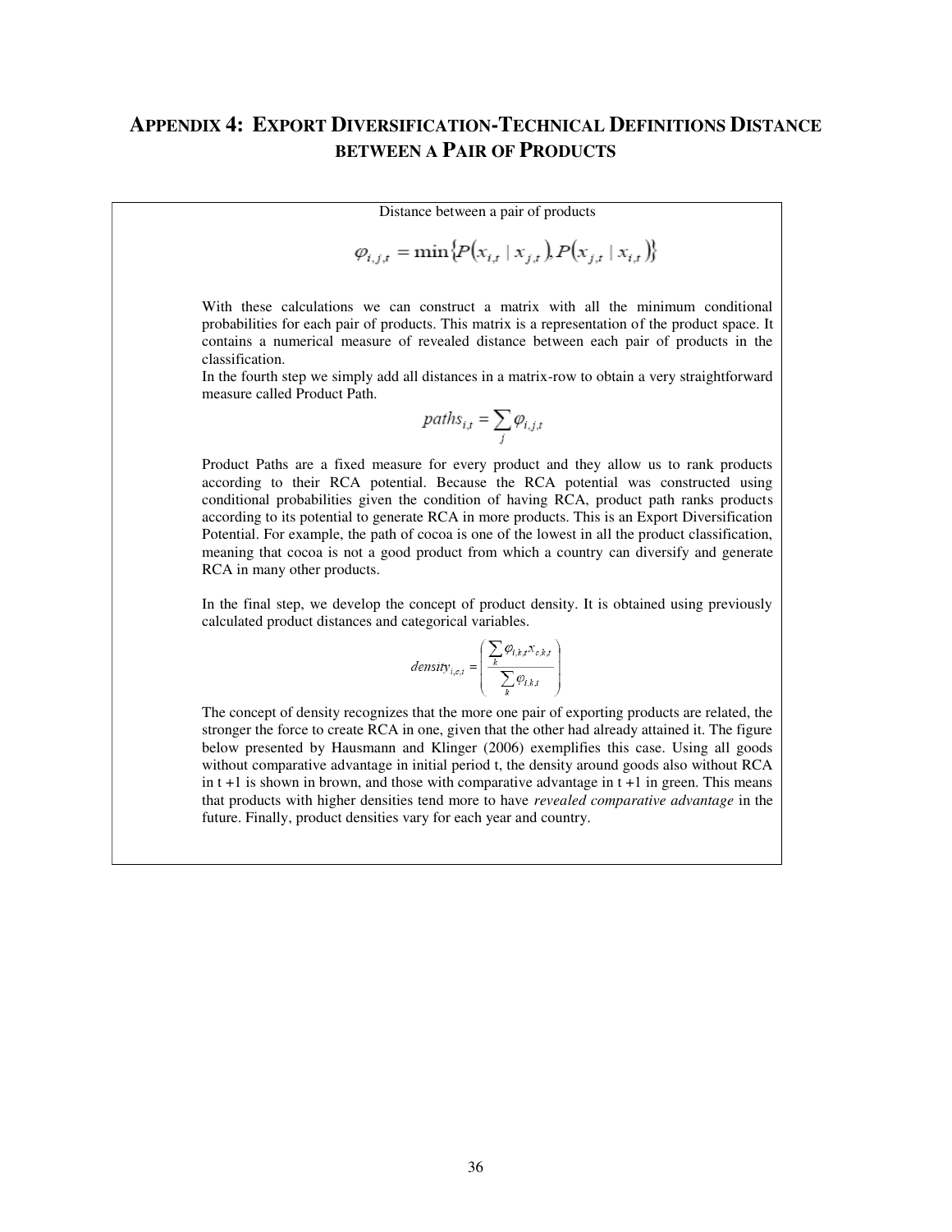## APPENDIX 4: EXPORT DIVERSIFICATION-TECHNICAL DEFINITIONS DISTANCE BETWEEN A PAIR OF PRODUCTS

Distance between a pair of products

$$\varphi_{i,j,t} = \min\{P(x_{i,t} \mid x_{j,t}), P(x_{j,t} \mid x_{i,t})\}$$

With these calculations we can construct a matrix with all the minimum conditional probabilities for each pair of products. This matrix is a representation of the product space. It contains a numerical measure of revealed distance between each pair of products in the classification.

In the fourth step we simply add all distances in a matrix-row to obtain a very straightforward measure called Product Path.

$$paths_{i,t} = \sum_{j} \varphi_{i,j,t}$$

Product Paths are a fixed measure for every product and they allow us to rank products according to their RCA potential. Because the RCA potential was constructed using conditional probabilities given the condition of having RCA, product path ranks products according to its potential to generate RCA in more products. This is an Export Diversification Potential. For example, the path of cocoa is one of the lowest in all the product classification, meaning that cocoa is not a good product from which a country can diversify and generate RCA in many other products.

In the final step, we develop the concept of product density. It is obtained using previously calculated product distances and categorical variables.

$$density_{i,c,t} = \left( \frac{\sum_{k} \varphi_{i,k,t} x_{c,k,t}}{\sum_{k} \varphi_{i,k,t}} \right)$$

The concept of density recognizes that the more one pair of exporting products are related, the stronger the force to create RCA in one, given that the other had already attained it. The figure below presented by Hausmann and Klinger (2006) exemplifies this case. Using all goods without comparative advantage in initial period t, the density around goods also without RCA in t +1 is shown in brown, and those with comparative advantage in t +1 in green. This means that products with higher densities tend more to have *revealed comparative advantage* in the future. Finally, product densities vary for each year and country.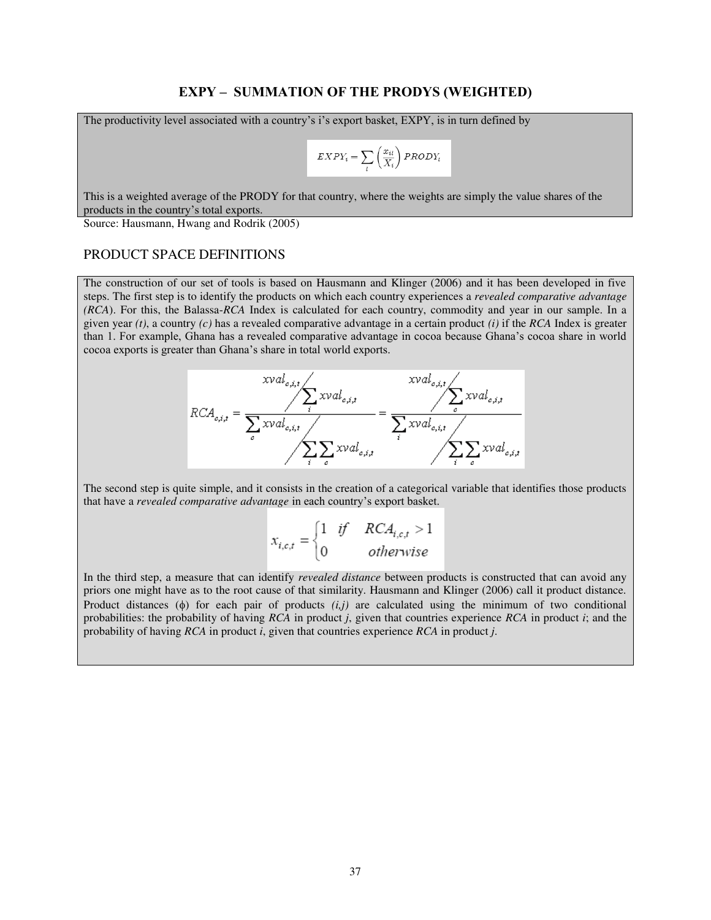## EXPY – SUMMATION OF THE PRODYS (WEIGHTED)

The productivity level associated with a country's i's export basket, EXPY, is in turn defined by

$$EXPY_i = \sum_l \left(\frac{x_{il}}{X_i}\right) PRODY_l$$

This is a weighted average of the PRODY for that country, where the weights are simply the value shares of the products in the country's total exports.

Source: Hausmann, Hwang and Rodrik (2005)

## PRODUCT SPACE DEFINITIONS

The construction of our set of tools is based on Hausmann and Klinger (2006) and it has been developed in five steps. The first step is to identify the products on which each country experiences a *revealed comparative advantage (RCA)*. For this, the Balassa-*RCA* Index is calculated for each country, commodity and year in our sample. In a given year *(t)*, a country *(c)* has a revealed comparative advantage in a certain product *(i)* if the *RCA* Index is greater than 1. For example, Ghana has a revealed comparative advantage in cocoa because Ghana's cocoa share in world cocoa exports is greater than Ghana's share in total world exports.

$$RCA_{c,i,t} = \frac{xval_{c,i,t} \Big/ \sum_i xval_{c,i,t}}{\sum_c xval_{c,i,t} \Big/ \sum_i \sum_c xval_{c,i,t}} = \frac{xval_{c,i,t} \Big/ \sum_c xval_{c,i,t}}{\sum_i xval_{c,i,t} \Big/ \sum_i \sum_c xval_{c,i,t}}$$

The second step is quite simple, and it consists in the creation of a categorical variable that identifies those products that have a *revealed comparative advantage* in each country's export basket.

$$x_{i,c,t} = \begin{cases} 1 & if \quad RCA_{i,c,t} > 1 \\ 0 & otherwise \end{cases}$$

In the third step, a measure that can identify *revealed distance* between products is constructed that can avoid any priors one might have as to the root cause of that similarity. Hausmann and Klinger (2006) call it product distance. Product distances ($\phi$) for each pair of products *(i,j)* are calculated using the minimum of two conditional probabilities: the probability of having *RCA* in product *j*, given that countries experience *RCA* in product *i*; and the probability of having *RCA* in product *i*, given that countries experience *RCA* in product *j*.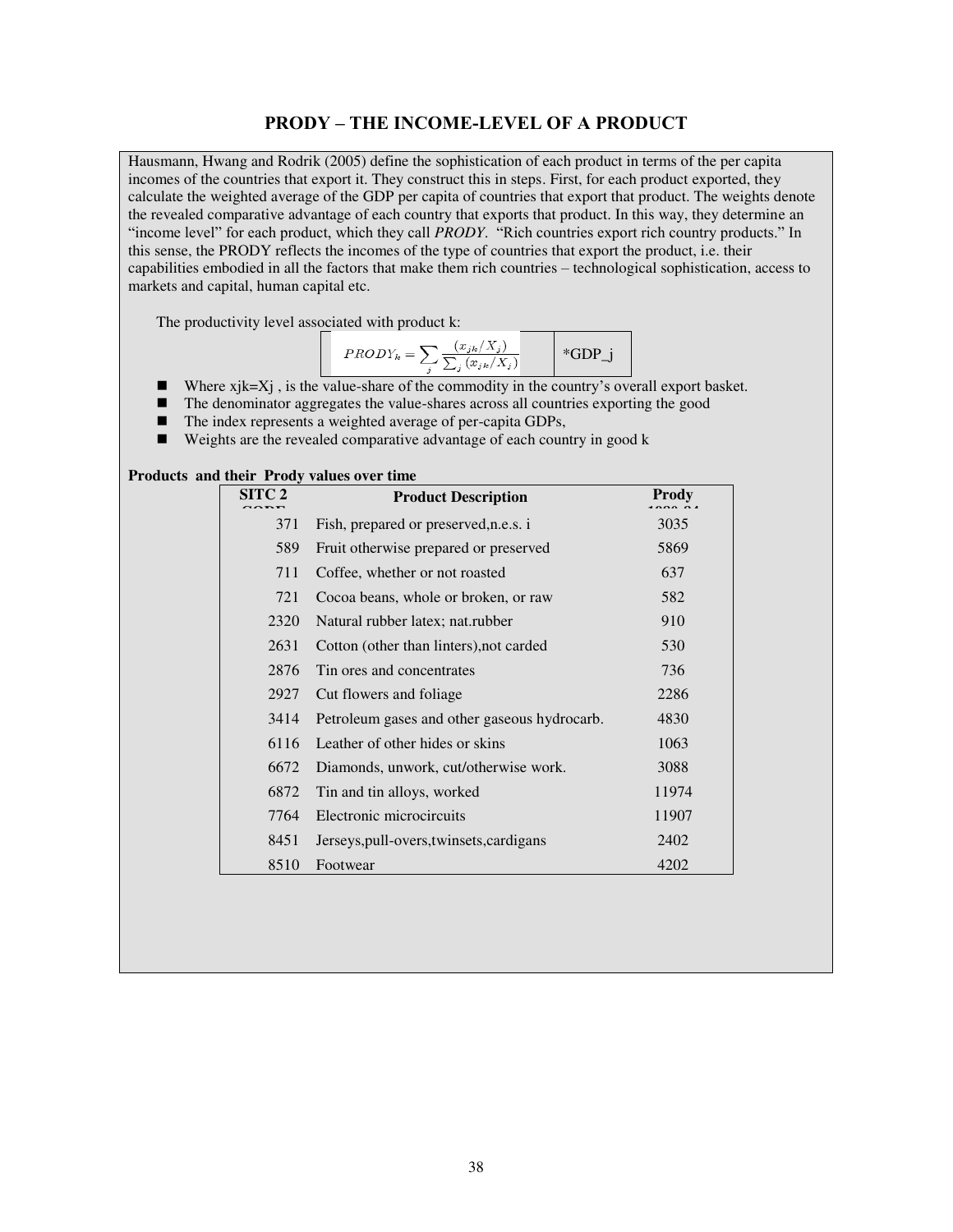# PRODY – THE INCOME-LEVEL OF A PRODUCT

Hausmann, Hwang and Rodrik (2005) define the sophistication of each product in terms of the per capita incomes of the countries that export it. They construct this in steps. First, for each product exported, they calculate the weighted average of the GDP per capita of countries that export that product. The weights denote the revealed comparative advantage of each country that exports that product. In this way, they determine an "income level" for each product, which they call *PRODY*. "Rich countries export rich country products." In this sense, the PRODY reflects the incomes of the type of countries that export the product, i.e. their capabilities embodied in all the factors that make them rich countries – technological sophistication, access to markets and capital, human capital etc.

The productivity level associated with product k:

$$PRODY_k = \sum_j \frac{(x_{jk}/X_j)}{\sum_j (x_{jk}/X_j)} \quad \text{*GDP\_j}$$

- Where xjk=Xj , is the value-share of the commodity in the country's overall export basket.
- The denominator aggregates the value-shares across all countries exporting the good
- The index represents a weighted average of per-capita GDPs,
- Weights are the revealed comparative advantage of each country in good k

**Products and their Prody values over time**

| SITC 2 CODE | Product Description | Prody 1980-84 |
|---|---|---|
| 371 | Fish, prepared or preserved,n.e.s. i | 3035 |
| 589 | Fruit otherwise prepared or preserved | 5869 |
| 711 | Coffee, whether or not roasted | 637 |
| 721 | Cocoa beans, whole or broken, or raw | 582 |
| 2320 | Natural rubber latex; nat.rubber | 910 |
| 2631 | Cotton (other than linters),not carded | 530 |
| 2876 | Tin ores and concentrates | 736 |
| 2927 | Cut flowers and foliage | 2286 |
| 3414 | Petroleum gases and other gaseous hydrocarb. | 4830 |
| 6116 | Leather of other hides or skins | 1063 |
| 6672 | Diamonds, unwork, cut/otherwise work. | 3088 |
| 6872 | Tin and tin alloys, worked | 11974 |
| 7764 | Electronic microcircuits | 11907 |
| 8451 | Jerseys,pull-overs,twinsets,cardigans | 2402 |
| 8510 | Footwear | 4202 |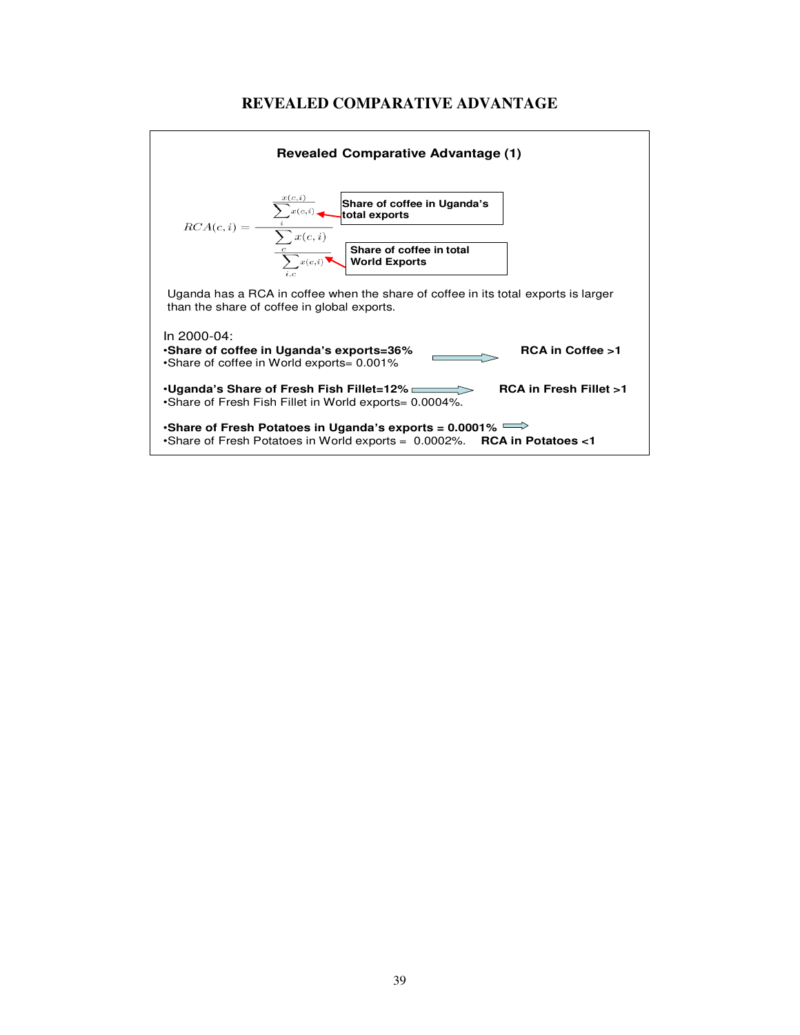# REVEALED COMPARATIVE ADVANTAGE

**Revealed Comparative Advantage (1)**

$$RCA(c,i) = \frac{\dfrac{x(c,i)}{\sum_i x(c,i)}}{\dfrac{\sum_c x(c,i)}{\sum_{i,c} x(c,i)}}$$

**Share of coffee in Uganda's total exports**

**Share of coffee in total World Exports**

Uganda has a RCA in coffee when the share of coffee in its total exports is larger than the share of coffee in global exports.

In 2000-04:

- **Share of coffee in Uganda's exports=36%** → **RCA in Coffee >1**
- Share of coffee in World exports= 0.001%

- **Uganda's Share of Fresh Fish Fillet=12%** → **RCA in Fresh Fillet >1**
- Share of Fresh Fish Fillet in World exports= 0.0004%.

- **Share of Fresh Potatoes in Uganda's exports = 0.0001%** →
- Share of Fresh Potatoes in World exports = 0.0002%. **RCA in Potatoes <1**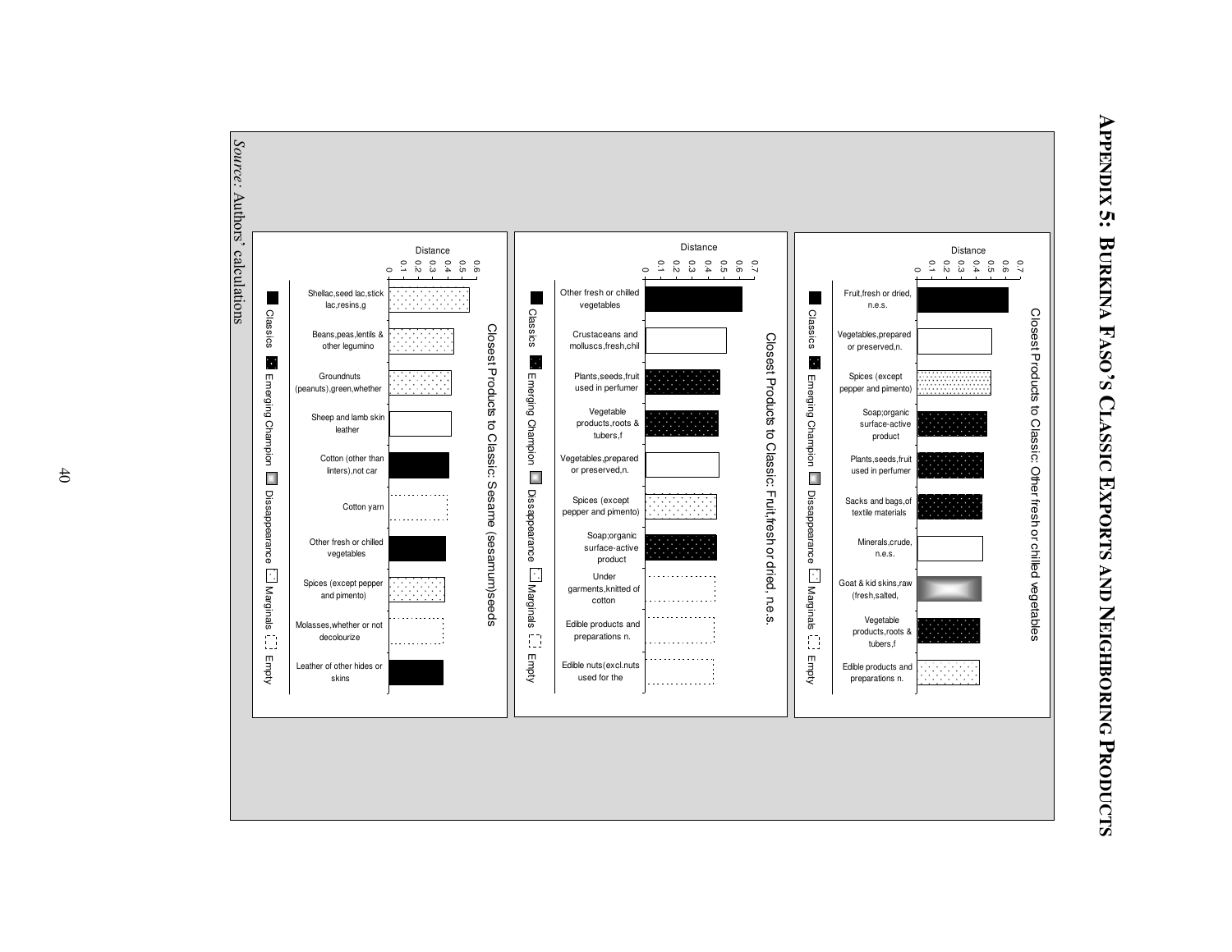# Appendix 5: Burkina Faso's Classic Exports and Neighboring Products

**Closest Products to Classic: Other fresh or chilled vegetables**

| Product | Category |
|---|---|
| Fruit,fresh or dried, n.e.s. | Classics |
| Vegetables,prepared or preserved,n. | Empty |
| Spices (except pepper and pimento) | Marginals |
| Soap;organic surface-active product | Emerging Champion |
| Plants,seeds,fruit used in perfumer | Emerging Champion |
| Sacks and bags,of textile materials | Emerging Champion |
| Minerals,crude, n.e.s. | Empty |
| Goat & kid skins,raw (fresh,salted, | Dissappearance |
| Vegetable products,roots & tubers,f | Emerging Champion |
| Edible products and preparations n. | Marginals |

Legend: Classics; Emerging Champion; Dissappearance; Marginals; Empty. Axis: Distance (0–0.7)

**Closest Products to Classic: Fruit,fresh or dried, n.e.s.**

| Product | Category |
|---|---|
| Other fresh or chilled vegetables | Classics |
| Crustaceans and molluscs,fresh,chil | Empty |
| Plants,seeds,fruit used in perfumer | Emerging Champion |
| Vegetable products,roots & tubers,f | Emerging Champion |
| Vegetables,prepared or preserved,n. | Empty |
| Spices (except pepper and pimento) | Marginals |
| Soap;organic surface-active product | Emerging Champion |
| Under garments,knitted of cotton | Empty |
| Edible products and preparations n. | Empty |
| Edible nuts(excl.nuts used for the | Empty |

Legend: Classics; Emerging Champion; Dissappearance; Marginals; Empty. Axis: Distance (0–0.7)

**Closest Products to Classic: Sesame (sesamum)seeds**

| Product | Category |
|---|---|
| Shellac,seed lac,stick lac,resins,g | Marginals |
| Beans,peas,lentils & other legumino | Marginals |
| Groundnuts (peanuts),green,whether | Marginals |
| Sheep and lamb skin leather | Empty |
| Cotton (other than linters),not car | Classics |
| Cotton yarn | Empty |
| Other fresh or chilled vegetables | Classics |
| Spices (except pepper and pimento) | Marginals |
| Molasses,whether or not decolourize | Empty |
| Leather of other hides or skins | Classics |

Legend: Classics; Emerging Champion; Dissappearance; Marginals; Empty. Axis: Distance (0–0.6)

*Source:* Authors' calculations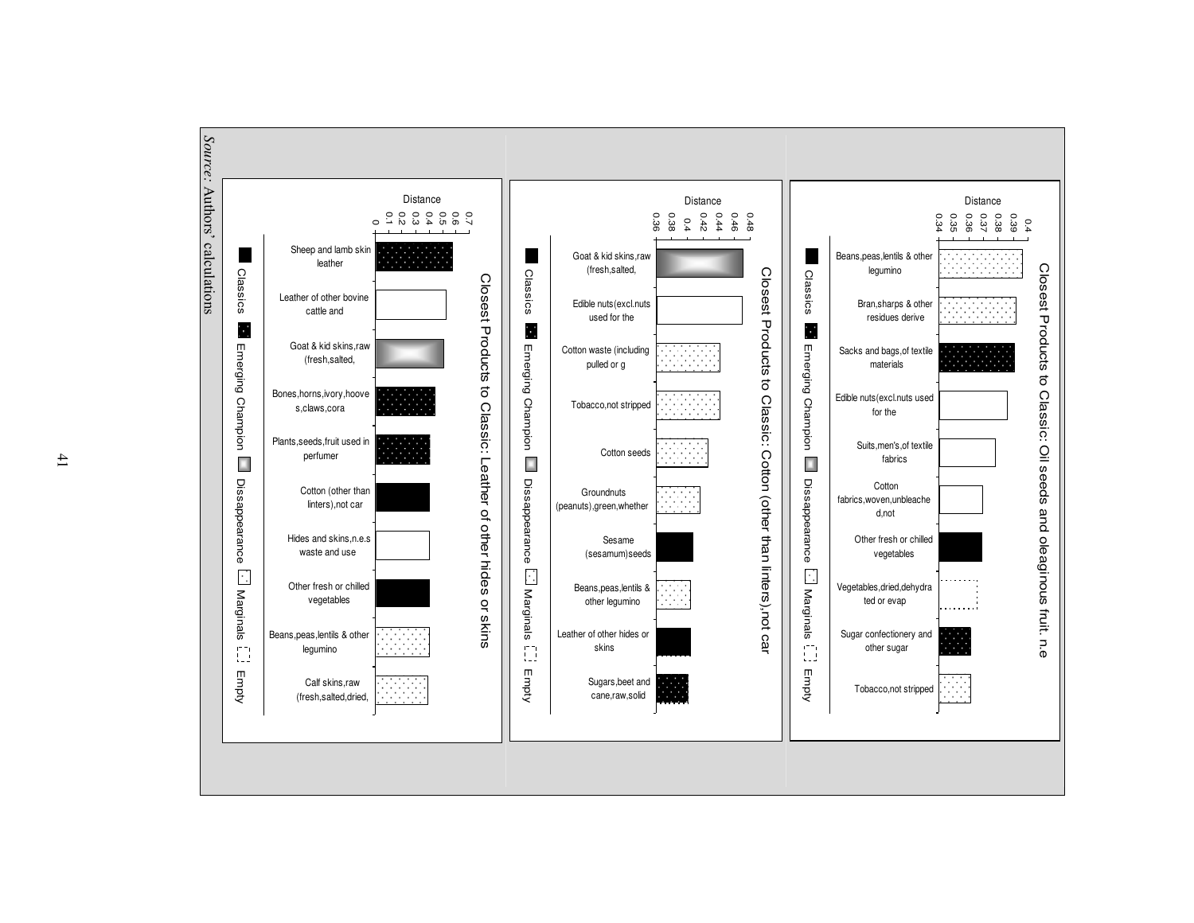## Closest Products to Classic: Leather of other hides or skins

Distance (axis 0 – 0.7)

| Product | Category |
|---|---|
| Sheep and lamb skin leather | Emerging Champion |
| Leather of other bovine cattle and | Empty |
| Goat & kid skins,raw (fresh,salted, | Dissappearance |
| Bones,horns,ivory,hoove s,claws,cora | Emerging Champion |
| Plants,seeds,fruit used in perfumer | Emerging Champion |
| Cotton (other than linters),not car | Classics |
| Hides and skins,n.e.s waste and use | Empty |
| Other fresh or chilled vegetables | Classics |
| Beans,peas,lentils & other legumino | Marginals |
| Calf skins,raw (fresh,salted,dried, | Marginals |

Legend: Classics, Emerging Champion, Dissappearance, Marginals, Empty

## Closest Products to Classic: Cotton (other than linters),not car

Distance (axis 0.36 – 0.48)

| Product | Category |
|---|---|
| Goat & kid skins,raw (fresh,salted, | Dissappearance |
| Edible nuts(excl.nuts used for the | Empty |
| Cotton waste (including pulled or g | Marginals |
| Tobacco,not stripped | Marginals |
| Cotton seeds | Marginals |
| Groundnuts (peanuts),green,whether | Marginals |
| Sesame (sesamum)seeds | Classics |
| Beans,peas,lentils & other legumino | Marginals |
| Leather of other hides or skins | Classics |
| Sugars,beet and cane,raw,solid | Emerging Champion |

Legend: Classics, Emerging Champion, Dissappearance, Marginals, Empty

## Closest Products to Classic: Oil seeds and oleaginous fruit. n.e

Distance (axis 0.34 – 0.4)

| Product | Category |
|---|---|
| Beans,peas,lentils & other legumino | Marginals |
| Bran,sharps & other residues derive | Marginals |
| Sacks and bags,of textile materials | Emerging Champion |
| Edible nuts(excl.nuts used for the | Empty |
| Suits,men's,of textile fabrics | Empty |
| Cotton fabrics,woven,unbleache d,not | Empty |
| Other fresh or chilled vegetables | Classics |
| Vegetables,dried,dehydra ted or evap | Empty |
| Sugar confectionery and other sugar | Emerging Champion |
| Tobacco,not stripped | Marginals |

Legend: Classics, Emerging Champion, Dissappearance, Marginals, Empty

*Source:* Authors' calculations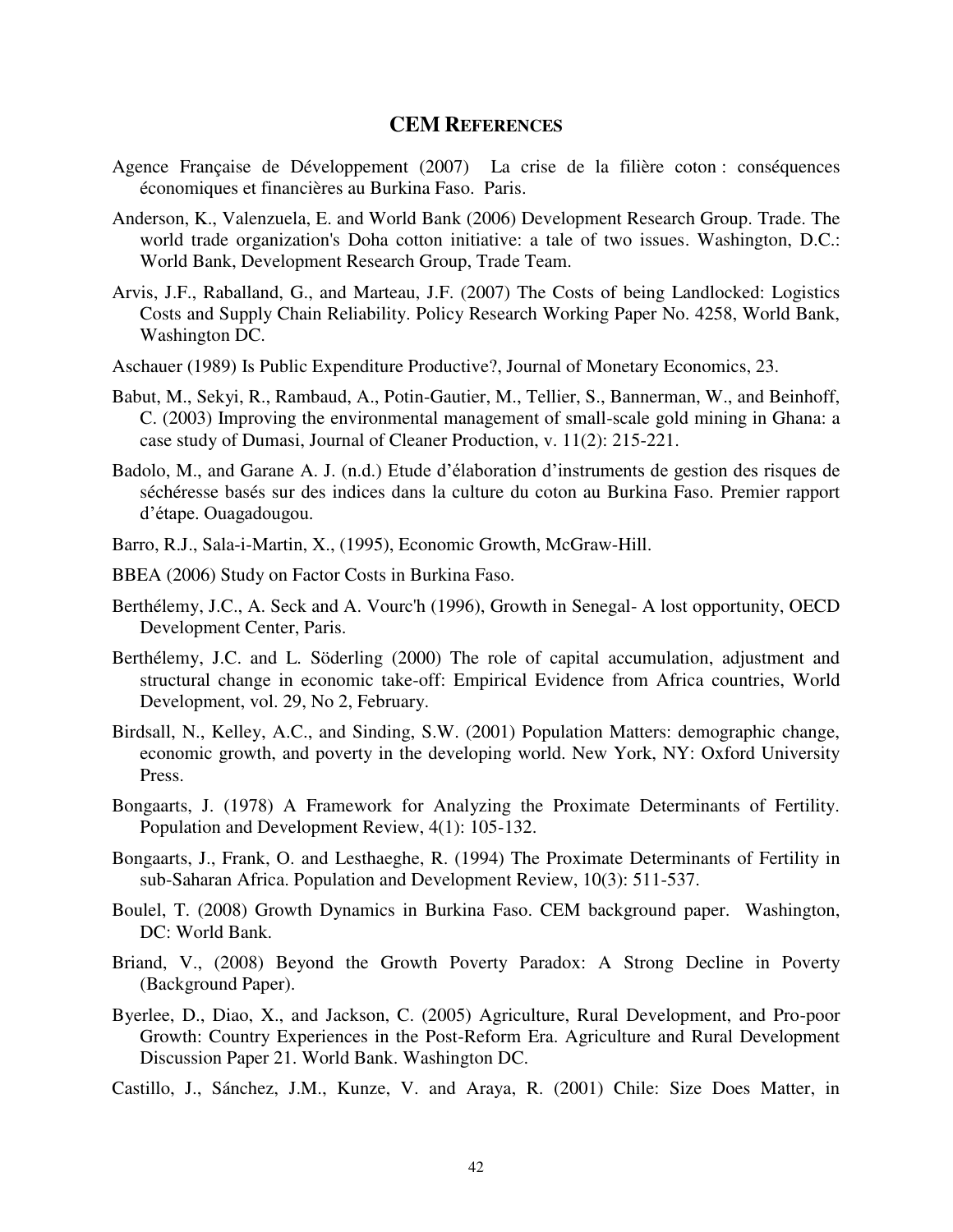## CEM REFERENCES

Agence Française de Développement (2007) La crise de la filière coton : conséquences économiques et financières au Burkina Faso. Paris.

Anderson, K., Valenzuela, E. and World Bank (2006) Development Research Group. Trade. The world trade organization's Doha cotton initiative: a tale of two issues. Washington, D.C.: World Bank, Development Research Group, Trade Team.

Arvis, J.F., Raballand, G., and Marteau, J.F. (2007) The Costs of being Landlocked: Logistics Costs and Supply Chain Reliability. Policy Research Working Paper No. 4258, World Bank, Washington DC.

Aschauer (1989) Is Public Expenditure Productive?, Journal of Monetary Economics, 23.

Babut, M., Sekyi, R., Rambaud, A., Potin-Gautier, M., Tellier, S., Bannerman, W., and Beinhoff, C. (2003) Improving the environmental management of small-scale gold mining in Ghana: a case study of Dumasi, Journal of Cleaner Production, v. 11(2): 215-221.

Badolo, M., and Garane A. J. (n.d.) Etude d'élaboration d'instruments de gestion des risques de séchéresse basés sur des indices dans la culture du coton au Burkina Faso. Premier rapport d'étape. Ouagadougou.

Barro, R.J., Sala-i-Martin, X., (1995), Economic Growth, McGraw-Hill.

BBEA (2006) Study on Factor Costs in Burkina Faso.

Berthélemy, J.C., A. Seck and A. Vourc'h (1996), Growth in Senegal- A lost opportunity, OECD Development Center, Paris.

Berthélemy, J.C. and L. Söderling (2000) The role of capital accumulation, adjustment and structural change in economic take-off: Empirical Evidence from Africa countries, World Development, vol. 29, No 2, February.

Birdsall, N., Kelley, A.C., and Sinding, S.W. (2001) Population Matters: demographic change, economic growth, and poverty in the developing world. New York, NY: Oxford University Press.

Bongaarts, J. (1978) A Framework for Analyzing the Proximate Determinants of Fertility. Population and Development Review, 4(1): 105-132.

Bongaarts, J., Frank, O. and Lesthaeghe, R. (1994) The Proximate Determinants of Fertility in sub-Saharan Africa. Population and Development Review, 10(3): 511-537.

Boulel, T. (2008) Growth Dynamics in Burkina Faso. CEM background paper. Washington, DC: World Bank.

Briand, V., (2008) Beyond the Growth Poverty Paradox: A Strong Decline in Poverty (Background Paper).

Byerlee, D., Diao, X., and Jackson, C. (2005) Agriculture, Rural Development, and Pro-poor Growth: Country Experiences in the Post-Reform Era. Agriculture and Rural Development Discussion Paper 21. World Bank. Washington DC.

Castillo, J., Sánchez, J.M., Kunze, V. and Araya, R. (2001) Chile: Size Does Matter, in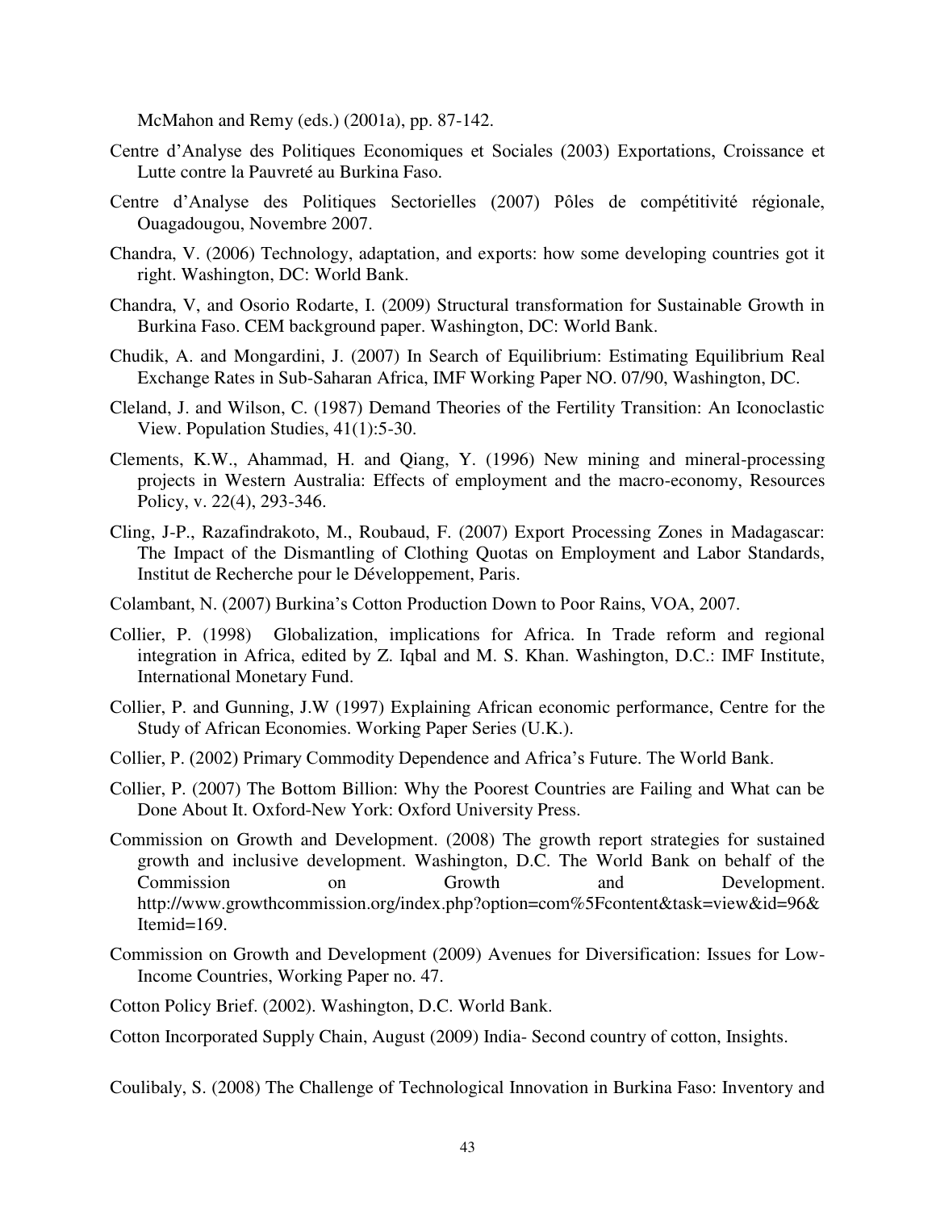McMahon and Remy (eds.) (2001a), pp. 87-142.

Centre d'Analyse des Politiques Economiques et Sociales (2003) Exportations, Croissance et Lutte contre la Pauvreté au Burkina Faso.

Centre d'Analyse des Politiques Sectorielles (2007) Pôles de compétitivité régionale, Ouagadougou, Novembre 2007.

Chandra, V. (2006) Technology, adaptation, and exports: how some developing countries got it right. Washington, DC: World Bank.

Chandra, V, and Osorio Rodarte, I. (2009) Structural transformation for Sustainable Growth in Burkina Faso. CEM background paper. Washington, DC: World Bank.

Chudik, A. and Mongardini, J. (2007) In Search of Equilibrium: Estimating Equilibrium Real Exchange Rates in Sub-Saharan Africa, IMF Working Paper NO. 07/90, Washington, DC.

Cleland, J. and Wilson, C. (1987) Demand Theories of the Fertility Transition: An Iconoclastic View. Population Studies, 41(1):5-30.

Clements, K.W., Ahammad, H. and Qiang, Y. (1996) New mining and mineral-processing projects in Western Australia: Effects of employment and the macro-economy, Resources Policy, v. 22(4), 293-346.

Cling, J-P., Razafindrakoto, M., Roubaud, F. (2007) Export Processing Zones in Madagascar: The Impact of the Dismantling of Clothing Quotas on Employment and Labor Standards, Institut de Recherche pour le Développement, Paris.

Colambant, N. (2007) Burkina's Cotton Production Down to Poor Rains, VOA, 2007.

Collier, P. (1998) Globalization, implications for Africa. In Trade reform and regional integration in Africa, edited by Z. Iqbal and M. S. Khan. Washington, D.C.: IMF Institute, International Monetary Fund.

Collier, P. and Gunning, J.W (1997) Explaining African economic performance, Centre for the Study of African Economies. Working Paper Series (U.K.).

Collier, P. (2002) Primary Commodity Dependence and Africa's Future. The World Bank.

Collier, P. (2007) The Bottom Billion: Why the Poorest Countries are Failing and What can be Done About It. Oxford-New York: Oxford University Press.

Commission on Growth and Development. (2008) The growth report strategies for sustained growth and inclusive development. Washington, D.C. The World Bank on behalf of the Commission on Growth and Development. http://www.growthcommission.org/index.php?option=com%5Fcontent&task=view&id=96&Itemid=169.

Commission on Growth and Development (2009) Avenues for Diversification: Issues for Low-Income Countries, Working Paper no. 47.

Cotton Policy Brief. (2002). Washington, D.C. World Bank.

Cotton Incorporated Supply Chain, August (2009) India- Second country of cotton, Insights.

Coulibaly, S. (2008) The Challenge of Technological Innovation in Burkina Faso: Inventory and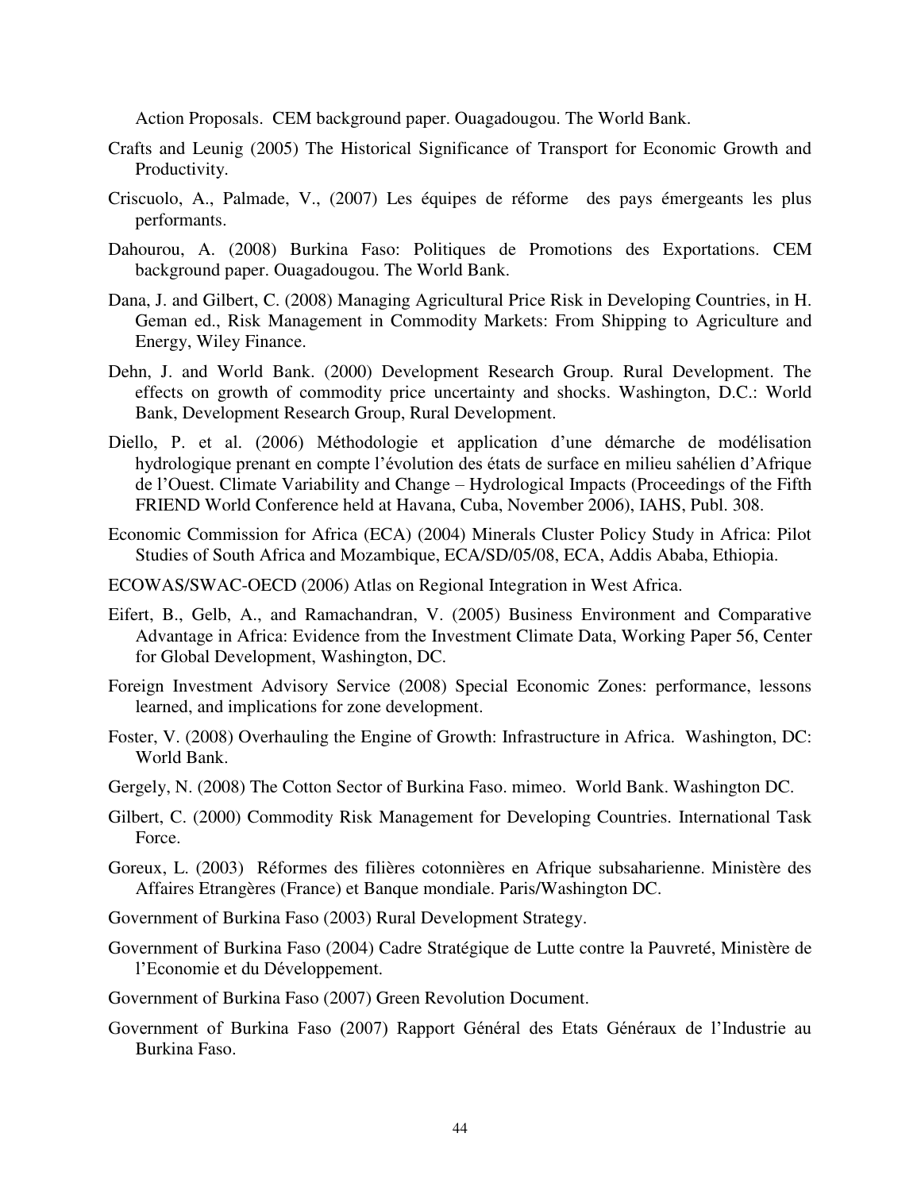Action Proposals. CEM background paper. Ouagadougou. The World Bank.

Crafts and Leunig (2005) The Historical Significance of Transport for Economic Growth and Productivity.

Criscuolo, A., Palmade, V., (2007) Les équipes de réforme des pays émergeants les plus performants.

Dahourou, A. (2008) Burkina Faso: Politiques de Promotions des Exportations. CEM background paper. Ouagadougou. The World Bank.

Dana, J. and Gilbert, C. (2008) Managing Agricultural Price Risk in Developing Countries, in H. Geman ed., Risk Management in Commodity Markets: From Shipping to Agriculture and Energy, Wiley Finance.

Dehn, J. and World Bank. (2000) Development Research Group. Rural Development. The effects on growth of commodity price uncertainty and shocks. Washington, D.C.: World Bank, Development Research Group, Rural Development.

Diello, P. et al. (2006) Méthodologie et application d'une démarche de modélisation hydrologique prenant en compte l'évolution des états de surface en milieu sahélien d'Afrique de l'Ouest. Climate Variability and Change – Hydrological Impacts (Proceedings of the Fifth FRIEND World Conference held at Havana, Cuba, November 2006), IAHS, Publ. 308.

Economic Commission for Africa (ECA) (2004) Minerals Cluster Policy Study in Africa: Pilot Studies of South Africa and Mozambique, ECA/SD/05/08, ECA, Addis Ababa, Ethiopia.

ECOWAS/SWAC-OECD (2006) Atlas on Regional Integration in West Africa.

Eifert, B., Gelb, A., and Ramachandran, V. (2005) Business Environment and Comparative Advantage in Africa: Evidence from the Investment Climate Data, Working Paper 56, Center for Global Development, Washington, DC.

Foreign Investment Advisory Service (2008) Special Economic Zones: performance, lessons learned, and implications for zone development.

Foster, V. (2008) Overhauling the Engine of Growth: Infrastructure in Africa. Washington, DC: World Bank.

Gergely, N. (2008) The Cotton Sector of Burkina Faso. mimeo. World Bank. Washington DC.

Gilbert, C. (2000) Commodity Risk Management for Developing Countries. International Task Force.

Goreux, L. (2003) Réformes des filières cotonnières en Afrique subsaharienne. Ministère des Affaires Etrangères (France) et Banque mondiale. Paris/Washington DC.

Government of Burkina Faso (2003) Rural Development Strategy.

Government of Burkina Faso (2004) Cadre Stratégique de Lutte contre la Pauvreté, Ministère de l'Economie et du Développement.

Government of Burkina Faso (2007) Green Revolution Document.

Government of Burkina Faso (2007) Rapport Général des Etats Généraux de l'Industrie au Burkina Faso.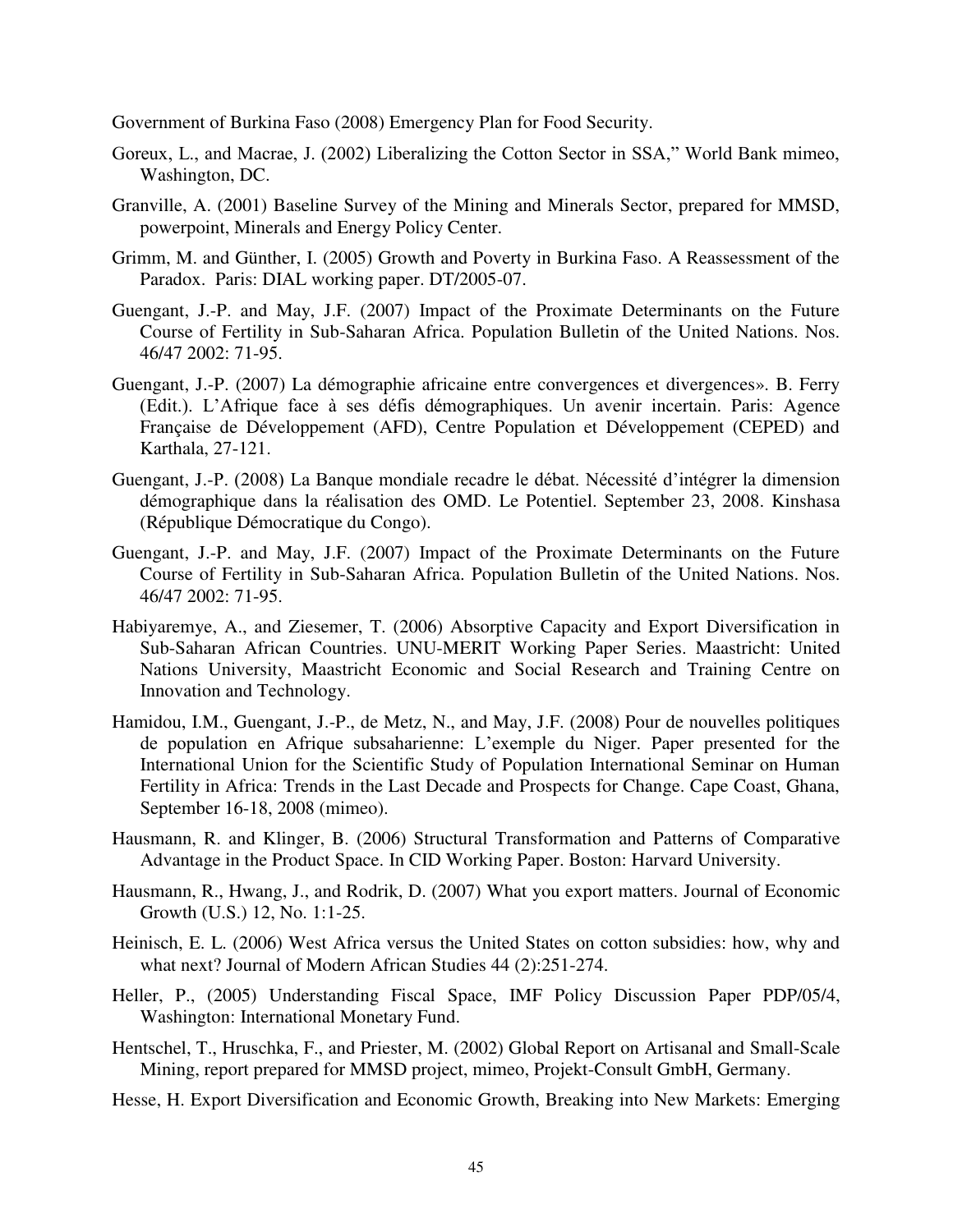Government of Burkina Faso (2008) Emergency Plan for Food Security.

Goreux, L., and Macrae, J. (2002) Liberalizing the Cotton Sector in SSA," World Bank mimeo, Washington, DC.

Granville, A. (2001) Baseline Survey of the Mining and Minerals Sector, prepared for MMSD, powerpoint, Minerals and Energy Policy Center.

Grimm, M. and Günther, I. (2005) Growth and Poverty in Burkina Faso. A Reassessment of the Paradox. Paris: DIAL working paper. DT/2005-07.

Guengant, J.-P. and May, J.F. (2007) Impact of the Proximate Determinants on the Future Course of Fertility in Sub-Saharan Africa. Population Bulletin of the United Nations. Nos. 46/47 2002: 71-95.

Guengant, J.-P. (2007) La démographie africaine entre convergences et divergences». B. Ferry (Edit.). L'Afrique face à ses défis démographiques. Un avenir incertain. Paris: Agence Française de Développement (AFD), Centre Population et Développement (CEPED) and Karthala, 27-121.

Guengant, J.-P. (2008) La Banque mondiale recadre le débat. Nécessité d'intégrer la dimension démographique dans la réalisation des OMD. Le Potentiel. September 23, 2008. Kinshasa (République Démocratique du Congo).

Guengant, J.-P. and May, J.F. (2007) Impact of the Proximate Determinants on the Future Course of Fertility in Sub-Saharan Africa. Population Bulletin of the United Nations. Nos. 46/47 2002: 71-95.

Habiyaremye, A., and Ziesemer, T. (2006) Absorptive Capacity and Export Diversification in Sub-Saharan African Countries. UNU-MERIT Working Paper Series. Maastricht: United Nations University, Maastricht Economic and Social Research and Training Centre on Innovation and Technology.

Hamidou, I.M., Guengant, J.-P., de Metz, N., and May, J.F. (2008) Pour de nouvelles politiques de population en Afrique subsaharienne: L'exemple du Niger. Paper presented for the International Union for the Scientific Study of Population International Seminar on Human Fertility in Africa: Trends in the Last Decade and Prospects for Change. Cape Coast, Ghana, September 16-18, 2008 (mimeo).

Hausmann, R. and Klinger, B. (2006) Structural Transformation and Patterns of Comparative Advantage in the Product Space. In CID Working Paper. Boston: Harvard University.

Hausmann, R., Hwang, J., and Rodrik, D. (2007) What you export matters. Journal of Economic Growth (U.S.) 12, No. 1:1-25.

Heinisch, E. L. (2006) West Africa versus the United States on cotton subsidies: how, why and what next? Journal of Modern African Studies 44 (2):251-274.

Heller, P., (2005) Understanding Fiscal Space, IMF Policy Discussion Paper PDP/05/4, Washington: International Monetary Fund.

Hentschel, T., Hruschka, F., and Priester, M. (2002) Global Report on Artisanal and Small-Scale Mining, report prepared for MMSD project, mimeo, Projekt-Consult GmbH, Germany.

Hesse, H. Export Diversification and Economic Growth, Breaking into New Markets: Emerging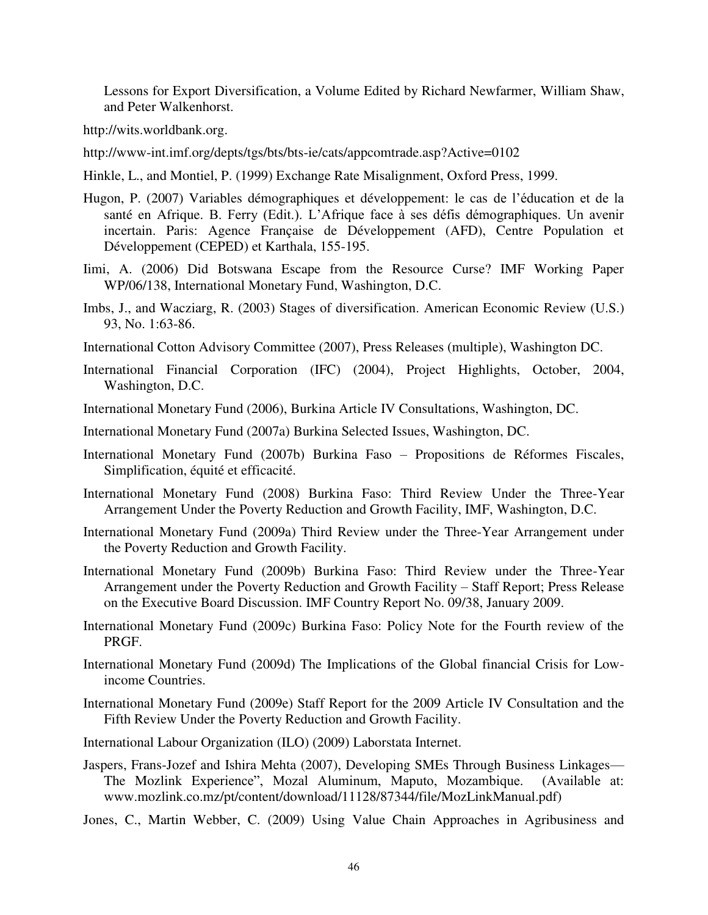Lessons for Export Diversification, a Volume Edited by Richard Newfarmer, William Shaw, and Peter Walkenhorst.

http://wits.worldbank.org.

http://www-int.imf.org/depts/tgs/bts/bts-ie/cats/appcomtrade.asp?Active=0102

Hinkle, L., and Montiel, P. (1999) Exchange Rate Misalignment, Oxford Press, 1999.

Hugon, P. (2007) Variables démographiques et développement: le cas de l'éducation et de la santé en Afrique. B. Ferry (Edit.). L'Afrique face à ses défis démographiques. Un avenir incertain. Paris: Agence Française de Développement (AFD), Centre Population et Développement (CEPED) et Karthala, 155-195.

Iimi, A. (2006) Did Botswana Escape from the Resource Curse? IMF Working Paper WP/06/138, International Monetary Fund, Washington, D.C.

Imbs, J., and Wacziarg, R. (2003) Stages of diversification. American Economic Review (U.S.) 93, No. 1:63-86.

International Cotton Advisory Committee (2007), Press Releases (multiple), Washington DC.

International Financial Corporation (IFC) (2004), Project Highlights, October, 2004, Washington, D.C.

International Monetary Fund (2006), Burkina Article IV Consultations, Washington, DC.

International Monetary Fund (2007a) Burkina Selected Issues, Washington, DC.

International Monetary Fund (2007b) Burkina Faso – Propositions de Réformes Fiscales, Simplification, équité et efficacité.

International Monetary Fund (2008) Burkina Faso: Third Review Under the Three-Year Arrangement Under the Poverty Reduction and Growth Facility, IMF, Washington, D.C.

International Monetary Fund (2009a) Third Review under the Three-Year Arrangement under the Poverty Reduction and Growth Facility.

International Monetary Fund (2009b) Burkina Faso: Third Review under the Three-Year Arrangement under the Poverty Reduction and Growth Facility – Staff Report; Press Release on the Executive Board Discussion. IMF Country Report No. 09/38, January 2009.

International Monetary Fund (2009c) Burkina Faso: Policy Note for the Fourth review of the PRGF.

International Monetary Fund (2009d) The Implications of the Global financial Crisis for Low-income Countries.

International Monetary Fund (2009e) Staff Report for the 2009 Article IV Consultation and the Fifth Review Under the Poverty Reduction and Growth Facility.

International Labour Organization (ILO) (2009) Laborstata Internet.

Jaspers, Frans-Jozef and Ishira Mehta (2007), Developing SMEs Through Business Linkages—The Mozlink Experience", Mozal Aluminum, Maputo, Mozambique. (Available at: www.mozlink.co.mz/pt/content/download/11128/87344/file/MozLinkManual.pdf)

Jones, C., Martin Webber, C. (2009) Using Value Chain Approaches in Agribusiness and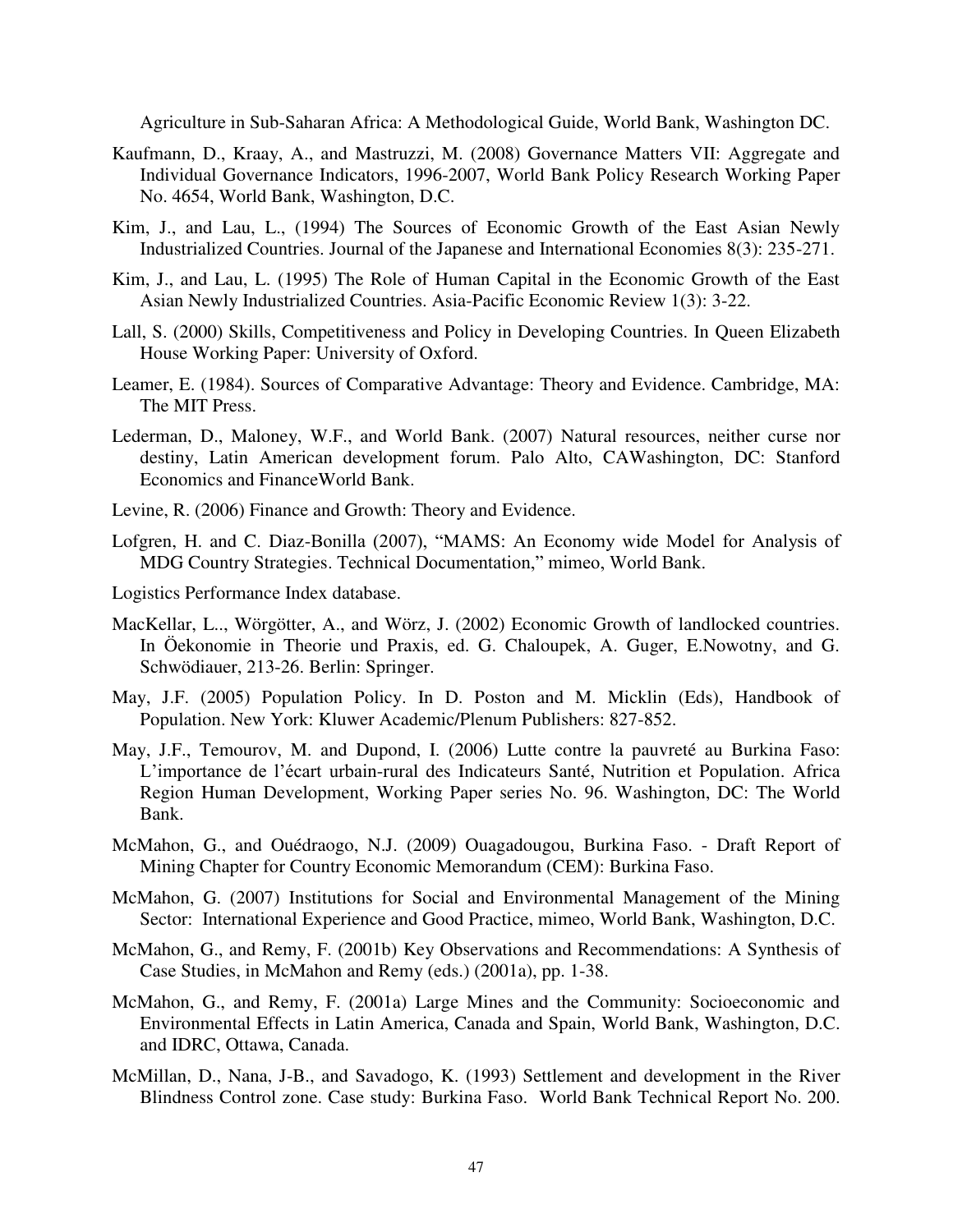Agriculture in Sub-Saharan Africa: A Methodological Guide, World Bank, Washington DC.

Kaufmann, D., Kraay, A., and Mastruzzi, M. (2008) Governance Matters VII: Aggregate and Individual Governance Indicators, 1996-2007, World Bank Policy Research Working Paper No. 4654, World Bank, Washington, D.C.

Kim, J., and Lau, L., (1994) The Sources of Economic Growth of the East Asian Newly Industrialized Countries. Journal of the Japanese and International Economies 8(3): 235-271.

Kim, J., and Lau, L. (1995) The Role of Human Capital in the Economic Growth of the East Asian Newly Industrialized Countries. Asia-Pacific Economic Review 1(3): 3-22.

Lall, S. (2000) Skills, Competitiveness and Policy in Developing Countries. In Queen Elizabeth House Working Paper: University of Oxford.

Leamer, E. (1984). Sources of Comparative Advantage: Theory and Evidence. Cambridge, MA: The MIT Press.

Lederman, D., Maloney, W.F., and World Bank. (2007) Natural resources, neither curse nor destiny, Latin American development forum. Palo Alto, CAWashington, DC: Stanford Economics and FinanceWorld Bank.

Levine, R. (2006) Finance and Growth: Theory and Evidence.

Lofgren, H. and C. Diaz-Bonilla (2007), "MAMS: An Economy wide Model for Analysis of MDG Country Strategies. Technical Documentation," mimeo, World Bank.

Logistics Performance Index database.

MacKellar, L.., Wörgötter, A., and Wörz, J. (2002) Economic Growth of landlocked countries. In Öekonomie in Theorie und Praxis, ed. G. Chaloupek, A. Guger, E.Nowotny, and G. Schwödiauer, 213-26. Berlin: Springer.

May, J.F. (2005) Population Policy. In D. Poston and M. Micklin (Eds), Handbook of Population. New York: Kluwer Academic/Plenum Publishers: 827-852.

May, J.F., Temourov, M. and Dupond, I. (2006) Lutte contre la pauvreté au Burkina Faso: L'importance de l'écart urbain-rural des Indicateurs Santé, Nutrition et Population. Africa Region Human Development, Working Paper series No. 96. Washington, DC: The World Bank.

McMahon, G., and Ouédraogo, N.J. (2009) Ouagadougou, Burkina Faso. - Draft Report of Mining Chapter for Country Economic Memorandum (CEM): Burkina Faso.

McMahon, G. (2007) Institutions for Social and Environmental Management of the Mining Sector: International Experience and Good Practice, mimeo, World Bank, Washington, D.C.

McMahon, G., and Remy, F. (2001b) Key Observations and Recommendations: A Synthesis of Case Studies, in McMahon and Remy (eds.) (2001a), pp. 1-38.

McMahon, G., and Remy, F. (2001a) Large Mines and the Community: Socioeconomic and Environmental Effects in Latin America, Canada and Spain, World Bank, Washington, D.C. and IDRC, Ottawa, Canada.

McMillan, D., Nana, J-B., and Savadogo, K. (1993) Settlement and development in the River Blindness Control zone. Case study: Burkina Faso. World Bank Technical Report No. 200.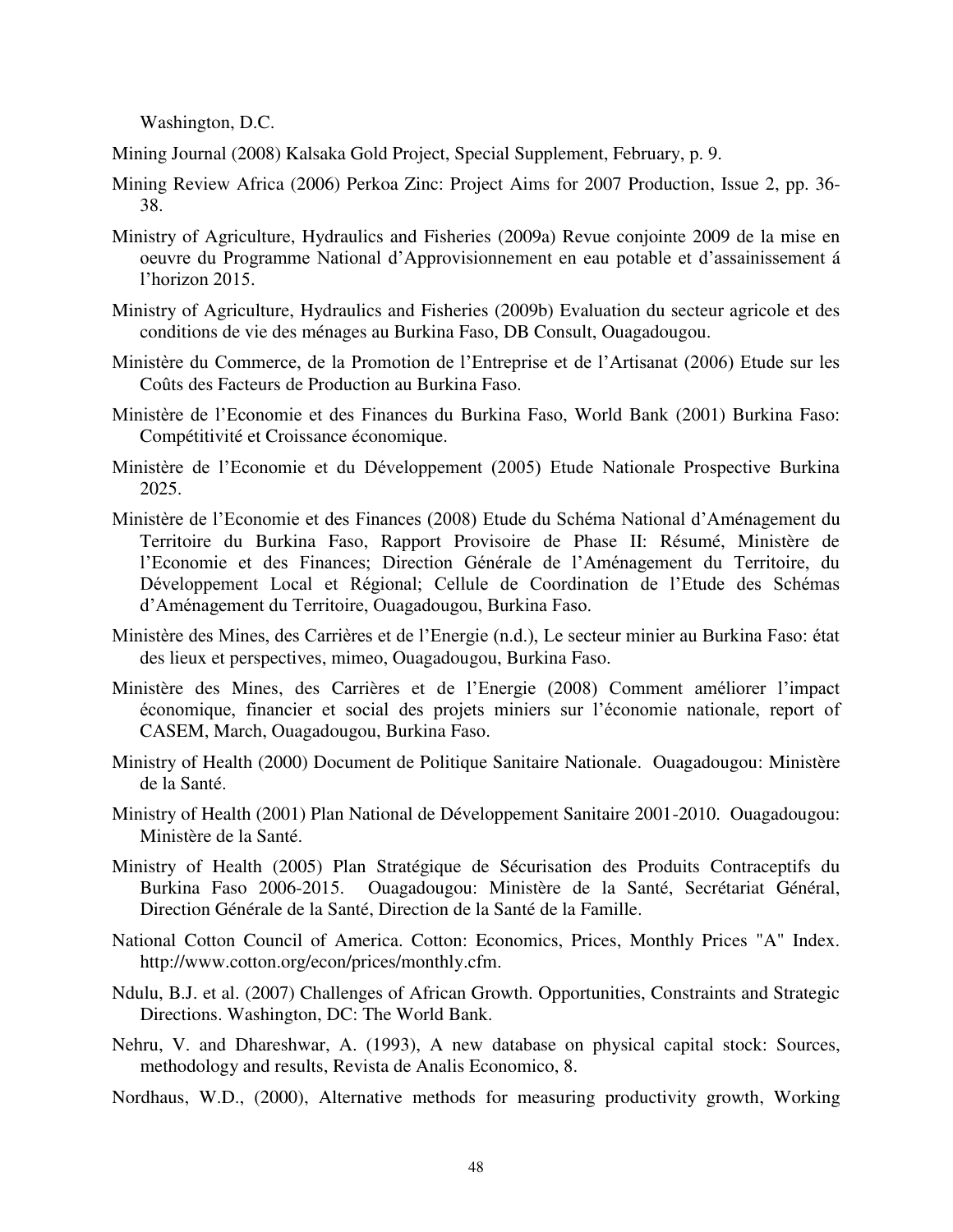Washington, D.C.

Mining Journal (2008) Kalsaka Gold Project, Special Supplement, February, p. 9.

Mining Review Africa (2006) Perkoa Zinc: Project Aims for 2007 Production, Issue 2, pp. 36-38.

Ministry of Agriculture, Hydraulics and Fisheries (2009a) Revue conjointe 2009 de la mise en oeuvre du Programme National d'Approvisionnement en eau potable et d'assainissement á l'horizon 2015.

Ministry of Agriculture, Hydraulics and Fisheries (2009b) Evaluation du secteur agricole et des conditions de vie des ménages au Burkina Faso, DB Consult, Ouagadougou.

Ministère du Commerce, de la Promotion de l'Entreprise et de l'Artisanat (2006) Etude sur les Coûts des Facteurs de Production au Burkina Faso.

Ministère de l'Economie et des Finances du Burkina Faso, World Bank (2001) Burkina Faso: Compétitivité et Croissance économique.

Ministère de l'Economie et du Développement (2005) Etude Nationale Prospective Burkina 2025.

Ministère de l'Economie et des Finances (2008) Etude du Schéma National d'Aménagement du Territoire du Burkina Faso, Rapport Provisoire de Phase II: Résumé, Ministère de l'Economie et des Finances; Direction Générale de l'Aménagement du Territoire, du Développement Local et Régional; Cellule de Coordination de l'Etude des Schémas d'Aménagement du Territoire, Ouagadougou, Burkina Faso.

Ministère des Mines, des Carrières et de l'Energie (n.d.), Le secteur minier au Burkina Faso: état des lieux et perspectives, mimeo, Ouagadougou, Burkina Faso.

Ministère des Mines, des Carrières et de l'Energie (2008) Comment améliorer l'impact économique, financier et social des projets miniers sur l'économie nationale, report of CASEM, March, Ouagadougou, Burkina Faso.

Ministry of Health (2000) Document de Politique Sanitaire Nationale. Ouagadougou: Ministère de la Santé.

Ministry of Health (2001) Plan National de Développement Sanitaire 2001-2010. Ouagadougou: Ministère de la Santé.

Ministry of Health (2005) Plan Stratégique de Sécurisation des Produits Contraceptifs du Burkina Faso 2006-2015. Ouagadougou: Ministère de la Santé, Secrétariat Général, Direction Générale de la Santé, Direction de la Santé de la Famille.

National Cotton Council of America. Cotton: Economics, Prices, Monthly Prices "A" Index. http://www.cotton.org/econ/prices/monthly.cfm.

Ndulu, B.J. et al. (2007) Challenges of African Growth. Opportunities, Constraints and Strategic Directions. Washington, DC: The World Bank.

Nehru, V. and Dhareshwar, A. (1993), A new database on physical capital stock: Sources, methodology and results, Revista de Analis Economico, 8.

Nordhaus, W.D., (2000), Alternative methods for measuring productivity growth, Working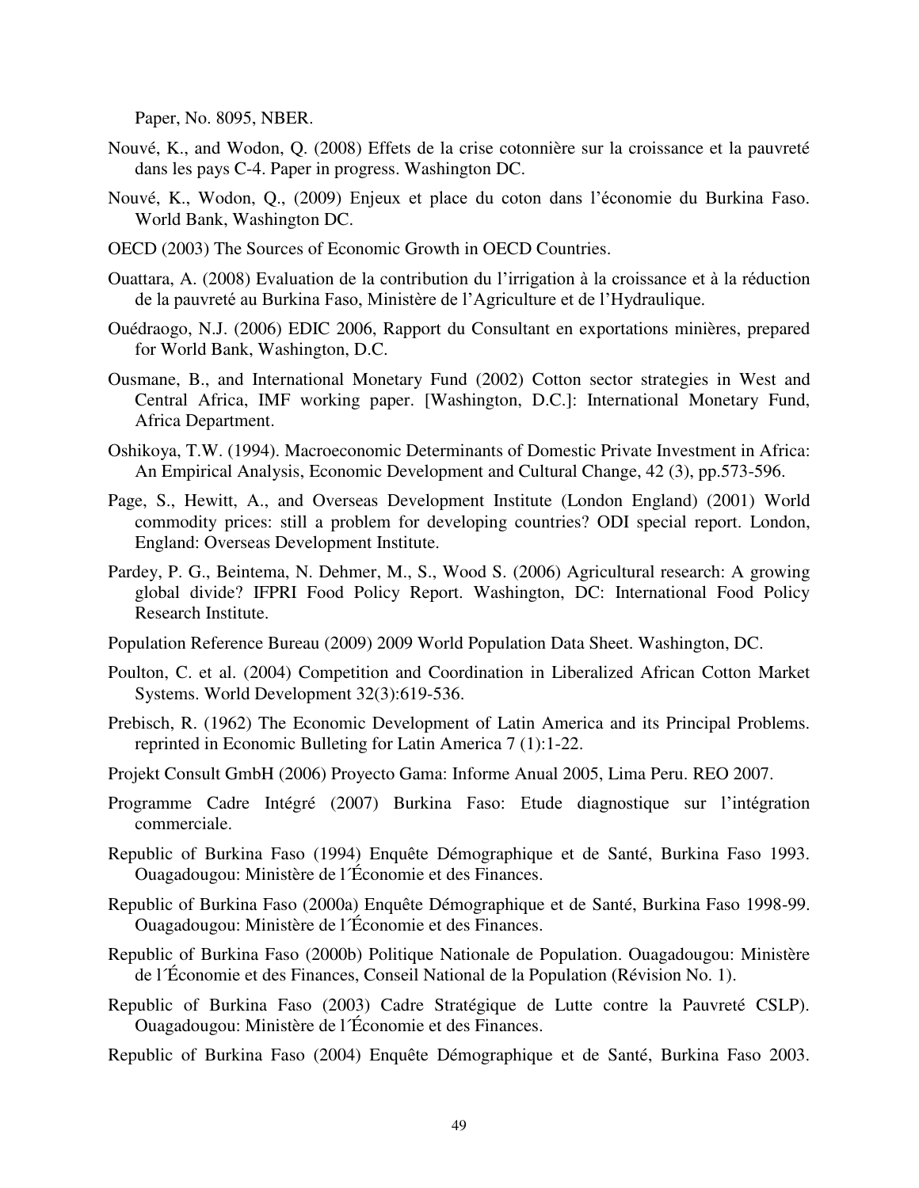Paper, No. 8095, NBER.

Nouvé, K., and Wodon, Q. (2008) Effets de la crise cotonnière sur la croissance et la pauvreté dans les pays C-4. Paper in progress. Washington DC.

Nouvé, K., Wodon, Q., (2009) Enjeux et place du coton dans l'économie du Burkina Faso. World Bank, Washington DC.

OECD (2003) The Sources of Economic Growth in OECD Countries.

Ouattara, A. (2008) Evaluation de la contribution du l'irrigation à la croissance et à la réduction de la pauvreté au Burkina Faso, Ministère de l'Agriculture et de l'Hydraulique.

Ouédraogo, N.J. (2006) EDIC 2006, Rapport du Consultant en exportations minières, prepared for World Bank, Washington, D.C.

Ousmane, B., and International Monetary Fund (2002) Cotton sector strategies in West and Central Africa, IMF working paper. [Washington, D.C.]: International Monetary Fund, Africa Department.

Oshikoya, T.W. (1994). Macroeconomic Determinants of Domestic Private Investment in Africa: An Empirical Analysis, Economic Development and Cultural Change, 42 (3), pp.573-596.

Page, S., Hewitt, A., and Overseas Development Institute (London England) (2001) World commodity prices: still a problem for developing countries? ODI special report. London, England: Overseas Development Institute.

Pardey, P. G., Beintema, N. Dehmer, M., S., Wood S. (2006) Agricultural research: A growing global divide? IFPRI Food Policy Report. Washington, DC: International Food Policy Research Institute.

Population Reference Bureau (2009) 2009 World Population Data Sheet. Washington, DC.

Poulton, C. et al. (2004) Competition and Coordination in Liberalized African Cotton Market Systems. World Development 32(3):619-536.

Prebisch, R. (1962) The Economic Development of Latin America and its Principal Problems. reprinted in Economic Bulleting for Latin America 7 (1):1-22.

Projekt Consult GmbH (2006) Proyecto Gama: Informe Anual 2005, Lima Peru. REO 2007.

Programme Cadre Intégré (2007) Burkina Faso: Etude diagnostique sur l'intégration commerciale.

Republic of Burkina Faso (1994) Enquête Démographique et de Santé, Burkina Faso 1993. Ouagadougou: Ministère de l´Économie et des Finances.

Republic of Burkina Faso (2000a) Enquête Démographique et de Santé, Burkina Faso 1998-99. Ouagadougou: Ministère de l´Économie et des Finances.

Republic of Burkina Faso (2000b) Politique Nationale de Population. Ouagadougou: Ministère de l´Économie et des Finances, Conseil National de la Population (Révision No. 1).

Republic of Burkina Faso (2003) Cadre Stratégique de Lutte contre la Pauvreté CSLP). Ouagadougou: Ministère de l´Économie et des Finances.

Republic of Burkina Faso (2004) Enquête Démographique et de Santé, Burkina Faso 2003.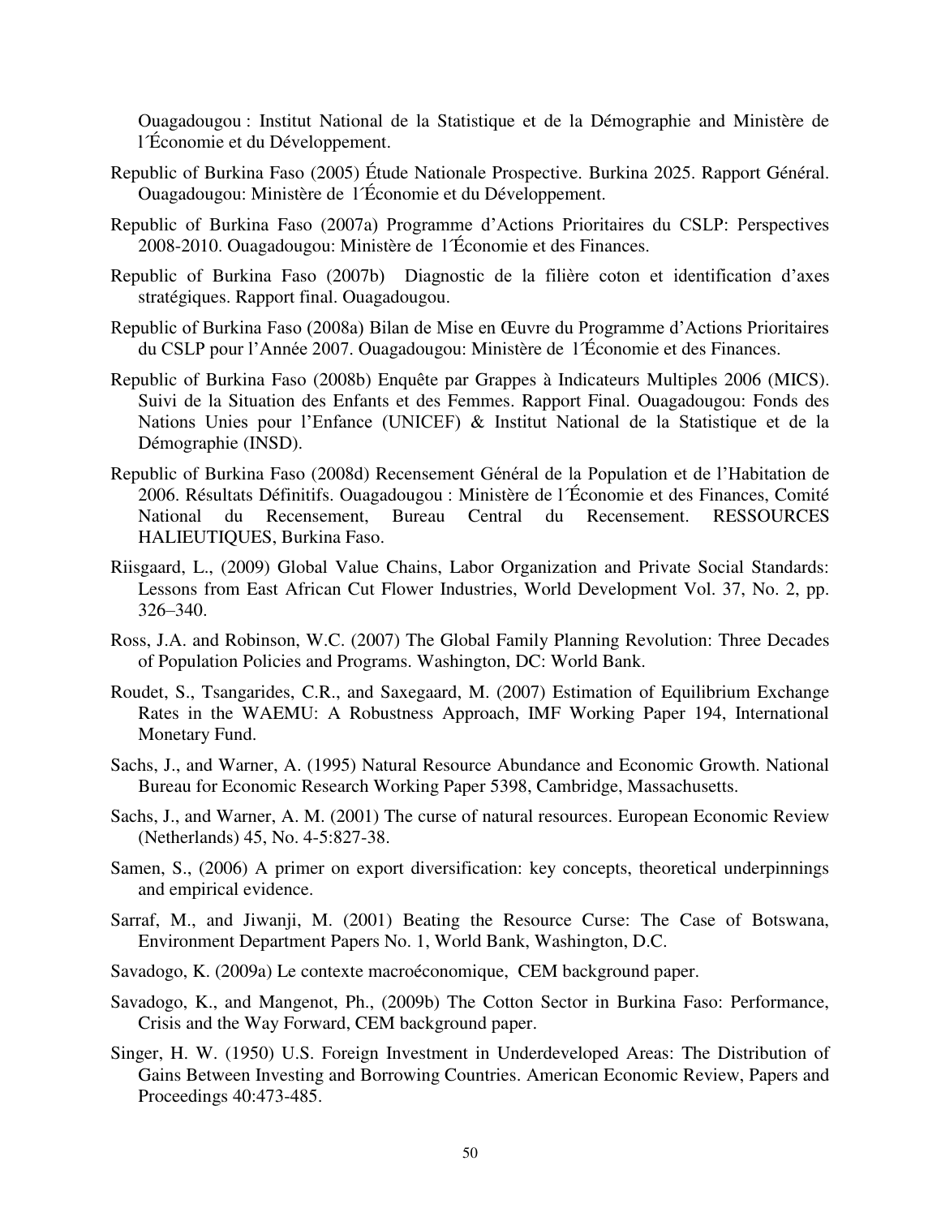Ouagadougou : Institut National de la Statistique et de la Démographie and Ministère de l´Économie et du Développement.

Republic of Burkina Faso (2005) Étude Nationale Prospective. Burkina 2025. Rapport Général. Ouagadougou: Ministère de l´Économie et du Développement.

Republic of Burkina Faso (2007a) Programme d'Actions Prioritaires du CSLP: Perspectives 2008-2010. Ouagadougou: Ministère de l´Économie et des Finances.

Republic of Burkina Faso (2007b) Diagnostic de la filière coton et identification d'axes stratégiques. Rapport final. Ouagadougou.

Republic of Burkina Faso (2008a) Bilan de Mise en Œuvre du Programme d'Actions Prioritaires du CSLP pour l'Année 2007. Ouagadougou: Ministère de l´Économie et des Finances.

Republic of Burkina Faso (2008b) Enquête par Grappes à Indicateurs Multiples 2006 (MICS). Suivi de la Situation des Enfants et des Femmes. Rapport Final. Ouagadougou: Fonds des Nations Unies pour l'Enfance (UNICEF) & Institut National de la Statistique et de la Démographie (INSD).

Republic of Burkina Faso (2008d) Recensement Général de la Population et de l'Habitation de 2006. Résultats Définitifs. Ouagadougou : Ministère de l´Économie et des Finances, Comité National du Recensement, Bureau Central du Recensement. RESSOURCES HALIEUTIQUES, Burkina Faso.

Riisgaard, L., (2009) Global Value Chains, Labor Organization and Private Social Standards: Lessons from East African Cut Flower Industries, World Development Vol. 37, No. 2, pp. 326–340.

Ross, J.A. and Robinson, W.C. (2007) The Global Family Planning Revolution: Three Decades of Population Policies and Programs. Washington, DC: World Bank.

Roudet, S., Tsangarides, C.R., and Saxegaard, M. (2007) Estimation of Equilibrium Exchange Rates in the WAEMU: A Robustness Approach, IMF Working Paper 194, International Monetary Fund.

Sachs, J., and Warner, A. (1995) Natural Resource Abundance and Economic Growth. National Bureau for Economic Research Working Paper 5398, Cambridge, Massachusetts.

Sachs, J., and Warner, A. M. (2001) The curse of natural resources. European Economic Review (Netherlands) 45, No. 4-5:827-38.

Samen, S., (2006) A primer on export diversification: key concepts, theoretical underpinnings and empirical evidence.

Sarraf, M., and Jiwanji, M. (2001) Beating the Resource Curse: The Case of Botswana, Environment Department Papers No. 1, World Bank, Washington, D.C.

Savadogo, K. (2009a) Le contexte macroéconomique, CEM background paper.

Savadogo, K., and Mangenot, Ph., (2009b) The Cotton Sector in Burkina Faso: Performance, Crisis and the Way Forward, CEM background paper.

Singer, H. W. (1950) U.S. Foreign Investment in Underdeveloped Areas: The Distribution of Gains Between Investing and Borrowing Countries. American Economic Review, Papers and Proceedings 40:473-485.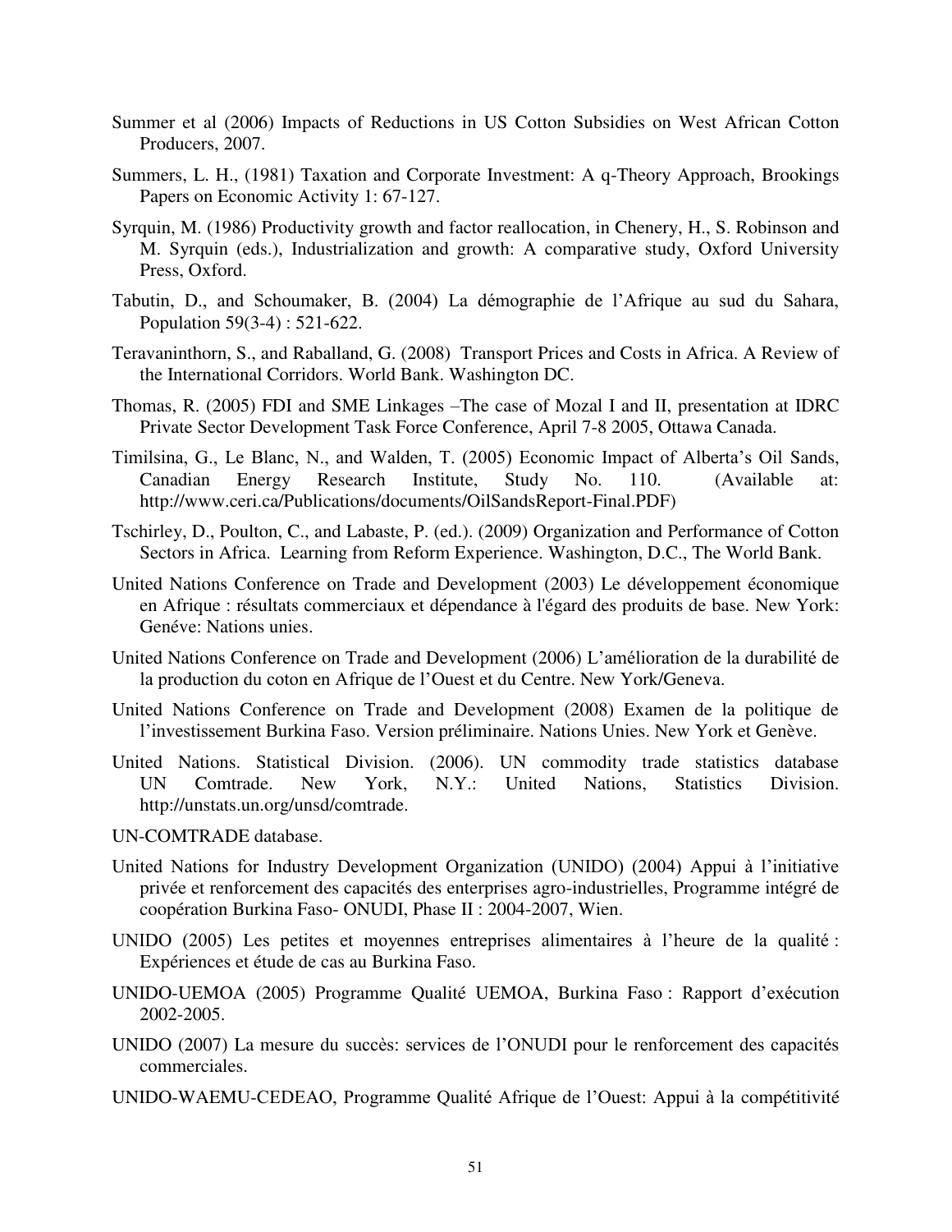Summer et al (2006) Impacts of Reductions in US Cotton Subsidies on West African Cotton Producers, 2007.

Summers, L. H., (1981) Taxation and Corporate Investment: A q-Theory Approach, Brookings Papers on Economic Activity 1: 67-127.

Syrquin, M. (1986) Productivity growth and factor reallocation, in Chenery, H., S. Robinson and M. Syrquin (eds.), Industrialization and growth: A comparative study, Oxford University Press, Oxford.

Tabutin, D., and Schoumaker, B. (2004) La démographie de l'Afrique au sud du Sahara, Population 59(3-4) : 521-622.

Teravaninthorn, S., and Raballand, G. (2008) Transport Prices and Costs in Africa. A Review of the International Corridors. World Bank. Washington DC.

Thomas, R. (2005) FDI and SME Linkages –The case of Mozal I and II, presentation at IDRC Private Sector Development Task Force Conference, April 7-8 2005, Ottawa Canada.

Timilsina, G., Le Blanc, N., and Walden, T. (2005) Economic Impact of Alberta's Oil Sands, Canadian Energy Research Institute, Study No. 110. (Available at: http://www.ceri.ca/Publications/documents/OilSandsReport-Final.PDF)

Tschirley, D., Poulton, C., and Labaste, P. (ed.). (2009) Organization and Performance of Cotton Sectors in Africa. Learning from Reform Experience. Washington, D.C., The World Bank.

United Nations Conference on Trade and Development (2003) Le développement économique en Afrique : résultats commerciaux et dépendance à l'égard des produits de base. New York: Genéve: Nations unies.

United Nations Conference on Trade and Development (2006) L'amélioration de la durabilité de la production du coton en Afrique de l'Ouest et du Centre. New York/Geneva.

United Nations Conference on Trade and Development (2008) Examen de la politique de l'investissement Burkina Faso. Version préliminaire. Nations Unies. New York et Genève.

United Nations. Statistical Division. (2006). UN commodity trade statistics database UN Comtrade. New York, N.Y.: United Nations, Statistics Division. http://unstats.un.org/unsd/comtrade.

UN-COMTRADE database.

United Nations for Industry Development Organization (UNIDO) (2004) Appui à l'initiative privée et renforcement des capacités des enterprises agro-industrielles, Programme intégré de coopération Burkina Faso- ONUDI, Phase II : 2004-2007, Wien.

UNIDO (2005) Les petites et moyennes entreprises alimentaires à l'heure de la qualité : Expériences et étude de cas au Burkina Faso.

UNIDO-UEMOA (2005) Programme Qualité UEMOA, Burkina Faso : Rapport d'exécution 2002-2005.

UNIDO (2007) La mesure du succès: services de l'ONUDI pour le renforcement des capacités commerciales.

UNIDO-WAEMU-CEDEAO, Programme Qualité Afrique de l'Ouest: Appui à la compétitivité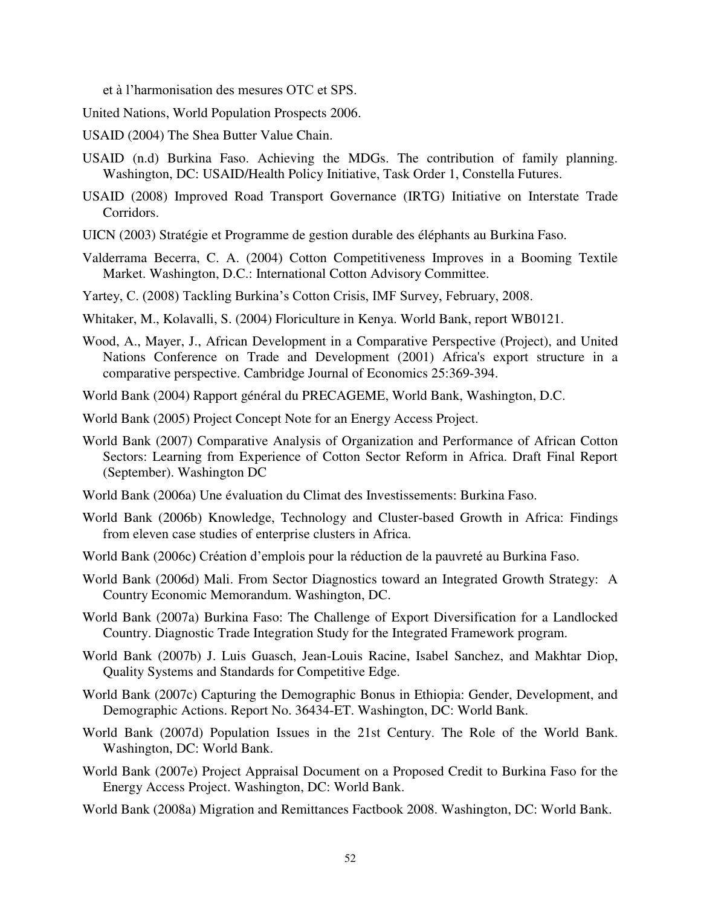et à l'harmonisation des mesures OTC et SPS.

United Nations, World Population Prospects 2006.

USAID (2004) The Shea Butter Value Chain.

USAID (n.d) Burkina Faso. Achieving the MDGs. The contribution of family planning. Washington, DC: USAID/Health Policy Initiative, Task Order 1, Constella Futures.

USAID (2008) Improved Road Transport Governance (IRTG) Initiative on Interstate Trade Corridors.

UICN (2003) Stratégie et Programme de gestion durable des éléphants au Burkina Faso.

Valderrama Becerra, C. A. (2004) Cotton Competitiveness Improves in a Booming Textile Market. Washington, D.C.: International Cotton Advisory Committee.

Yartey, C. (2008) Tackling Burkina's Cotton Crisis, IMF Survey, February, 2008.

Whitaker, M., Kolavalli, S. (2004) Floriculture in Kenya. World Bank, report WB0121.

Wood, A., Mayer, J., African Development in a Comparative Perspective (Project), and United Nations Conference on Trade and Development (2001) Africa's export structure in a comparative perspective. Cambridge Journal of Economics 25:369-394.

World Bank (2004) Rapport général du PRECAGEME, World Bank, Washington, D.C.

World Bank (2005) Project Concept Note for an Energy Access Project.

World Bank (2007) Comparative Analysis of Organization and Performance of African Cotton Sectors: Learning from Experience of Cotton Sector Reform in Africa. Draft Final Report (September). Washington DC

World Bank (2006a) Une évaluation du Climat des Investissements: Burkina Faso.

World Bank (2006b) Knowledge, Technology and Cluster-based Growth in Africa: Findings from eleven case studies of enterprise clusters in Africa.

World Bank (2006c) Création d'emplois pour la réduction de la pauvreté au Burkina Faso.

World Bank (2006d) Mali. From Sector Diagnostics toward an Integrated Growth Strategy: A Country Economic Memorandum. Washington, DC.

World Bank (2007a) Burkina Faso: The Challenge of Export Diversification for a Landlocked Country. Diagnostic Trade Integration Study for the Integrated Framework program.

World Bank (2007b) J. Luis Guasch, Jean-Louis Racine, Isabel Sanchez, and Makhtar Diop, Quality Systems and Standards for Competitive Edge.

World Bank (2007c) Capturing the Demographic Bonus in Ethiopia: Gender, Development, and Demographic Actions. Report No. 36434-ET. Washington, DC: World Bank.

World Bank (2007d) Population Issues in the 21st Century. The Role of the World Bank. Washington, DC: World Bank.

World Bank (2007e) Project Appraisal Document on a Proposed Credit to Burkina Faso for the Energy Access Project. Washington, DC: World Bank.

World Bank (2008a) Migration and Remittances Factbook 2008. Washington, DC: World Bank.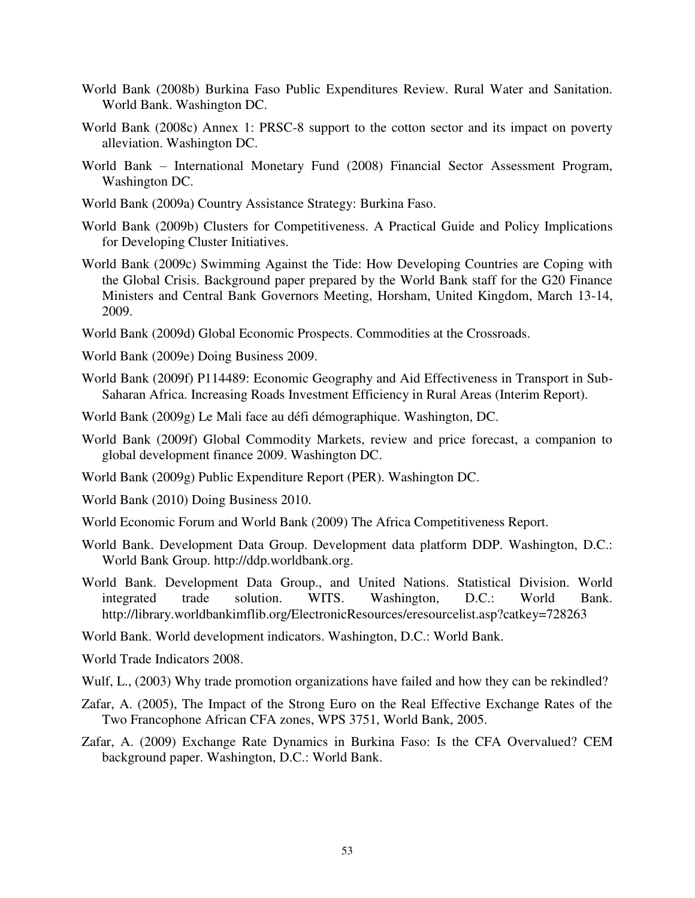World Bank (2008b) Burkina Faso Public Expenditures Review. Rural Water and Sanitation. World Bank. Washington DC.

World Bank (2008c) Annex 1: PRSC-8 support to the cotton sector and its impact on poverty alleviation. Washington DC.

World Bank – International Monetary Fund (2008) Financial Sector Assessment Program, Washington DC.

World Bank (2009a) Country Assistance Strategy: Burkina Faso.

World Bank (2009b) Clusters for Competitiveness. A Practical Guide and Policy Implications for Developing Cluster Initiatives.

World Bank (2009c) Swimming Against the Tide: How Developing Countries are Coping with the Global Crisis. Background paper prepared by the World Bank staff for the G20 Finance Ministers and Central Bank Governors Meeting, Horsham, United Kingdom, March 13-14, 2009.

World Bank (2009d) Global Economic Prospects. Commodities at the Crossroads.

World Bank (2009e) Doing Business 2009.

World Bank (2009f) P114489: Economic Geography and Aid Effectiveness in Transport in Sub-Saharan Africa. Increasing Roads Investment Efficiency in Rural Areas (Interim Report).

World Bank (2009g) Le Mali face au défi démographique. Washington, DC.

World Bank (2009f) Global Commodity Markets, review and price forecast, a companion to global development finance 2009. Washington DC.

World Bank (2009g) Public Expenditure Report (PER). Washington DC.

World Bank (2010) Doing Business 2010.

World Economic Forum and World Bank (2009) The Africa Competitiveness Report.

World Bank. Development Data Group. Development data platform DDP. Washington, D.C.: World Bank Group. http://ddp.worldbank.org.

World Bank. Development Data Group., and United Nations. Statistical Division. World integrated trade solution. WITS. Washington, D.C.: World Bank. http://library.worldbankimflib.org/ElectronicResources/eresourcelist.asp?catkey=728263

World Bank. World development indicators. Washington, D.C.: World Bank.

World Trade Indicators 2008.

Wulf, L., (2003) Why trade promotion organizations have failed and how they can be rekindled?

Zafar, A. (2005), The Impact of the Strong Euro on the Real Effective Exchange Rates of the Two Francophone African CFA zones, WPS 3751, World Bank, 2005.

Zafar, A. (2009) Exchange Rate Dynamics in Burkina Faso: Is the CFA Overvalued? CEM background paper. Washington, D.C.: World Bank.